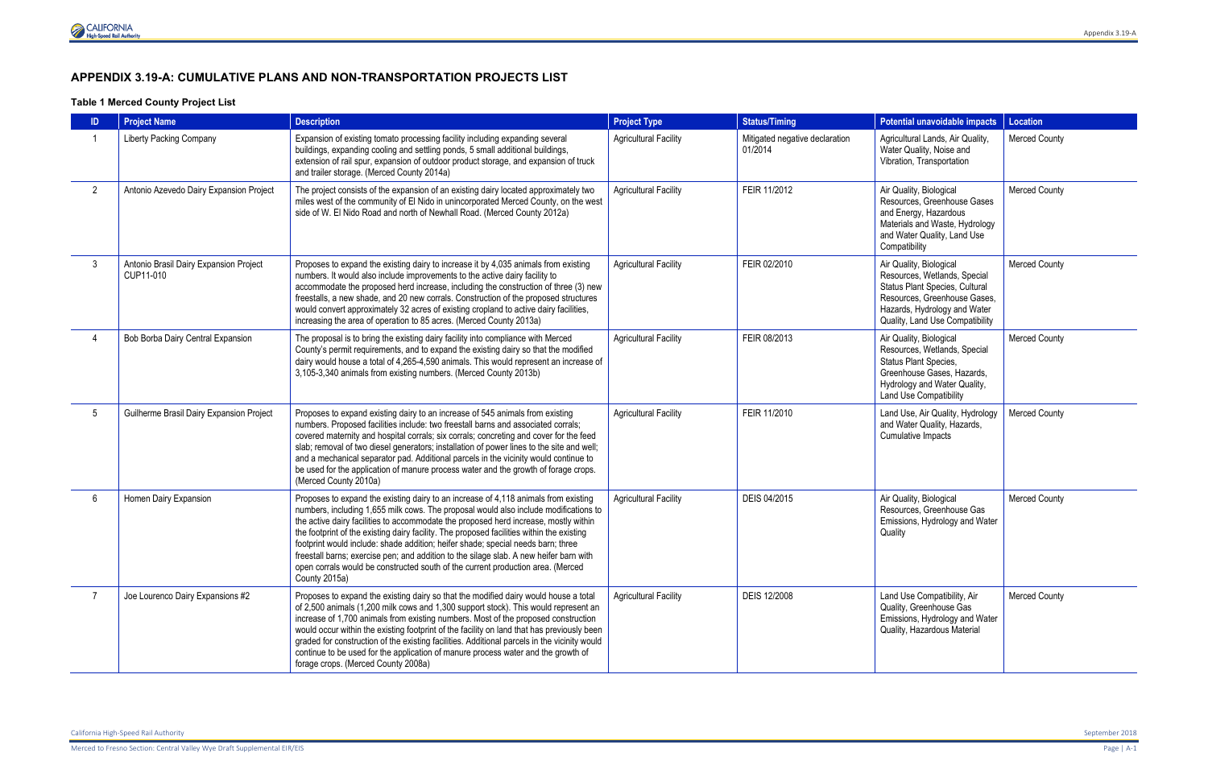# APPENDIX 3.19-A: CUMULATIVE PLANS AND NON-TRANSPORTATION PROJECTS LIST

### Table 1 Merced County Project List

| ID | Project Name | Description | Project Type | Status/Timing | Potential unavoidable impacts | Location |
|---|---|---|---|---|---|---|
| 1 | Liberty Packing Company | Expansion of existing tomato processing facility including expanding several buildings, expanding cooling and settling ponds, 5 small additional buildings, extension of rail spur, expansion of outdoor product storage, and expansion of truck and trailer storage. (Merced County 2014a) | Agricultural Facility | Mitigated negative declaration 01/2014 | Agricultural Lands, Air Quality, Water Quality, Noise and Vibration, Transportation | Merced County |
| 2 | Antonio Azevedo Dairy Expansion Project | The project consists of the expansion of an existing dairy located approximately two miles west of the community of El Nido in unincorporated Merced County, on the west side of W. El Nido Road and north of Newhall Road. (Merced County 2012a) | Agricultural Facility | FEIR 11/2012 | Air Quality, Biological Resources, Greenhouse Gases and Energy, Hazardous Materials and Waste, Hydrology and Water Quality, Land Use Compatibility | Merced County |
| 3 | Antonio Brasil Dairy Expansion Project CUP11-010 | Proposes to expand the existing dairy to increase it by 4,035 animals from existing numbers. It would also include improvements to the active dairy facility to accommodate the proposed herd increase, including the construction of three (3) new freestalls, a new shade, and 20 new corrals. Construction of the proposed structures would convert approximately 32 acres of existing cropland to active dairy facilities, increasing the area of operation to 85 acres. (Merced County 2013a) | Agricultural Facility | FEIR 02/2010 | Air Quality, Biological Resources, Wetlands, Special Status Plant Species, Cultural Resources, Greenhouse Gases, Hazards, Hydrology and Water Quality, Land Use Compatibility | Merced County |
| 4 | Bob Borba Dairy Central Expansion | The proposal is to bring the existing dairy facility into compliance with Merced County's permit requirements, and to expand the existing dairy so that the modified dairy would house a total of 4,265-4,590 animals. This would represent an increase of 3,105-3,340 animals from existing numbers. (Merced County 2013b) | Agricultural Facility | FEIR 08/2013 | Air Quality, Biological Resources, Wetlands, Special Status Plant Species, Greenhouse Gases, Hazards, Hydrology and Water Quality, Land Use Compatibility | Merced County |
| 5 | Guilherme Brasil Dairy Expansion Project | Proposes to expand existing dairy to an increase of 545 animals from existing numbers. Proposed facilities include: two freestall barns and associated corrals; covered maternity and hospital corrals; six corrals; concreting and cover for the feed slab; removal of two diesel generators; installation of power lines to the site and well; and a mechanical separator pad. Additional parcels in the vicinity would continue to be used for the application of manure process water and the growth of forage crops. (Merced County 2010a) | Agricultural Facility | FEIR 11/2010 | Land Use, Air Quality, Hydrology and Water Quality, Hazards, Cumulative Impacts | Merced County |
| 6 | Homen Dairy Expansion | Proposes to expand the existing dairy to an increase of 4,118 animals from existing numbers, including 1,655 milk cows. The proposal would also include modifications to the active dairy facilities to accommodate the proposed herd increase, mostly within the footprint of the existing dairy facility. The proposed facilities within the existing footprint would include: shade addition; heifer shade; special needs barn; three freestall barns; exercise pen; and addition to the silage slab. A new heifer barn with open corrals would be constructed south of the current production area. (Merced County 2015a) | Agricultural Facility | DEIS 04/2015 | Air Quality, Biological Resources, Greenhouse Gas Emissions, Hydrology and Water Quality | Merced County |
| 7 | Joe Lourenco Dairy Expansions #2 | Proposes to expand the existing dairy so that the modified dairy would house a total of 2,500 animals (1,200 milk cows and 1,300 support stock). This would represent an increase of 1,700 animals from existing numbers. Most of the proposed construction would occur within the existing footprint of the facility on land that has previously been graded for construction of the existing facilities. Additional parcels in the vicinity would continue to be used for the application of manure process water and the growth of forage crops. (Merced County 2008a) | Agricultural Facility | DEIS 12/2008 | Land Use Compatibility, Air Quality, Greenhouse Gas Emissions, Hydrology and Water Quality, Hazardous Material | Merced County |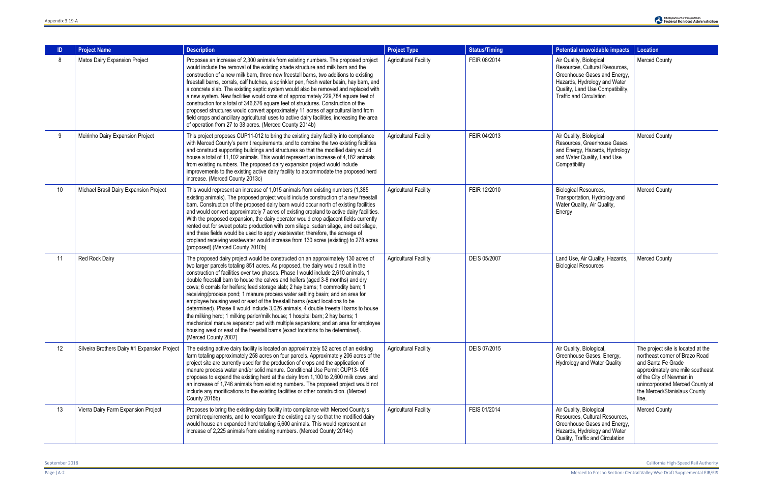| ID | Project Name | Description | Project Type | Status/Timing | Potential unavoidable impacts | Location |
|---|---|---|---|---|---|---|
| 8 | Matos Dairy Expansion Project | Proposes an increase of 2,300 animals from existing numbers. The proposed project would include the removal of the existing shade structure and milk barn and the construction of a new milk barn, three new freestall barns, two additions to existing freestall barns, corrals, calf hutches, a sprinkler pen, fresh water basin, hay barn, and a concrete slab. The existing septic system would also be removed and replaced with a new system. New facilities would consist of approximately 229,784 square feet of construction for a total of 346,676 square feet of structures. Construction of the proposed structures would convert approximately 11 acres of agricultural land from field crops and ancillary agricultural uses to active dairy facilities, increasing the area of operation from 27 to 38 acres. (Merced County 2014b) | Agricultural Facility | FEIR 08/2014 | Air Quality, Biological Resources, Cultural Resources, Greenhouse Gases and Energy, Hazards, Hydrology and Water Quality, Land Use Compatibility, Traffic and Circulation | Merced County |
| 9 | Meirinho Dairy Expansion Project | This project proposes CUP11-012 to bring the existing dairy facility into compliance with Merced County's permit requirements, and to combine the two existing facilities and construct supporting buildings and structures so that the modified dairy would house a total of 11,102 animals. This would represent an increase of 4,182 animals from existing numbers. The proposed dairy expansion project would include improvements to the existing active dairy facility to accommodate the proposed herd increase. (Merced County 2013c) | Agricultural Facility | FEIR 04/2013 | Air Quality, Biological Resources, Greenhouse Gases and Energy, Hazards, Hydrology and Water Quality, Land Use Compatibility | Merced County |
| 10 | Michael Brasil Dairy Expansion Project | This would represent an increase of 1,015 animals from existing numbers (1,385 existing animals). The proposed project would include construction of a new freestall barn. Construction of the proposed dairy barn would occur north of existing facilities and would convert approximately 7 acres of existing cropland to active dairy facilities. With the proposed expansion, the dairy operator would crop adjacent fields currently rented out for sweet potato production with corn silage, sudan silage, and oat silage, and these fields would be used to apply wastewater; therefore, the acreage of cropland receiving wastewater would increase from 130 acres (existing) to 278 acres (proposed) (Merced County 2010b) | Agricultural Facility | FEIR 12/2010 | Biological Resources, Transportation, Hydrology and Water Quality, Air Quality, Energy | Merced County |
| 11 | Red Rock Dairy | The proposed dairy project would be constructed on an approximately 130 acres of two larger parcels totaling 851 acres. As proposed, the dairy would result in the construction of facilities over two phases. Phase I would include 2,610 animals, 1 double freestall barn to house the calves and heifers (aged 3-8 months) and dry cows; 6 corrals for heifers; feed storage slab; 2 hay barns; 1 commodity barn; 1 receiving/process pond; 1 manure process water settling basin; and an area for employee housing west or east of the freestall barns (exact locations to be determined). Phase II would include 3,026 animals, 4 double freestall barns to house the milking herd; 1 milking parlor/milk house; 1 hospital barn; 2 hay barns; 1 mechanical manure separator pad with multiple separators; and an area for employee housing west or east of the freestall barns (exact locations to be determined). (Merced County 2007) | Agricultural Facility | DEIS 05/2007 | Land Use, Air Quality, Hazards, Biological Resources | Merced County |
| 12 | Silveira Brothers Dairy #1 Expansion Project | The existing active dairy facility is located on approximately 52 acres of an existing farm totaling approximately 258 acres on four parcels. Approximately 206 acres of the project site are currently used for the production of crops and the application of manure process water and/or solid manure. Conditional Use Permit CUP13- 008 proposes to expand the existing herd at the dairy from 1,100 to 2,600 milk cows, and an increase of 1,746 animals from existing numbers. The proposed project would not include any modifications to the existing facilities or other construction. (Merced County 2015b) | Agricultural Facility | DEIS 07/2015 | Air Quality, Biological, Greenhouse Gases, Energy, Hydrology and Water Quality | The project site is located at the northeast corner of Brazo Road and Santa Fe Grade approximately one mile southeast of the City of Newman in unincorporated Merced County at the Merced/Stanislaus County line. |
| 13 | Vierra Dairy Farm Expansion Project | Proposes to bring the existing dairy facility into compliance with Merced County's permit requirements, and to reconfigure the existing dairy so that the modified dairy would house an expanded herd totaling 5,600 animals. This would represent an increase of 2,225 animals from existing numbers. (Merced County 2014c) | Agricultural Facility | FEIS 01/2014 | Air Quality, Biological Resources, Cultural Resources, Greenhouse Gases and Energy, Hazards, Hydrology and Water Quality, Traffic and Circulation | Merced County |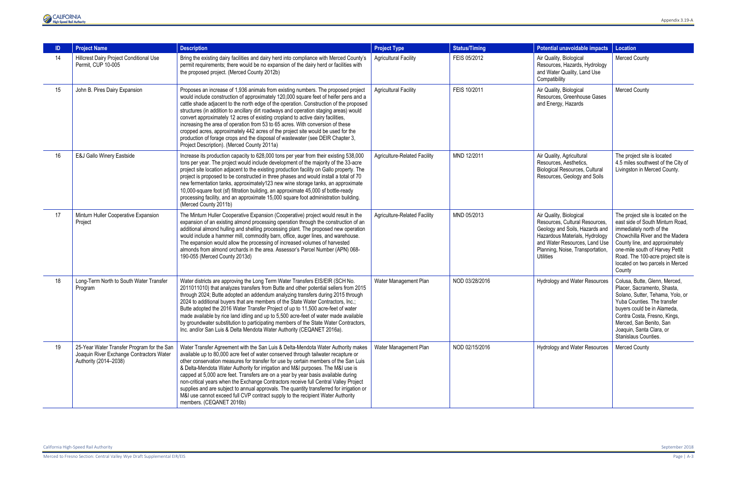| ID | Project Name | Description | Project Type | Status/Timing | Potential unavoidable impacts | Location |
|---|---|---|---|---|---|---|
| 14 | Hillcrest Dairy Project Conditional Use Permit, CUP 10-005 | Bring the existing dairy facilities and dairy herd into compliance with Merced County's permit requirements; there would be no expansion of the dairy herd or facilities with the proposed project. (Merced County 2012b) | Agricultural Facility | FEIS 05/2012 | Air Quality, Biological Resources, Hazards, Hydrology and Water Quality, Land Use Compatibility | Merced County |
| 15 | John B. Pires Dairy Expansion | Proposes an increase of 1,936 animals from existing numbers. The proposed project would include construction of approximately 120,000 square feet of heifer pens and a cattle shade adjacent to the north edge of the operation. Construction of the proposed structures (in addition to ancillary dirt roadways and operation staging areas) would convert approximately 12 acres of existing cropland to active dairy facilities, increasing the area of operation from 53 to 65 acres. With conversion of these cropped acres, approximately 442 acres of the project site would be used for the production of forage crops and the disposal of wastewater (see DEIR Chapter 3, Project Description). (Merced County 2011a) | Agricultural Facility | FEIS 10/2011 | Air Quality, Biological Resources, Greenhouse Gases and Energy, Hazards | Merced County |
| 16 | E&J Gallo Winery Eastside | Increase its production capacity to 628,000 tons per year from their existing 538,000 tons per year. The project would include development of the majority of the 33-acre project site location adjacent to the existing production facility on Gallo property. The project is proposed to be constructed in three phases and would install a total of 70 new fermentation tanks, approximately123 new wine storage tanks, an approximate 10,000-square foot (sf) filtration building, an approximate 45,000 sf bottle-ready processing facility, and an approximate 15,000 square foot administration building. (Merced County 2011b) | Agriculture-Related Facility | MND 12/2011 | Air Quality, Agricultural Resources, Aesthetics, Biological Resources, Cultural Resources, Geology and Soils | The project site is located 4.5 miles southwest of the City of Livingston in Merced County. |
| 17 | Minturn Huller Cooperative Expansion Project | The Minturn Huller Cooperative Expansion (Cooperative) project would result in the expansion of an existing almond processing operation through the construction of an additional almond hulling and shelling processing plant. The proposed new operation would include a hammer mill, commodity barn, office, auger lines, and warehouse. The expansion would allow the processing of increased volumes of harvested almonds from almond orchards in the area. Assessor's Parcel Number (APN) 068-190-055 (Merced County 2013d) | Agriculture-Related Facility | MND 05/2013 | Air Quality, Biological Resources, Cultural Resources, Geology and Soils, Hazards and Hazardous Materials, Hydrology and Water Resources, Land Use Planning, Noise, Transportation, Utilities | The project site is located on the east side of South Minturn Road, immediately north of the Chowchilla River and the Madera County line, and approximately one-mile south of Harvey Pettit Road. The 100-acre project site is located on two parcels in Merced County |
| 18 | Long-Term North to South Water Transfer Program | Water districts are approving the Long Term Water Transfers EIS/EIR (SCH No. 2011011010) that analyzes transfers from Butte and other potential sellers from 2015 through 2024; Butte adopted an addendum analyzing transfers during 2015 through 2024 to additional buyers that are members of the State Water Contractors, Inc.; Butte adopted the 2016 Water Transfer Project of up to 11,500 acre-feet of water made available by rice land idling and up to 5,500 acre-feet of water made available by groundwater substitution to participating members of the State Water Contractors, Inc. and/or San Luis & Delta Mendota Water Authority (CEQANET 2016a). | Water Management Plan | NOD 03/28/2016 | Hydrology and Water Resources | Colusa, Butte, Glenn, Merced, Placer, Sacramento, Shasta, Solano, Sutter, Tehama, Yolo, or Yuba Counties. The transfer buyers could be in Alameda, Contra Costa, Fresno, Kings, Merced, San Benito, San Joaquin, Santa Clara, or Stanislaus Counties. |
| 19 | 25-Year Water Transfer Program for the San Joaquin River Exchange Contractors Water Authority (2014–2038) | Water Transfer Agreement with the San Luis & Delta-Mendota Water Authority makes available up to 80,000 acre feet of water conserved through tailwater recapture or other conservation measures for transfer for use by certain members of the San Luis & Delta-Mendota Water Authority for irrigation and M&I purposes. The M&I use is capped at 5,000 acre feet. Transfers are on a year by year basis available during non-critical years when the Exchange Contractors receive full Central Valley Project supplies and are subject to annual approvals. The quantity transferred for irrigation or M&I use cannot exceed full CVP contract supply to the recipient Water Authority members. (CEQANET 2016b) | Water Management Plan | NOD 02/15/2016 | Hydrology and Water Resources | Merced County |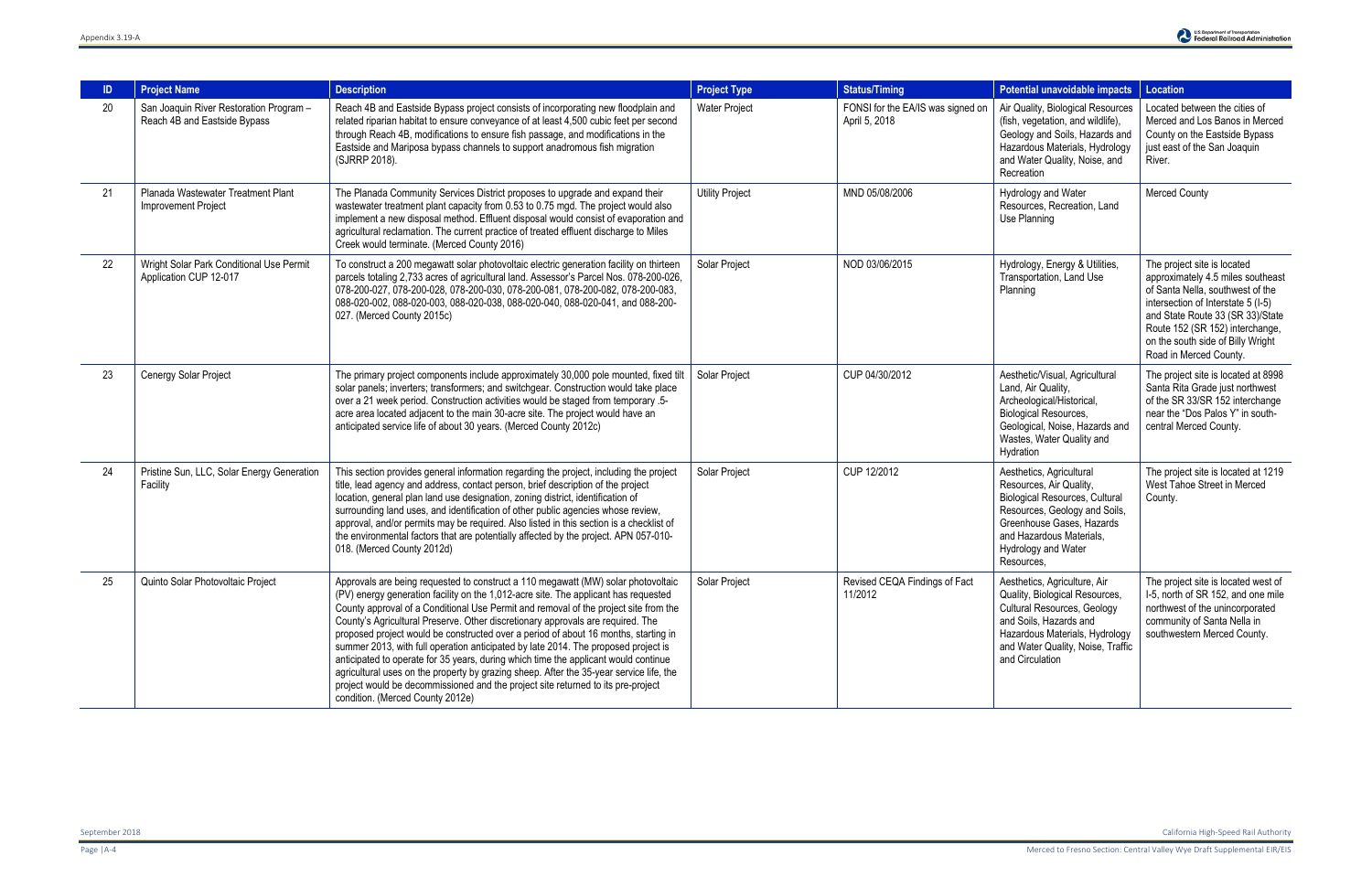| ID | Project Name | Description | Project Type | Status/Timing | Potential unavoidable impacts | Location |
|---|---|---|---|---|---|---|
| 20 | San Joaquin River Restoration Program – Reach 4B and Eastside Bypass | Reach 4B and Eastside Bypass project consists of incorporating new floodplain and related riparian habitat to ensure conveyance of at least 4,500 cubic feet per second through Reach 4B, modifications to ensure fish passage, and modifications in the Eastside and Mariposa bypass channels to support anadromous fish migration (SJRRP 2018). | Water Project | FONSI for the EA/IS was signed on April 5, 2018 | Air Quality, Biological Resources (fish, vegetation, and wildlife), Geology and Soils, Hazards and Hazardous Materials, Hydrology and Water Quality, Noise, and Recreation | Located between the cities of Merced and Los Banos in Merced County on the Eastside Bypass just east of the San Joaquin River. |
| 21 | Planada Wastewater Treatment Plant Improvement Project | The Planada Community Services District proposes to upgrade and expand their wastewater treatment plant capacity from 0.53 to 0.75 mgd. The project would also implement a new disposal method. Effluent disposal would consist of evaporation and agricultural reclamation. The current practice of treated effluent discharge to Miles Creek would terminate. (Merced County 2016) | Utility Project | MND 05/08/2006 | Hydrology and Water Resources, Recreation, Land Use Planning | Merced County |
| 22 | Wright Solar Park Conditional Use Permit Application CUP 12-017 | To construct a 200 megawatt solar photovoltaic electric generation facility on thirteen parcels totaling 2,733 acres of agricultural land. Assessor's Parcel Nos. 078-200-026, 078-200-027, 078-200-028, 078-200-030, 078-200-081, 078-200-082, 078-200-083, 088-020-002, 088-020-003, 088-020-038, 088-020-040, 088-020-041, and 088-200-027. (Merced County 2015c) | Solar Project | NOD 03/06/2015 | Hydrology, Energy & Utilities, Transportation, Land Use Planning | The project site is located approximately 4.5 miles southeast of Santa Nella, southwest of the intersection of Interstate 5 (I-5) and State Route 33 (SR 33)/State Route 152 (SR 152) interchange, on the south side of Billy Wright Road in Merced County. |
| 23 | Cenergy Solar Project | The primary project components include approximately 30,000 pole mounted, fixed tilt solar panels; inverters; transformers; and switchgear. Construction would take place over a 21 week period. Construction activities would be staged from temporary .5-acre area located adjacent to the main 30-acre site. The project would have an anticipated service life of about 30 years. (Merced County 2012c) | Solar Project | CUP 04/30/2012 | Aesthetic/Visual, Agricultural Land, Air Quality, Archeological/Historical, Biological Resources, Geological, Noise, Hazards and Wastes, Water Quality and Hydration | The project site is located at 8998 Santa Rita Grade just northwest of the SR 33/SR 152 interchange near the "Dos Palos Y" in south-central Merced County. |
| 24 | Pristine Sun, LLC, Solar Energy Generation Facility | This section provides general information regarding the project, including the project title, lead agency and address, contact person, brief description of the project location, general plan land use designation, zoning district, identification of surrounding land uses, and identification of other public agencies whose review, approval, and/or permits may be required. Also listed in this section is a checklist of the environmental factors that are potentially affected by the project. APN 057-010-018. (Merced County 2012d) | Solar Project | CUP 12/2012 | Aesthetics, Agricultural Resources, Air Quality, Biological Resources, Cultural Resources, Geology and Soils, Greenhouse Gases, Hazards and Hazardous Materials, Hydrology and Water Resources, | The project site is located at 1219 West Tahoe Street in Merced County. |
| 25 | Quinto Solar Photovoltaic Project | Approvals are being requested to construct a 110 megawatt (MW) solar photovoltaic (PV) energy generation facility on the 1,012-acre site. The applicant has requested County approval of a Conditional Use Permit and removal of the project site from the County's Agricultural Preserve. Other discretionary approvals are required. The proposed project would be constructed over a period of about 16 months, starting in summer 2013, with full operation anticipated by late 2014. The proposed project is anticipated to operate for 35 years, during which time the applicant would continue agricultural uses on the property by grazing sheep. After the 35-year service life, the project would be decommissioned and the project site returned to its pre-project condition. (Merced County 2012e) | Solar Project | Revised CEQA Findings of Fact 11/2012 | Aesthetics, Agriculture, Air Quality, Biological Resources, Cultural Resources, Geology and Soils, Hazards and Hazardous Materials, Hydrology and Water Quality, Noise, Traffic and Circulation | The project site is located west of I-5, north of SR 152, and one mile northwest of the unincorporated community of Santa Nella in southwestern Merced County. |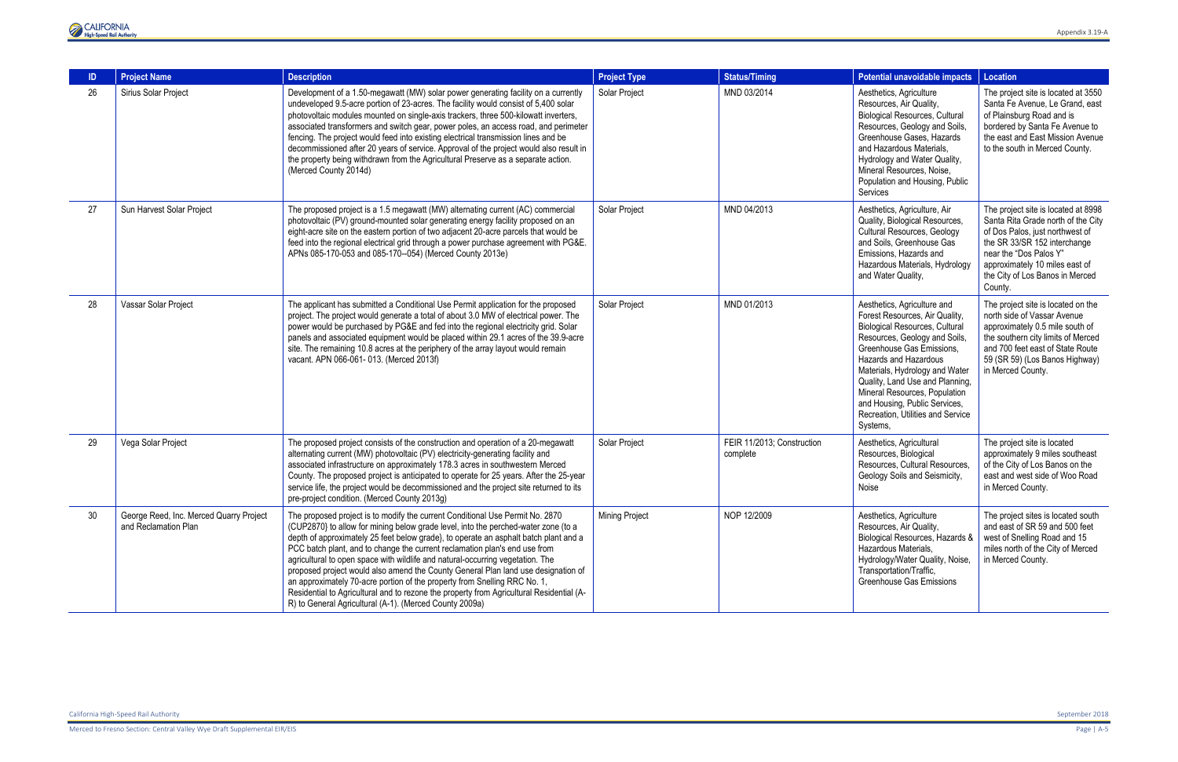| ID | Project Name | Description | Project Type | Status/Timing | Potential unavoidable impacts | Location |
|---|---|---|---|---|---|---|
| 26 | Sirius Solar Project | Development of a 1.50-megawatt (MW) solar power generating facility on a currently undeveloped 9.5-acre portion of 23-acres. The facility would consist of 5,400 solar photovoltaic modules mounted on single-axis trackers, three 500-kilowatt inverters, associated transformers and switch gear, power poles, an access road, and perimeter fencing. The project would feed into existing electrical transmission lines and be decommissioned after 20 years of service. Approval of the project would also result in the property being withdrawn from the Agricultural Preserve as a separate action. (Merced County 2014d) | Solar Project | MND 03/2014 | Aesthetics, Agriculture Resources, Air Quality, Biological Resources, Cultural Resources, Geology and Soils, Greenhouse Gases, Hazards and Hazardous Materials, Hydrology and Water Quality, Mineral Resources, Noise, Population and Housing, Public Services | The project site is located at 3550 Santa Fe Avenue, Le Grand, east of Plainsburg Road and is bordered by Santa Fe Avenue to the east and East Mission Avenue to the south in Merced County. |
| 27 | Sun Harvest Solar Project | The proposed project is a 1.5 megawatt (MW) alternating current (AC) commercial photovoltaic (PV) ground-mounted solar generating energy facility proposed on an eight-acre site on the eastern portion of two adjacent 20-acre parcels that would be feed into the regional electrical grid through a power purchase agreement with PG&E. APNs 085-170-053 and 085-170--054) (Merced County 2013e) | Solar Project | MND 04/2013 | Aesthetics, Agriculture, Air Quality, Biological Resources, Cultural Resources, Geology and Soils, Greenhouse Gas Emissions, Hazards and Hazardous Materials, Hydrology and Water Quality, | The project site is located at 8998 Santa Rita Grade north of the City of Dos Palos, just northwest of the SR 33/SR 152 interchange near the "Dos Palos Y" approximately 10 miles east of the City of Los Banos in Merced County. |
| 28 | Vassar Solar Project | The applicant has submitted a Conditional Use Permit application for the proposed project. The project would generate a total of about 3.0 MW of electrical power. The power would be purchased by PG&E and fed into the regional electricity grid. Solar panels and associated equipment would be placed within 29.1 acres of the 39.9-acre site. The remaining 10.8 acres at the periphery of the array layout would remain vacant. APN 066-061- 013. (Merced 2013f) | Solar Project | MND 01/2013 | Aesthetics, Agriculture and Forest Resources, Air Quality, Biological Resources, Cultural Resources, Geology and Soils, Greenhouse Gas Emissions, Hazards and Hazardous Materials, Hydrology and Water Quality, Land Use and Planning, Mineral Resources, Population and Housing, Public Services, Recreation, Utilities and Service Systems, | The project site is located on the north side of Vassar Avenue approximately 0.5 mile south of the southern city limits of Merced and 700 feet east of State Route 59 (SR 59) (Los Banos Highway) in Merced County. |
| 29 | Vega Solar Project | The proposed project consists of the construction and operation of a 20-megawatt alternating current (MW) photovoltaic (PV) electricity-generating facility and associated infrastructure on approximately 178.3 acres in southwestern Merced County. The proposed project is anticipated to operate for 25 years. After the 25-year service life, the project would be decommissioned and the project site returned to its pre-project condition. (Merced County 2013g) | Solar Project | FEIR 11/2013; Construction complete | Aesthetics, Agricultural Resources, Biological Resources, Cultural Resources, Geology Soils and Seismicity, Noise | The project site is located approximately 9 miles southeast of the City of Los Banos on the east and west side of Woo Road in Merced County. |
| 30 | George Reed, Inc. Merced Quarry Project and Reclamation Plan | The proposed project is to modify the current Conditional Use Permit No. 2870 (CUP2870} to allow for mining below grade level, into the perched-water zone (to a depth of approximately 25 feet below grade), to operate an asphalt batch plant and a PCC batch plant, and to change the current reclamation plan's end use from agricultural to open space with wildlife and natural-occurring vegetation. The proposed project would also amend the County General Plan land use designation of an approximately 70-acre portion of the property from Snelling RRC No. 1, Residential to Agricultural and to rezone the property from Agricultural Residential (A-R) to General Agricultural (A-1). (Merced County 2009a) | Mining Project | NOP 12/2009 | Aesthetics, Agriculture Resources, Air Quality, Biological Resources, Hazards & Hazardous Materials, Hydrology/Water Quality, Noise, Transportation/Traffic, Greenhouse Gas Emissions | The project sites is located south and east of SR 59 and 500 feet west of Snelling Road and 15 miles north of the City of Merced in Merced County. |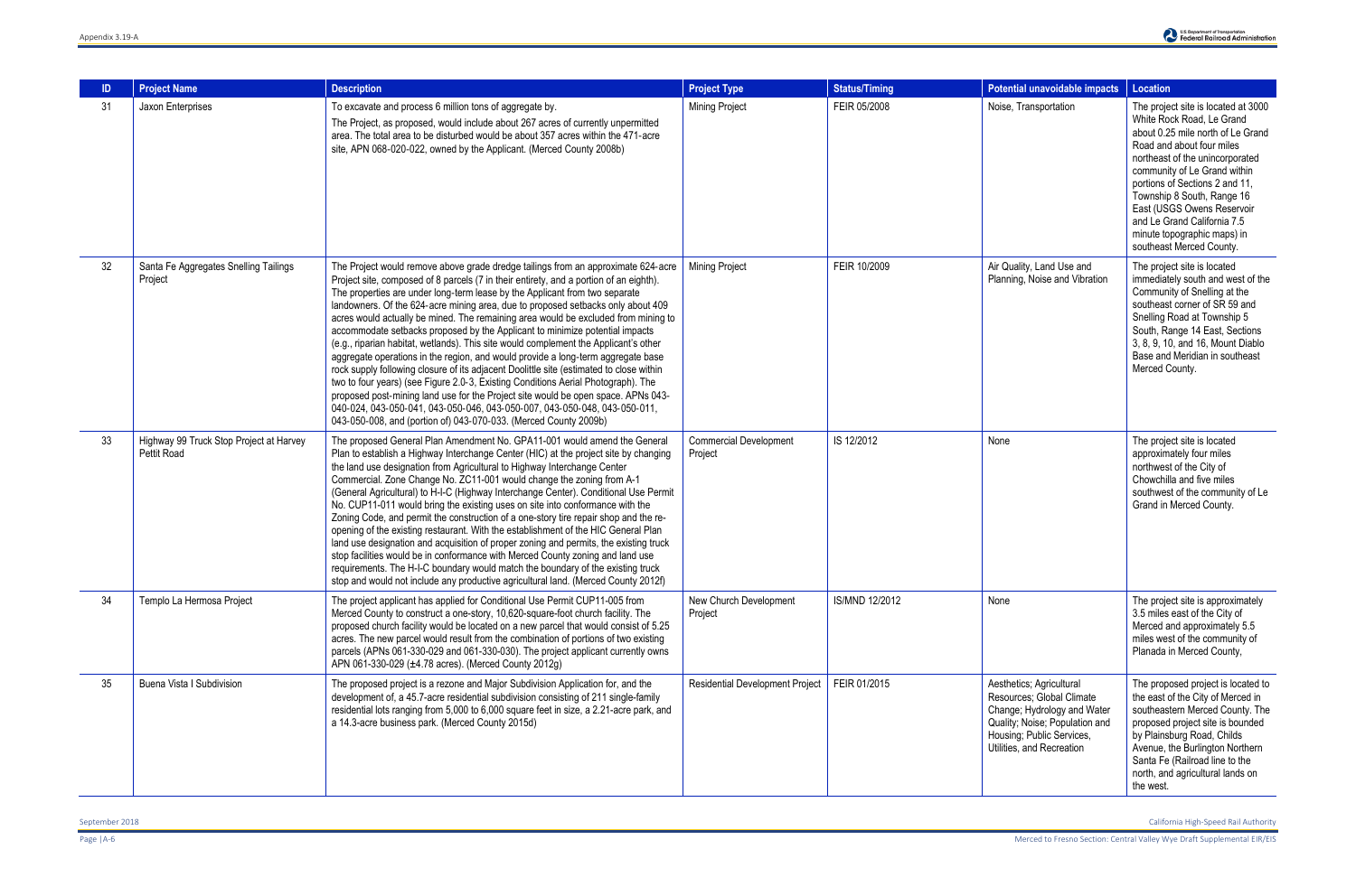| ID | Project Name | Description | Project Type | Status/Timing | Potential unavoidable impacts | Location |
|---|---|---|---|---|---|---|
| 31 | Jaxon Enterprises | To excavate and process 6 million tons of aggregate by. The Project, as proposed, would include about 267 acres of currently unpermitted area. The total area to be disturbed would be about 357 acres within the 471-acre site, APN 068-020-022, owned by the Applicant. (Merced County 2008b) | Mining Project | FEIR 05/2008 | Noise, Transportation | The project site is located at 3000 White Rock Road, Le Grand about 0.25 mile north of Le Grand Road and about four miles northeast of the unincorporated community of Le Grand within portions of Sections 2 and 11, Township 8 South, Range 16 East (USGS Owens Reservoir and Le Grand California 7.5 minute topographic maps) in southeast Merced County. |
| 32 | Santa Fe Aggregates Snelling Tailings Project | The Project would remove above grade dredge tailings from an approximate 624-acre Project site, composed of 8 parcels (7 in their entirety, and a portion of an eighth). The properties are under long-term lease by the Applicant from two separate landowners. Of the 624-acre mining area, due to proposed setbacks only about 409 acres would actually be mined. The remaining area would be excluded from mining to accommodate setbacks proposed by the Applicant to minimize potential impacts (e.g., riparian habitat, wetlands). This site would complement the Applicant's other aggregate operations in the region, and would provide a long-term aggregate base rock supply following closure of its adjacent Doolittle site (estimated to close within two to four years) (see Figure 2.0-3, Existing Conditions Aerial Photograph). The proposed post-mining land use for the Project site would be open space. APNs 043-040-024, 043-050-041, 043-050-046, 043-050-007, 043-050-048, 043-050-011, 043-050-008, and (portion of) 043-070-033. (Merced County 2009b) | Mining Project | FEIR 10/2009 | Air Quality, Land Use and Planning, Noise and Vibration | The project site is located immediately south and west of the Community of Snelling at the southeast corner of SR 59 and Snelling Road at Township 5 South, Range 14 East, Sections 3, 8, 9, 10, and 16, Mount Diablo Base and Meridian in southeast Merced County. |
| 33 | Highway 99 Truck Stop Project at Harvey Pettit Road | The proposed General Plan Amendment No. GPA11-001 would amend the General Plan to establish a Highway Interchange Center (HIC) at the project site by changing the land use designation from Agricultural to Highway Interchange Center Commercial. Zone Change No. ZC11-001 would change the zoning from A-1 (General Agricultural) to H-I-C (Highway Interchange Center). Conditional Use Permit No. CUP11-011 would bring the existing uses on site into conformance with the Zoning Code, and permit the construction of a one-story tire repair shop and the re-opening of the existing restaurant. With the establishment of the HIC General Plan land use designation and acquisition of proper zoning and permits, the existing truck stop facilities would be in conformance with Merced County zoning and land use requirements. The H-I-C boundary would match the boundary of the existing truck stop and would not include any productive agricultural land. (Merced County 2012f) | Commercial Development Project | IS 12/2012 | None | The project site is located approximately four miles northwest of the City of Chowchilla and five miles southwest of the community of Le Grand in Merced County. |
| 34 | Templo La Hermosa Project | The project applicant has applied for Conditional Use Permit CUP11-005 from Merced County to construct a one-story, 10,620-square-foot church facility. The proposed church facility would be located on a new parcel that would consist of 5.25 acres. The new parcel would result from the combination of portions of two existing parcels (APNs 061-330-029 and 061-330-030). The project applicant currently owns APN 061-330-029 (±4.78 acres). (Merced County 2012g) | New Church Development Project | IS/MND 12/2012 | None | The project site is approximately 3.5 miles east of the City of Merced and approximately 5.5 miles west of the community of Planada in Merced County, |
| 35 | Buena Vista I Subdivision | The proposed project is a rezone and Major Subdivision Application for, and the development of, a 45.7-acre residential subdivision consisting of 211 single-family residential lots ranging from 5,000 to 6,000 square feet in size, a 2.21-acre park, and a 14.3-acre business park. (Merced County 2015d) | Residential Development Project | FEIR 01/2015 | Aesthetics; Agricultural Resources; Global Climate Change; Hydrology and Water Quality; Noise; Population and Housing; Public Services, Utilities, and Recreation | The proposed project is located to the east of the City of Merced in southeastern Merced County. The proposed project site is bounded by Plainsburg Road, Childs Avenue, the Burlington Northern Santa Fe (Railroad line to the north, and agricultural lands on the west. |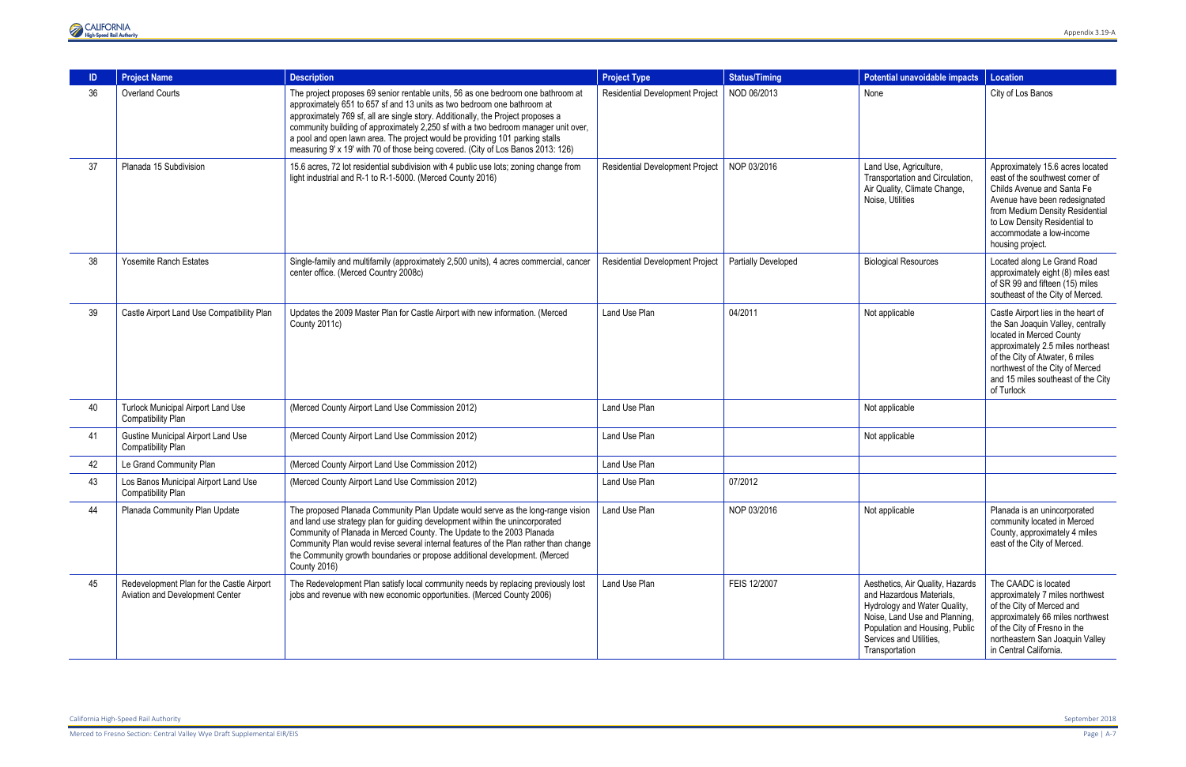| ID | Project Name | Description | Project Type | Status/Timing | Potential unavoidable impacts | Location |
|---|---|---|---|---|---|---|
| 36 | Overland Courts | The project proposes 69 senior rentable units, 56 as one bedroom one bathroom at approximately 651 to 657 sf and 13 units as two bedroom one bathroom at approximately 769 sf, all are single story. Additionally, the Project proposes a community building of approximately 2,250 sf with a two bedroom manager unit over, a pool and open lawn area. The project would be providing 101 parking stalls measuring 9' x 19' with 70 of those being covered. (City of Los Banos 2013: 126) | Residential Development Project | NOD 06/2013 | None | City of Los Banos |
| 37 | Planada 15 Subdivision | 15.6 acres, 72 lot residential subdivision with 4 public use lots; zoning change from light industrial and R-1 to R-1-5000. (Merced County 2016) | Residential Development Project | NOP 03/2016 | Land Use, Agriculture, Transportation and Circulation, Air Quality, Climate Change, Noise, Utilities | Approximately 15.6 acres located east of the southwest corner of Childs Avenue and Santa Fe Avenue have been redesignated from Medium Density Residential to Low Density Residential to accommodate a low-income housing project. |
| 38 | Yosemite Ranch Estates | Single-family and multifamily (approximately 2,500 units), 4 acres commercial, cancer center office. (Merced Country 2008c) | Residential Development Project | Partially Developed | Biological Resources | Located along Le Grand Road approximately eight (8) miles east of SR 99 and fifteen (15) miles southeast of the City of Merced. |
| 39 | Castle Airport Land Use Compatibility Plan | Updates the 2009 Master Plan for Castle Airport with new information. (Merced County 2011c) | Land Use Plan | 04/2011 | Not applicable | Castle Airport lies in the heart of the San Joaquin Valley, centrally located in Merced County approximately 2.5 miles northeast of the City of Atwater, 6 miles northwest of the City of Merced and 15 miles southeast of the City of Turlock |
| 40 | Turlock Municipal Airport Land Use Compatibility Plan | (Merced County Airport Land Use Commission 2012) | Land Use Plan | | Not applicable | |
| 41 | Gustine Municipal Airport Land Use Compatibility Plan | (Merced County Airport Land Use Commission 2012) | Land Use Plan | | Not applicable | |
| 42 | Le Grand Community Plan | (Merced County Airport Land Use Commission 2012) | Land Use Plan | | | |
| 43 | Los Banos Municipal Airport Land Use Compatibility Plan | (Merced County Airport Land Use Commission 2012) | Land Use Plan | 07/2012 | | |
| 44 | Planada Community Plan Update | The proposed Planada Community Plan Update would serve as the long-range vision and land use strategy plan for guiding development within the unincorporated Community of Planada in Merced County. The Update to the 2003 Planada Community Plan would revise several internal features of the Plan rather than change the Community growth boundaries or propose additional development. (Merced County 2016) | Land Use Plan | NOP 03/2016 | Not applicable | Planada is an unincorporated community located in Merced County, approximately 4 miles east of the City of Merced. |
| 45 | Redevelopment Plan for the Castle Airport Aviation and Development Center | The Redevelopment Plan satisfy local community needs by replacing previously lost jobs and revenue with new economic opportunities. (Merced County 2006) | Land Use Plan | FEIS 12/2007 | Aesthetics, Air Quality, Hazards and Hazardous Materials, Hydrology and Water Quality, Noise, Land Use and Planning, Population and Housing, Public Services and Utilities, Transportation | The CAADC is located approximately 7 miles northwest of the City of Merced and approximately 66 miles northwest of the City of Fresno in the northeastern San Joaquin Valley in Central California. |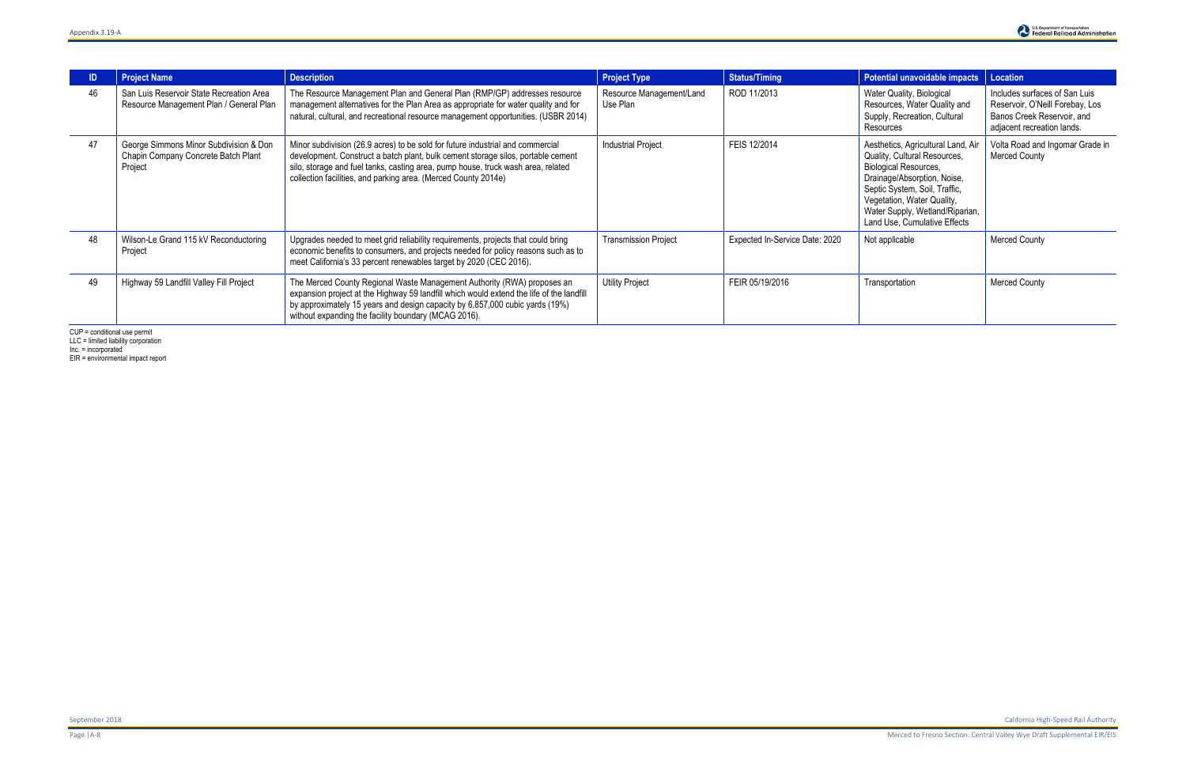| ID | Project Name | Description | Project Type | Status/Timing | Potential unavoidable impacts | Location |
|---|---|---|---|---|---|---|
| 46 | San Luis Reservoir State Recreation Area Resource Management Plan / General Plan | The Resource Management Plan and General Plan (RMP/GP) addresses resource management alternatives for the Plan Area as appropriate for water quality and for natural, cultural, and recreational resource management opportunities. (USBR 2014) | Resource Management/Land Use Plan | ROD 11/2013 | Water Quality, Biological Resources, Water Quality and Supply, Recreation, Cultural Resources | Includes surfaces of San Luis Reservoir, O'Neill Forebay, Los Banos Creek Reservoir, and adjacent recreation lands. |
| 47 | George Simmons Minor Subdivision & Don Chapin Company Concrete Batch Plant Project | Minor subdivision (26.9 acres) to be sold for future industrial and commercial development. Construct a batch plant, bulk cement storage silos, portable cement silo, storage and fuel tanks, casting area, pump house, truck wash area, related collection facilities, and parking area. (Merced County 2014e) | Industrial Project | FEIS 12/2014 | Aesthetics, Agricultural Land, Air Quality, Cultural Resources, Biological Resources, Drainage/Absorption, Noise, Septic System, Soil, Traffic, Vegetation, Water Quality, Water Supply, Wetland/Riparian, Land Use, Cumulative Effects | Volta Road and Ingomar Grade in Merced County |
| 48 | Wilson-Le Grand 115 kV Reconductoring Project | Upgrades needed to meet grid reliability requirements, projects that could bring economic benefits to consumers, and projects needed for policy reasons such as to meet California's 33 percent renewables target by 2020 (CEC 2016). | Transmission Project | Expected In-Service Date: 2020 | Not applicable | Merced County |
| 49 | Highway 59 Landfill Valley Fill Project | The Merced County Regional Waste Management Authority (RWA) proposes an expansion project at the Highway 59 landfill which would extend the life of the landfill by approximately 15 years and design capacity by 6,857,000 cubic yards (19%) without expanding the facility boundary (MCAG 2016). | Utility Project | FEIR 05/19/2016 | Transportation | Merced County |

CUP = conditional use permit
LLC = limited liability corporation
Inc. = incorporated
EIR = environmental impact report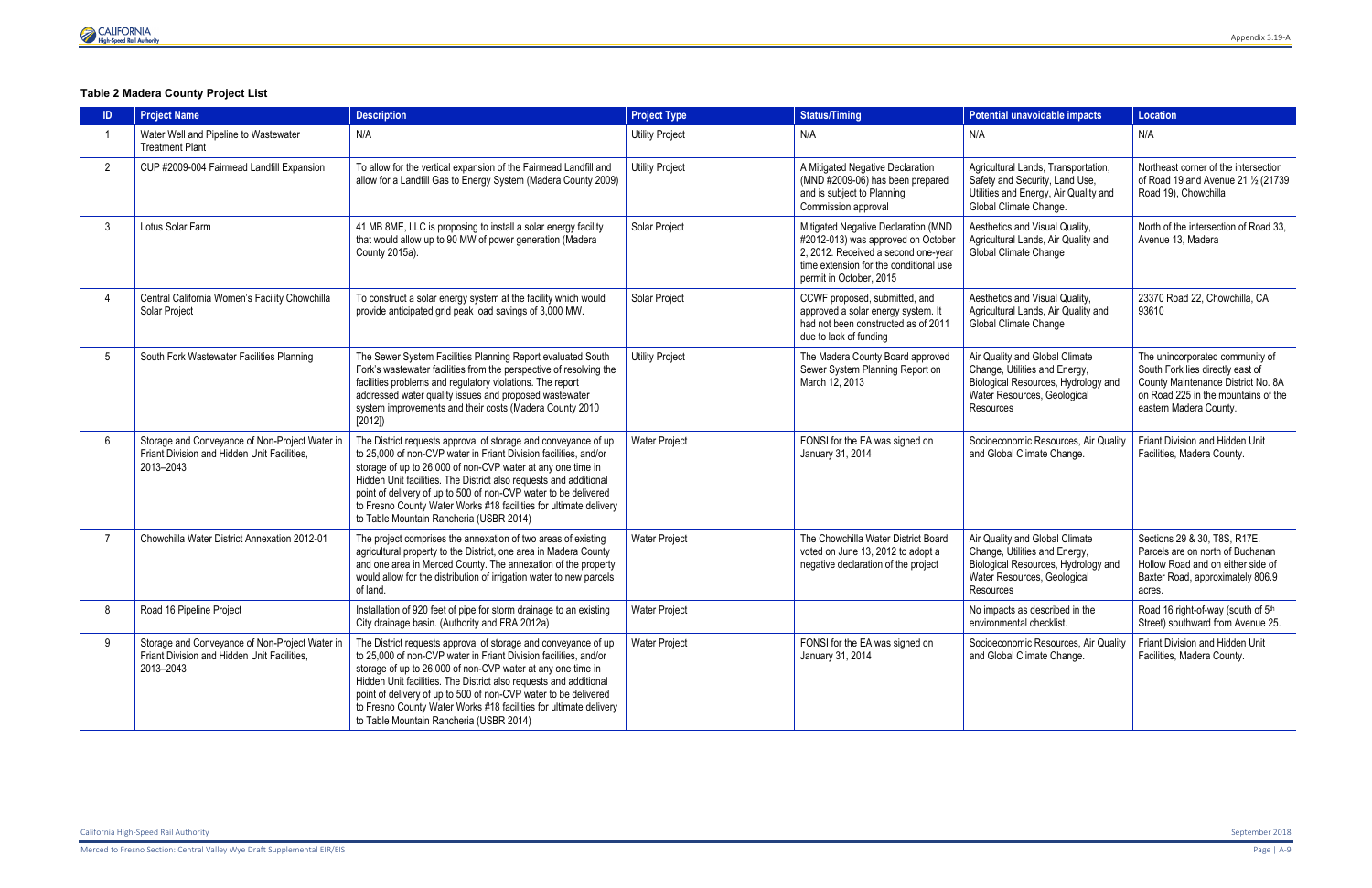**Table 2 Madera County Project List**

| ID | Project Name | Description | Project Type | Status/Timing | Potential unavoidable impacts | Location |
|---|---|---|---|---|---|---|
| 1 | Water Well and Pipeline to Wastewater Treatment Plant | N/A | Utility Project | N/A | N/A | N/A |
| 2 | CUP #2009-004 Fairmead Landfill Expansion | To allow for the vertical expansion of the Fairmead Landfill and allow for a Landfill Gas to Energy System (Madera County 2009) | Utility Project | A Mitigated Negative Declaration (MND #2009-06) has been prepared and is subject to Planning Commission approval | Agricultural Lands, Transportation, Safety and Security, Land Use, Utilities and Energy, Air Quality and Global Climate Change. | Northeast corner of the intersection of Road 19 and Avenue 21 ½ (21739 Road 19), Chowchilla |
| 3 | Lotus Solar Farm | 41 MB 8ME, LLC is proposing to install a solar energy facility that would allow up to 90 MW of power generation (Madera County 2015a). | Solar Project | Mitigated Negative Declaration (MND #2012-013) was approved on October 2, 2012. Received a second one-year time extension for the conditional use permit in October, 2015 | Aesthetics and Visual Quality, Agricultural Lands, Air Quality and Global Climate Change | North of the intersection of Road 33, Avenue 13, Madera |
| 4 | Central California Women's Facility Chowchilla Solar Project | To construct a solar energy system at the facility which would provide anticipated grid peak load savings of 3,000 MW. | Solar Project | CCWF proposed, submitted, and approved a solar energy system. It had not been constructed as of 2011 due to lack of funding | Aesthetics and Visual Quality, Agricultural Lands, Air Quality and Global Climate Change | 23370 Road 22, Chowchilla, CA 93610 |
| 5 | South Fork Wastewater Facilities Planning | The Sewer System Facilities Planning Report evaluated South Fork's wastewater facilities from the perspective of resolving the facilities problems and regulatory violations. The report addressed water quality issues and proposed wastewater system improvements and their costs (Madera County 2010 [2012]) | Utility Project | The Madera County Board approved Sewer System Planning Report on March 12, 2013 | Air Quality and Global Climate Change, Utilities and Energy, Biological Resources, Hydrology and Water Resources, Geological Resources | The unincorporated community of South Fork lies directly east of County Maintenance District No. 8A on Road 225 in the mountains of the eastern Madera County. |
| 6 | Storage and Conveyance of Non-Project Water in Friant Division and Hidden Unit Facilities, 2013–2043 | The District requests approval of storage and conveyance of up to 25,000 of non-CVP water in Friant Division facilities, and/or storage of up to 26,000 of non-CVP water at any one time in Hidden Unit facilities. The District also requests and additional point of delivery of up to 500 of non-CVP water to be delivered to Fresno County Water Works #18 facilities for ultimate delivery to Table Mountain Rancheria (USBR 2014) | Water Project | FONSI for the EA was signed on January 31, 2014 | Socioeconomic Resources, Air Quality and Global Climate Change. | Friant Division and Hidden Unit Facilities, Madera County. |
| 7 | Chowchilla Water District Annexation 2012-01 | The project comprises the annexation of two areas of existing agricultural property to the District, one area in Madera County and one area in Merced County. The annexation of the property would allow for the distribution of irrigation water to new parcels of land. | Water Project | The Chowchilla Water District Board voted on June 13, 2012 to adopt a negative declaration of the project | Air Quality and Global Climate Change, Utilities and Energy, Biological Resources, Hydrology and Water Resources, Geological Resources | Sections 29 & 30, T8S, R17E. Parcels are on north of Buchanan Hollow Road and on either side of Baxter Road, approximately 806.9 acres. |
| 8 | Road 16 Pipeline Project | Installation of 920 feet of pipe for storm drainage to an existing City drainage basin. (Authority and FRA 2012a) | Water Project | | No impacts as described in the environmental checklist. | Road 16 right-of-way (south of 5th Street) southward from Avenue 25. |
| 9 | Storage and Conveyance of Non-Project Water in Friant Division and Hidden Unit Facilities, 2013–2043 | The District requests approval of storage and conveyance of up to 25,000 of non-CVP water in Friant Division facilities, and/or storage of up to 26,000 of non-CVP water at any one time in Hidden Unit facilities. The District also requests and additional point of delivery of up to 500 of non-CVP water to be delivered to Fresno County Water Works #18 facilities for ultimate delivery to Table Mountain Rancheria (USBR 2014) | Water Project | FONSI for the EA was signed on January 31, 2014 | Socioeconomic Resources, Air Quality and Global Climate Change. | Friant Division and Hidden Unit Facilities, Madera County. |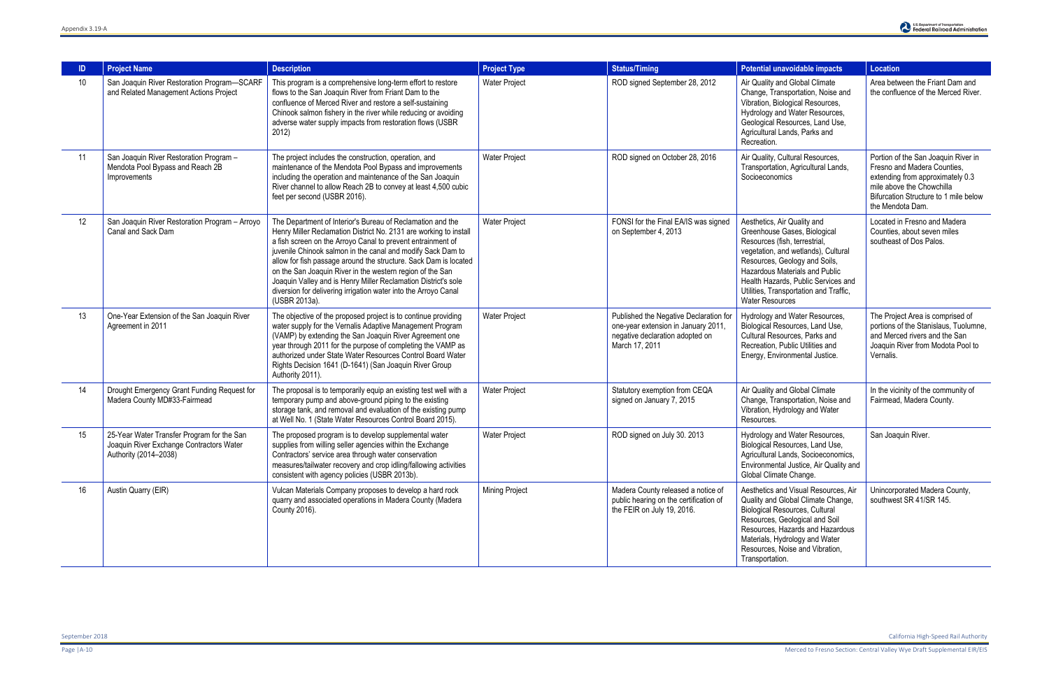| ID | Project Name | Description | Project Type | Status/Timing | Potential unavoidable impacts | Location |
|---|---|---|---|---|---|---|
| 10 | San Joaquin River Restoration Program—SCARF and Related Management Actions Project | This program is a comprehensive long-term effort to restore flows to the San Joaquin River from Friant Dam to the confluence of Merced River and restore a self-sustaining Chinook salmon fishery in the river while reducing or avoiding adverse water supply impacts from restoration flows (USBR 2012) | Water Project | ROD signed September 28, 2012 | Air Quality and Global Climate Change, Transportation, Noise and Vibration, Biological Resources, Hydrology and Water Resources, Geological Resources, Land Use, Agricultural Lands, Parks and Recreation. | Area between the Friant Dam and the confluence of the Merced River. |
| 11 | San Joaquin River Restoration Program – Mendota Pool Bypass and Reach 2B Improvements | The project includes the construction, operation, and maintenance of the Mendota Pool Bypass and improvements including the operation and maintenance of the San Joaquin River channel to allow Reach 2B to convey at least 4,500 cubic feet per second (USBR 2016). | Water Project | ROD signed on October 28, 2016 | Air Quality, Cultural Resources, Transportation, Agricultural Lands, Socioeconomics | Portion of the San Joaquin River in Fresno and Madera Counties, extending from approximately 0.3 mile above the Chowchilla Bifurcation Structure to 1 mile below the Mendota Dam. |
| 12 | San Joaquin River Restoration Program – Arroyo Canal and Sack Dam | The Department of Interior's Bureau of Reclamation and the Henry Miller Reclamation District No. 2131 are working to install a fish screen on the Arroyo Canal to prevent entrainment of juvenile Chinook salmon in the canal and modify Sack Dam to allow for fish passage around the structure. Sack Dam is located on the San Joaquin River in the western region of the San Joaquin Valley and is Henry Miller Reclamation District's sole diversion for delivering irrigation water into the Arroyo Canal (USBR 2013a). | Water Project | FONSI for the Final EA/IS was signed on September 4, 2013 | Aesthetics, Air Quality and Greenhouse Gases, Biological Resources (fish, terrestrial, vegetation, and wetlands), Cultural Resources, Geology and Soils, Hazardous Materials and Public Health Hazards, Public Services and Utilities, Transportation and Traffic, Water Resources | Located in Fresno and Madera Counties, about seven miles southeast of Dos Palos. |
| 13 | One-Year Extension of the San Joaquin River Agreement in 2011 | The objective of the proposed project is to continue providing water supply for the Vernalis Adaptive Management Program (VAMP) by extending the San Joaquin River Agreement one year through 2011 for the purpose of completing the VAMP as authorized under State Water Resources Control Board Water Rights Decision 1641 (D-1641) (San Joaquin River Group Authority 2011). | Water Project | Published the Negative Declaration for one-year extension in January 2011, negative declaration adopted on March 17, 2011 | Hydrology and Water Resources, Biological Resources, Land Use, Cultural Resources, Parks and Recreation, Public Utilities and Energy, Environmental Justice. | The Project Area is comprised of portions of the Stanislaus, Tuolumne, and Merced rivers and the San Joaquin River from Modota Pool to Vernalis. |
| 14 | Drought Emergency Grant Funding Request for Madera County MD#33-Fairmead | The proposal is to temporarily equip an existing test well with a temporary pump and above-ground piping to the existing storage tank, and removal and evaluation of the existing pump at Well No. 1 (State Water Resources Control Board 2015). | Water Project | Statutory exemption from CEQA signed on January 7, 2015 | Air Quality and Global Climate Change, Transportation, Noise and Vibration, Hydrology and Water Resources. | In the vicinity of the community of Fairmead, Madera County. |
| 15 | 25-Year Water Transfer Program for the San Joaquin River Exchange Contractors Water Authority (2014–2038) | The proposed program is to develop supplemental water supplies from willing seller agencies within the Exchange Contractors' service area through water conservation measures/tailwater recovery and crop idling/fallowing activities consistent with agency policies (USBR 2013b). | Water Project | ROD signed on July 30. 2013 | Hydrology and Water Resources, Biological Resources, Land Use, Agricultural Lands, Socioeconomics, Environmental Justice, Air Quality and Global Climate Change. | San Joaquin River. |
| 16 | Austin Quarry (EIR) | Vulcan Materials Company proposes to develop a hard rock quarry and associated operations in Madera County (Madera County 2016). | Mining Project | Madera County released a notice of public hearing on the certification of the FEIR on July 19, 2016. | Aesthetics and Visual Resources, Air Quality and Global Climate Change, Biological Resources, Cultural Resources, Geological and Soil Resources, Hazards and Hazardous Materials, Hydrology and Water Resources, Noise and Vibration, Transportation. | Unincorporated Madera County, southwest SR 41/SR 145. |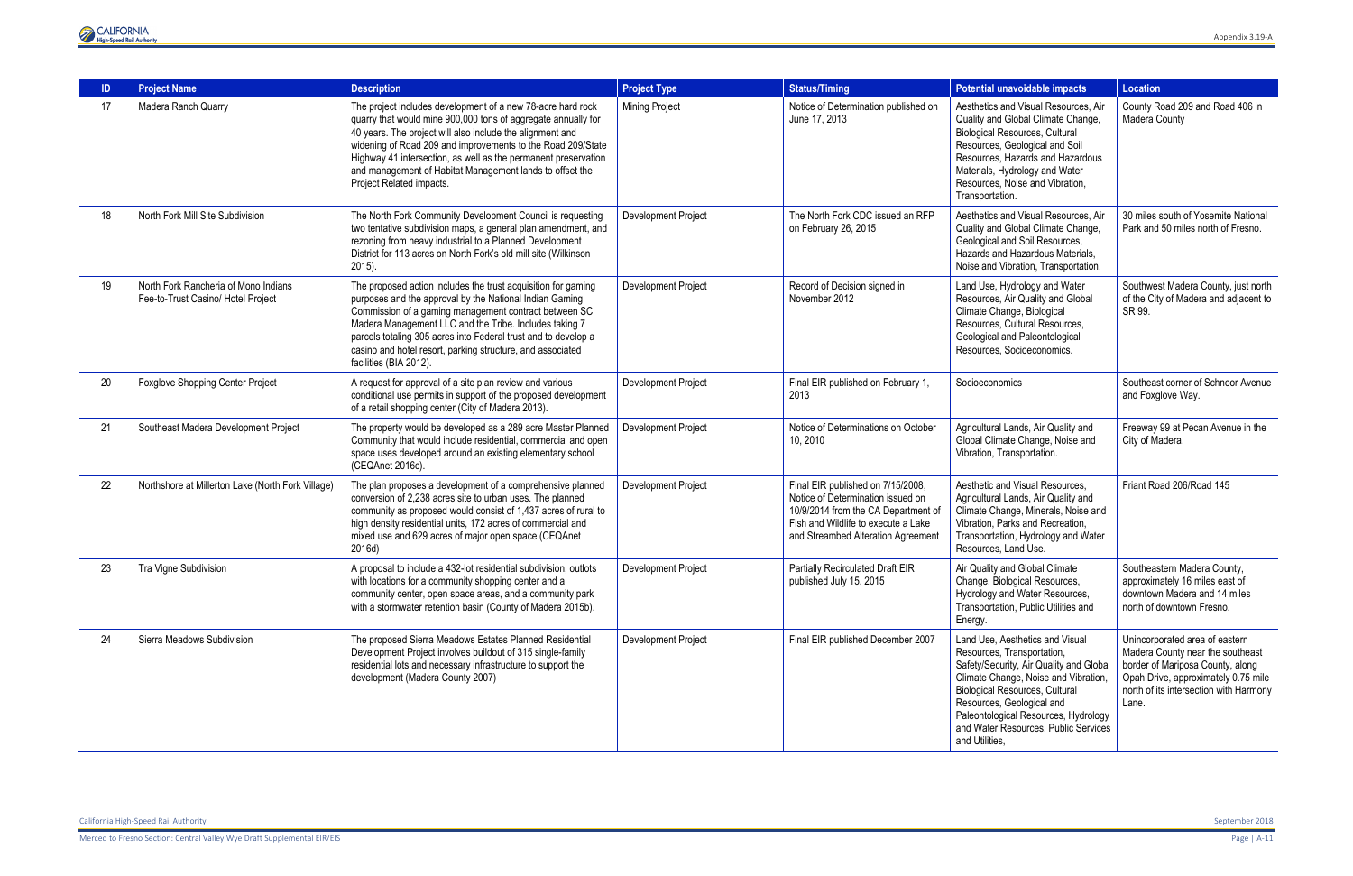| ID | Project Name | Description | Project Type | Status/Timing | Potential unavoidable impacts | Location |
|---|---|---|---|---|---|---|
| 17 | Madera Ranch Quarry | The project includes development of a new 78-acre hard rock quarry that would mine 900,000 tons of aggregate annually for 40 years. The project will also include the alignment and widening of Road 209 and improvements to the Road 209/State Highway 41 intersection, as well as the permanent preservation and management of Habitat Management lands to offset the Project Related impacts. | Mining Project | Notice of Determination published on June 17, 2013 | Aesthetics and Visual Resources, Air Quality and Global Climate Change, Biological Resources, Cultural Resources, Geological and Soil Resources, Hazards and Hazardous Materials, Hydrology and Water Resources, Noise and Vibration, Transportation. | County Road 209 and Road 406 in Madera County |
| 18 | North Fork Mill Site Subdivision | The North Fork Community Development Council is requesting two tentative subdivision maps, a general plan amendment, and rezoning from heavy industrial to a Planned Development District for 113 acres on North Fork's old mill site (Wilkinson 2015). | Development Project | The North Fork CDC issued an RFP on February 26, 2015 | Aesthetics and Visual Resources, Air Quality and Global Climate Change, Geological and Soil Resources, Hazards and Hazardous Materials, Noise and Vibration, Transportation. | 30 miles south of Yosemite National Park and 50 miles north of Fresno. |
| 19 | North Fork Rancheria of Mono Indians Fee-to-Trust Casino/ Hotel Project | The proposed action includes the trust acquisition for gaming purposes and the approval by the National Indian Gaming Commission of a gaming management contract between SC Madera Management LLC and the Tribe. Includes taking 7 parcels totaling 305 acres into Federal trust and to develop a casino and hotel resort, parking structure, and associated facilities (BIA 2012). | Development Project | Record of Decision signed in November 2012 | Land Use, Hydrology and Water Resources, Air Quality and Global Climate Change, Biological Resources, Cultural Resources, Geological and Paleontological Resources, Socioeconomics. | Southwest Madera County, just north of the City of Madera and adjacent to SR 99. |
| 20 | Foxglove Shopping Center Project | A request for approval of a site plan review and various conditional use permits in support of the proposed development of a retail shopping center (City of Madera 2013). | Development Project | Final EIR published on February 1, 2013 | Socioeconomics | Southeast corner of Schnoor Avenue and Foxglove Way. |
| 21 | Southeast Madera Development Project | The property would be developed as a 289 acre Master Planned Community that would include residential, commercial and open space uses developed around an existing elementary school (CEQAnet 2016c). | Development Project | Notice of Determinations on October 10, 2010 | Agricultural Lands, Air Quality and Global Climate Change, Noise and Vibration, Transportation. | Freeway 99 at Pecan Avenue in the City of Madera. |
| 22 | Northshore at Millerton Lake (North Fork Village) | The plan proposes a development of a comprehensive planned conversion of 2,238 acres site to urban uses. The planned community as proposed would consist of 1,437 acres of rural to high density residential units, 172 acres of commercial and mixed use and 629 acres of major open space (CEQAnet 2016d) | Development Project | Final EIR published on 7/15/2008, Notice of Determination issued on 10/9/2014 from the CA Department of Fish and Wildlife to execute a Lake and Streambed Alteration Agreement | Aesthetic and Visual Resources, Agricultural Lands, Air Quality and Climate Change, Minerals, Noise and Vibration, Parks and Recreation, Transportation, Hydrology and Water Resources, Land Use. | Friant Road 206/Road 145 |
| 23 | Tra Vigne Subdivision | A proposal to include a 432-lot residential subdivision, outlots with locations for a community shopping center and a community center, open space areas, and a community park with a stormwater retention basin (County of Madera 2015b). | Development Project | Partially Recirculated Draft EIR published July 15, 2015 | Air Quality and Global Climate Change, Biological Resources, Hydrology and Water Resources, Transportation, Public Utilities and Energy. | Southeastern Madera County, approximately 16 miles east of downtown Madera and 14 miles north of downtown Fresno. |
| 24 | Sierra Meadows Subdivision | The proposed Sierra Meadows Estates Planned Residential Development Project involves buildout of 315 single-family residential lots and necessary infrastructure to support the development (Madera County 2007) | Development Project | Final EIR published December 2007 | Land Use, Aesthetics and Visual Resources, Transportation, Safety/Security, Air Quality and Global Climate Change, Noise and Vibration, Biological Resources, Cultural Resources, Geological and Paleontological Resources, Hydrology and Water Resources, Public Services and Utilities, | Unincorporated area of eastern Madera County near the southeast border of Mariposa County, along Opah Drive, approximately 0.75 mile north of its intersection with Harmony Lane. |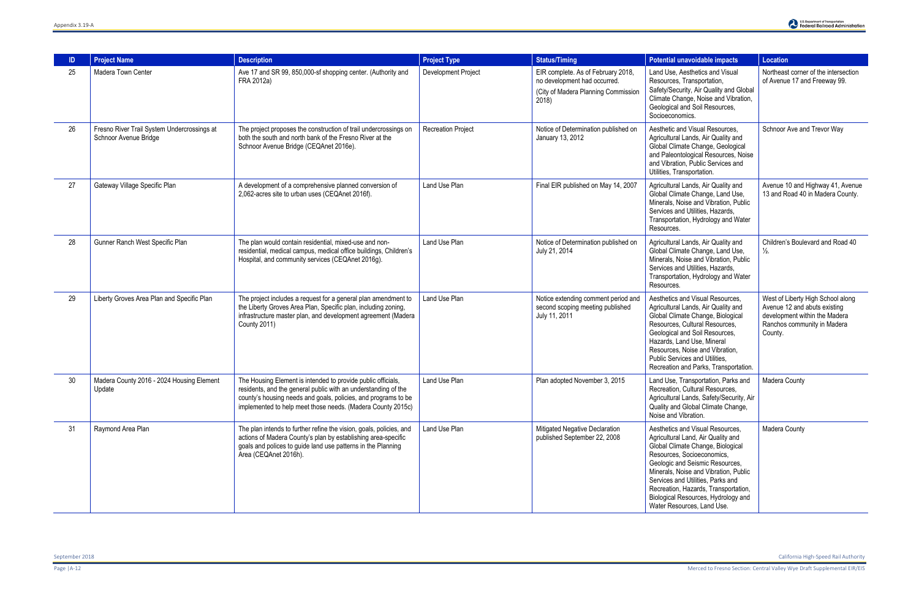| ID | Project Name | Description | Project Type | Status/Timing | Potential unavoidable impacts | Location |
|---|---|---|---|---|---|---|
| 25 | Madera Town Center | Ave 17 and SR 99, 850,000-sf shopping center. (Authority and FRA 2012a) | Development Project | EIR complete. As of February 2018, no development had occurred. (City of Madera Planning Commission 2018) | Land Use, Aesthetics and Visual Resources, Transportation, Safety/Security, Air Quality and Global Climate Change, Noise and Vibration, Geological and Soil Resources, Socioeconomics. | Northeast corner of the intersection of Avenue 17 and Freeway 99. |
| 26 | Fresno River Trail System Undercrossings at Schnoor Avenue Bridge | The project proposes the construction of trail undercrossings on both the south and north bank of the Fresno River at the Schnoor Avenue Bridge (CEQAnet 2016e). | Recreation Project | Notice of Determination published on January 13, 2012 | Aesthetic and Visual Resources, Agricultural Lands, Air Quality and Global Climate Change, Geological and Paleontological Resources, Noise and Vibration, Public Services and Utilities, Transportation. | Schnoor Ave and Trevor Way |
| 27 | Gateway Village Specific Plan | A development of a comprehensive planned conversion of 2,062-acres site to urban uses (CEQAnet 2016f). | Land Use Plan | Final EIR published on May 14, 2007 | Agricultural Lands, Air Quality and Global Climate Change, Land Use, Minerals, Noise and Vibration, Public Services and Utilities, Hazards, Transportation, Hydrology and Water Resources. | Avenue 10 and Highway 41, Avenue 13 and Road 40 in Madera County. |
| 28 | Gunner Ranch West Specific Plan | The plan would contain residential, mixed-use and non-residential, medical campus, medical office buildings, Children's Hospital, and community services (CEQAnet 2016g). | Land Use Plan | Notice of Determination published on July 21, 2014 | Agricultural Lands, Air Quality and Global Climate Change, Land Use, Minerals, Noise and Vibration, Public Services and Utilities, Hazards, Transportation, Hydrology and Water Resources. | Children's Boulevard and Road 40 ½. |
| 29 | Liberty Groves Area Plan and Specific Plan | The project includes a request for a general plan amendment to the Liberty Groves Area Plan, Specific plan, including zoning, infrastructure master plan, and development agreement (Madera County 2011) | Land Use Plan | Notice extending comment period and second scoping meeting published July 11, 2011 | Aesthetics and Visual Resources, Agricultural Lands, Air Quality and Global Climate Change, Biological Resources, Cultural Resources, Geological and Soil Resources, Hazards, Land Use, Mineral Resources, Noise and Vibration, Public Services and Utilities, Recreation and Parks, Transportation. | West of Liberty High School along Avenue 12 and abuts existing development within the Madera Ranchos community in Madera County. |
| 30 | Madera County 2016 - 2024 Housing Element Update | The Housing Element is intended to provide public officials, residents, and the general public with an understanding of the county's housing needs and goals, policies, and programs to be implemented to help meet those needs. (Madera County 2015c) | Land Use Plan | Plan adopted November 3, 2015 | Land Use, Transportation, Parks and Recreation, Cultural Resources, Agricultural Lands, Safety/Security, Air Quality and Global Climate Change, Noise and Vibration. | Madera County |
| 31 | Raymond Area Plan | The plan intends to further refine the vision, goals, policies, and actions of Madera County's plan by establishing area-specific goals and polices to guide land use patterns in the Planning Area (CEQAnet 2016h). | Land Use Plan | Mitigated Negative Declaration published September 22, 2008 | Aesthetics and Visual Resources, Agricultural Land, Air Quality and Global Climate Change, Biological Resources, Socioeconomics, Geologic and Seismic Resources, Minerals, Noise and Vibration, Public Services and Utilities, Parks and Recreation, Hazards, Transportation, Biological Resources, Hydrology and Water Resources, Land Use. | Madera County |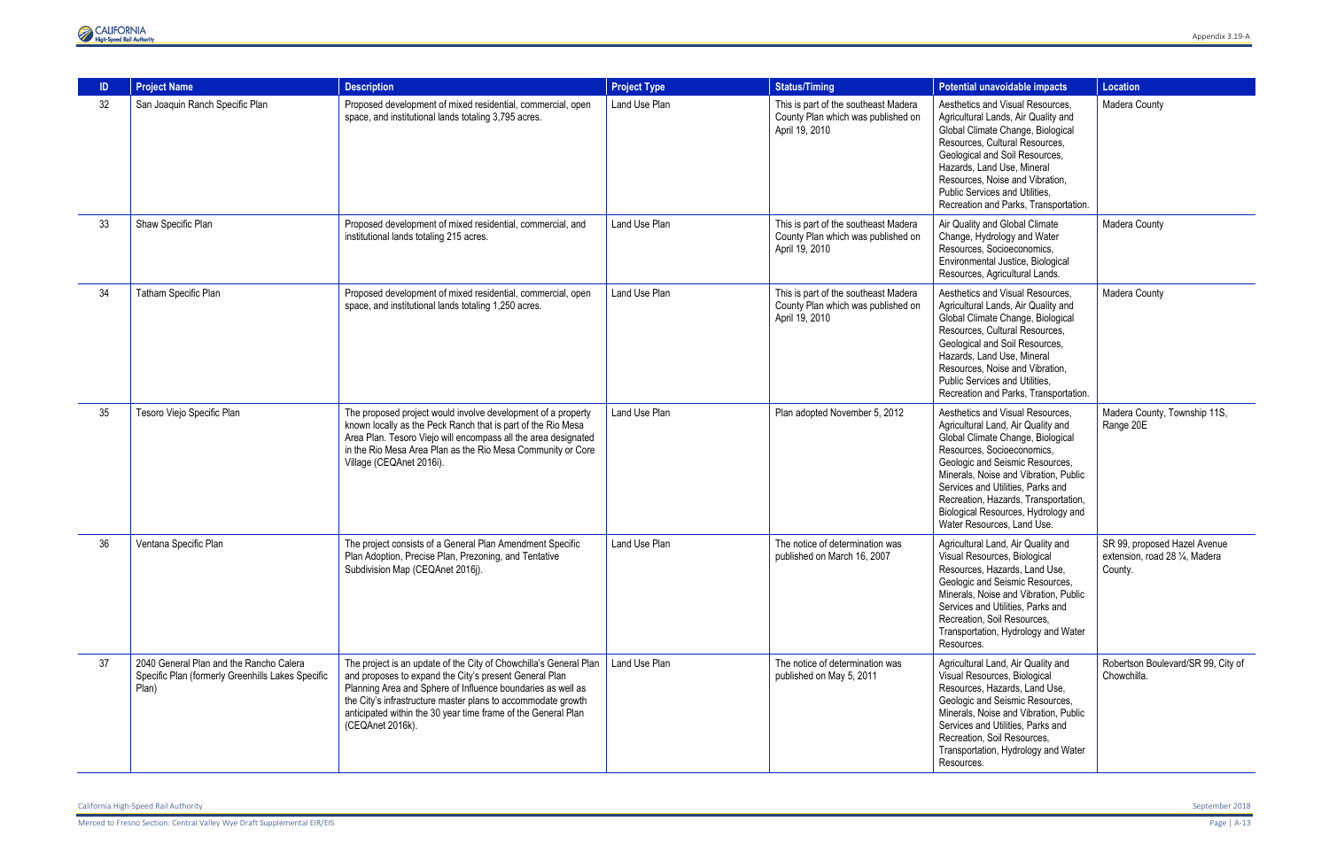| ID | Project Name | Description | Project Type | Status/Timing | Potential unavoidable impacts | Location |
|---|---|---|---|---|---|---|
| 32 | San Joaquin Ranch Specific Plan | Proposed development of mixed residential, commercial, open space, and institutional lands totaling 3,795 acres. | Land Use Plan | This is part of the southeast Madera County Plan which was published on April 19, 2010 | Aesthetics and Visual Resources, Agricultural Lands, Air Quality and Global Climate Change, Biological Resources, Cultural Resources, Geological and Soil Resources, Hazards, Land Use, Mineral Resources, Noise and Vibration, Public Services and Utilities, Recreation and Parks, Transportation. | Madera County |
| 33 | Shaw Specific Plan | Proposed development of mixed residential, commercial, and institutional lands totaling 215 acres. | Land Use Plan | This is part of the southeast Madera County Plan which was published on April 19, 2010 | Air Quality and Global Climate Change, Hydrology and Water Resources, Socioeconomics, Environmental Justice, Biological Resources, Agricultural Lands. | Madera County |
| 34 | Tatham Specific Plan | Proposed development of mixed residential, commercial, open space, and institutional lands totaling 1,250 acres. | Land Use Plan | This is part of the southeast Madera County Plan which was published on April 19, 2010 | Aesthetics and Visual Resources, Agricultural Lands, Air Quality and Global Climate Change, Biological Resources, Cultural Resources, Geological and Soil Resources, Hazards, Land Use, Mineral Resources, Noise and Vibration, Public Services and Utilities, Recreation and Parks, Transportation. | Madera County |
| 35 | Tesoro Viejo Specific Plan | The proposed project would involve development of a property known locally as the Peck Ranch that is part of the Rio Mesa Area Plan. Tesoro Viejo will encompass all the area designated in the Rio Mesa Area Plan as the Rio Mesa Community or Core Village (CEQAnet 2016i). | Land Use Plan | Plan adopted November 5, 2012 | Aesthetics and Visual Resources, Agricultural Land, Air Quality and Global Climate Change, Biological Resources, Socioeconomics, Geologic and Seismic Resources, Minerals, Noise and Vibration, Public Services and Utilities, Parks and Recreation, Hazards, Transportation, Biological Resources, Hydrology and Water Resources, Land Use. | Madera County, Township 11S, Range 20E |
| 36 | Ventana Specific Plan | The project consists of a General Plan Amendment Specific Plan Adoption, Precise Plan, Prezoning, and Tentative Subdivision Map (CEQAnet 2016j). | Land Use Plan | The notice of determination was published on March 16, 2007 | Agricultural Land, Air Quality and Visual Resources, Biological Resources, Hazards, Land Use, Geologic and Seismic Resources, Minerals, Noise and Vibration, Public Services and Utilities, Parks and Recreation, Soil Resources, Transportation, Hydrology and Water Resources. | SR 99, proposed Hazel Avenue extension, road 28 ¼, Madera County. |
| 37 | 2040 General Plan and the Rancho Calera Specific Plan (formerly Greenhills Lakes Specific Plan) | The project is an update of the City of Chowchilla's General Plan and proposes to expand the City's present General Plan Planning Area and Sphere of Influence boundaries as well as the City's infrastructure master plans to accommodate growth anticipated within the 30 year time frame of the General Plan (CEQAnet 2016k). | Land Use Plan | The notice of determination was published on May 5, 2011 | Agricultural Land, Air Quality and Visual Resources, Biological Resources, Hazards, Land Use, Geologic and Seismic Resources, Minerals, Noise and Vibration, Public Services and Utilities, Parks and Recreation, Soil Resources, Transportation, Hydrology and Water Resources. | Robertson Boulevard/SR 99, City of Chowchilla. |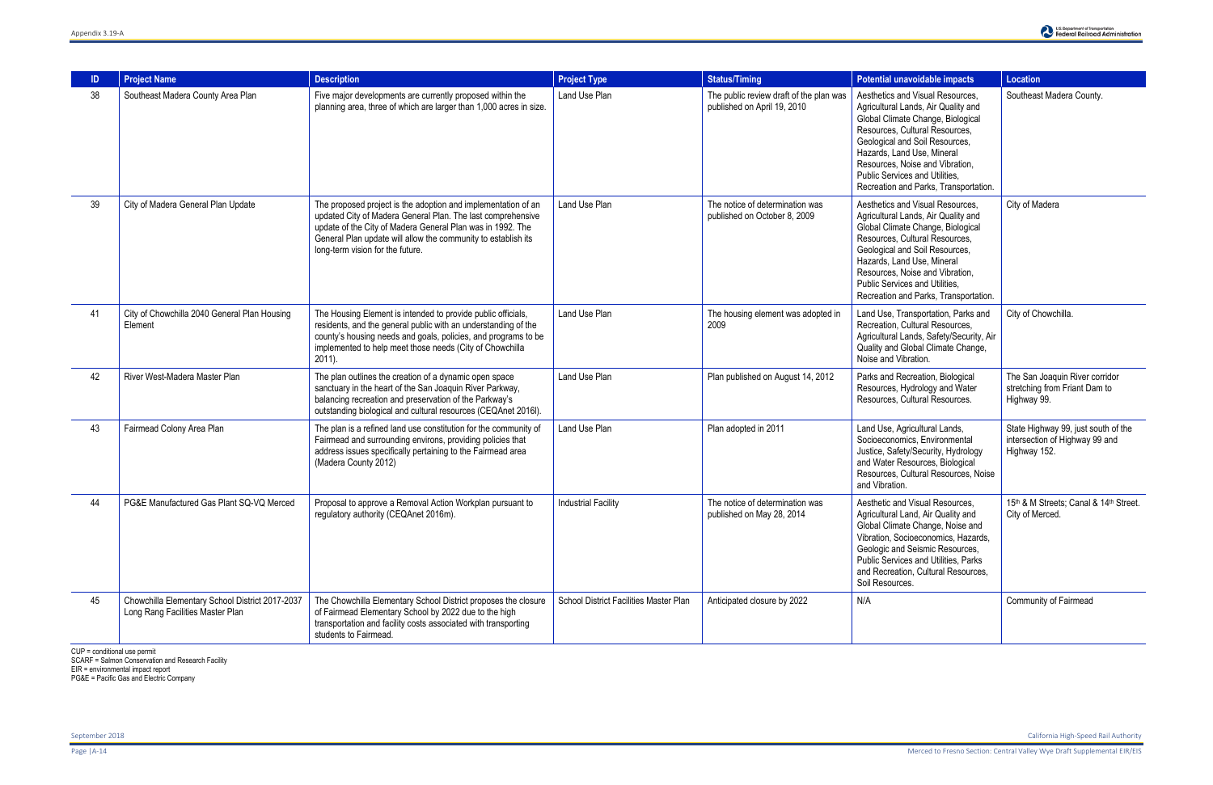| ID | Project Name | Description | Project Type | Status/Timing | Potential unavoidable impacts | Location |
|---|---|---|---|---|---|---|
| 38 | Southeast Madera County Area Plan | Five major developments are currently proposed within the planning area, three of which are larger than 1,000 acres in size. | Land Use Plan | The public review draft of the plan was published on April 19, 2010 | Aesthetics and Visual Resources, Agricultural Lands, Air Quality and Global Climate Change, Biological Resources, Cultural Resources, Geological and Soil Resources, Hazards, Land Use, Mineral Resources, Noise and Vibration, Public Services and Utilities, Recreation and Parks, Transportation. | Southeast Madera County. |
| 39 | City of Madera General Plan Update | The proposed project is the adoption and implementation of an updated City of Madera General Plan. The last comprehensive update of the City of Madera General Plan was in 1992. The General Plan update will allow the community to establish its long-term vision for the future. | Land Use Plan | The notice of determination was published on October 8, 2009 | Aesthetics and Visual Resources, Agricultural Lands, Air Quality and Global Climate Change, Biological Resources, Cultural Resources, Geological and Soil Resources, Hazards, Land Use, Mineral Resources, Noise and Vibration, Public Services and Utilities, Recreation and Parks, Transportation. | City of Madera |
| 41 | City of Chowchilla 2040 General Plan Housing Element | The Housing Element is intended to provide public officials, residents, and the general public with an understanding of the county's housing needs and goals, policies, and programs to be implemented to help meet those needs (City of Chowchilla 2011). | Land Use Plan | The housing element was adopted in 2009 | Land Use, Transportation, Parks and Recreation, Cultural Resources, Agricultural Lands, Safety/Security, Air Quality and Global Climate Change, Noise and Vibration. | City of Chowchilla. |
| 42 | River West-Madera Master Plan | The plan outlines the creation of a dynamic open space sanctuary in the heart of the San Joaquin River Parkway, balancing recreation and preservation of the Parkway's outstanding biological and cultural resources (CEQAnet 2016l). | Land Use Plan | Plan published on August 14, 2012 | Parks and Recreation, Biological Resources, Hydrology and Water Resources, Cultural Resources. | The San Joaquin River corridor stretching from Friant Dam to Highway 99. |
| 43 | Fairmead Colony Area Plan | The plan is a refined land use constitution for the community of Fairmead and surrounding environs, providing policies that address issues specifically pertaining to the Fairmead area (Madera County 2012) | Land Use Plan | Plan adopted in 2011 | Land Use, Agricultural Lands, Socioeconomics, Environmental Justice, Safety/Security, Hydrology and Water Resources, Biological Resources, Cultural Resources, Noise and Vibration. | State Highway 99, just south of the intersection of Highway 99 and Highway 152. |
| 44 | PG&E Manufactured Gas Plant SQ-VQ Merced | Proposal to approve a Removal Action Workplan pursuant to regulatory authority (CEQAnet 2016m). | Industrial Facility | The notice of determination was published on May 28, 2014 | Aesthetic and Visual Resources, Agricultural Land, Air Quality and Global Climate Change, Noise and Vibration, Socioeconomics, Hazards, Geologic and Seismic Resources, Public Services and Utilities, Parks and Recreation, Cultural Resources, Soil Resources. | 15th & M Streets; Canal & 14th Street. City of Merced. |
| 45 | Chowchilla Elementary School District 2017-2037 Long Rang Facilities Master Plan | The Chowchilla Elementary School District proposes the closure of Fairmead Elementary School by 2022 due to the high transportation and facility costs associated with transporting students to Fairmead. | School District Facilities Master Plan | Anticipated closure by 2022 | N/A | Community of Fairmead |

CUP = conditional use permit
SCARF = Salmon Conservation and Research Facility
EIR = environmental impact report
PG&E = Pacific Gas and Electric Company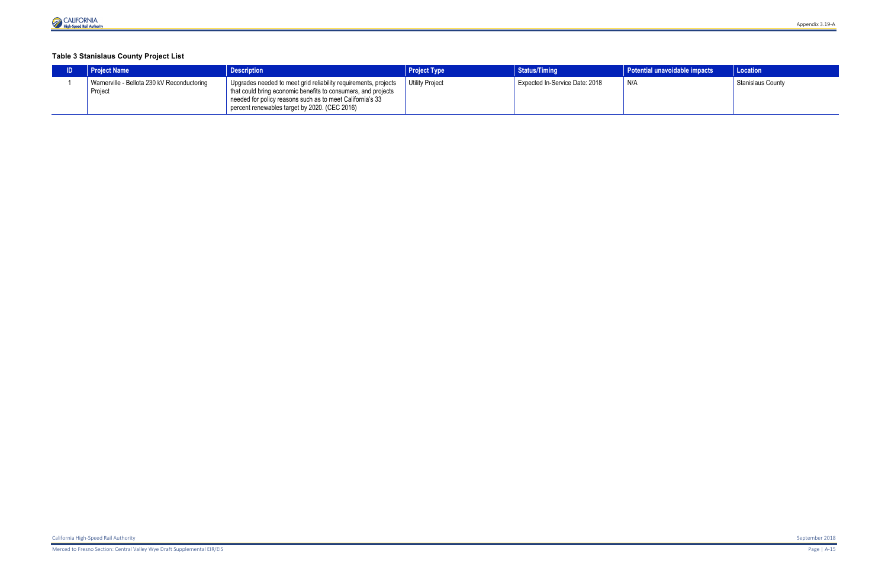**Table 3 Stanislaus County Project List**

| ID | Project Name | Description | Project Type | Status/Timing | Potential unavoidable impacts | Location |
|---|---|---|---|---|---|---|
| 1 | Warnerville - Bellota 230 kV Reconductoring Project | Upgrades needed to meet grid reliability requirements, projects that could bring economic benefits to consumers, and projects needed for policy reasons such as to meet California's 33 percent renewables target by 2020. (CEC 2016) | Utility Project | Expected In-Service Date: 2018 | N/A | Stanislaus County |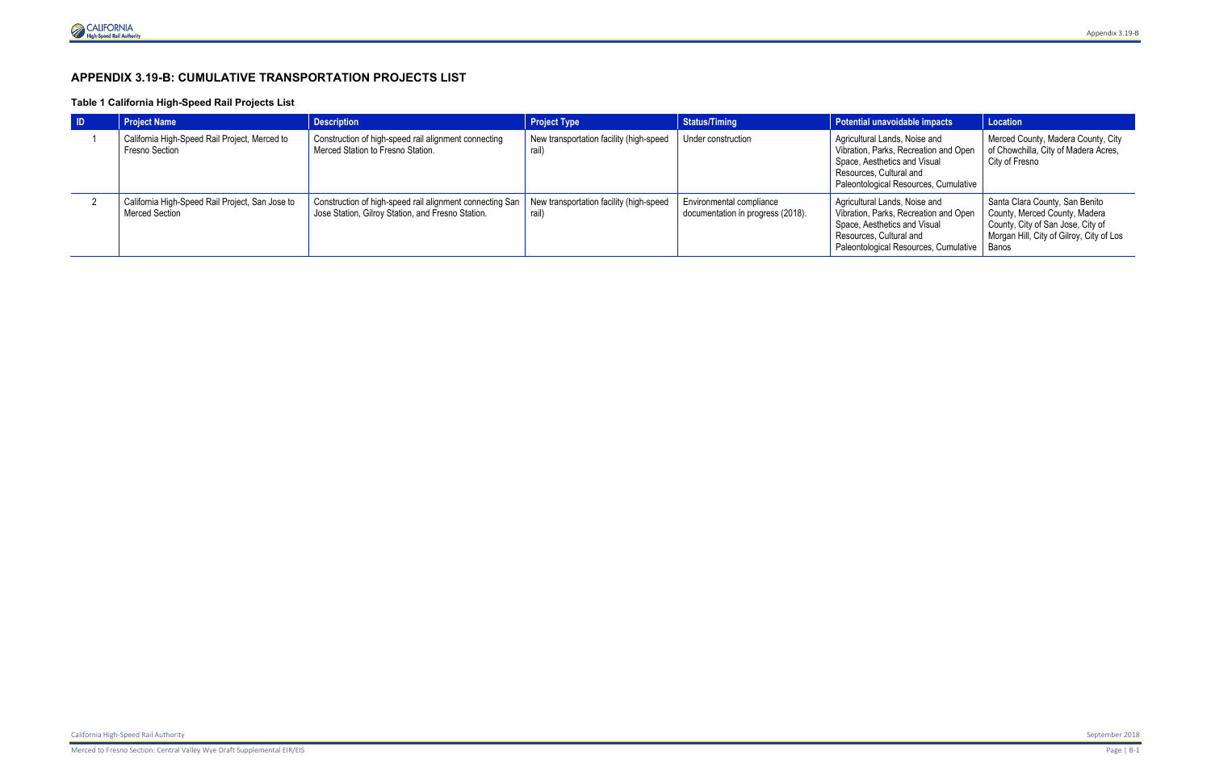## APPENDIX 3.19-B: CUMULATIVE TRANSPORTATION PROJECTS LIST

### Table 1 California High-Speed Rail Projects List

| ID | Project Name | Description | Project Type | Status/Timing | Potential unavoidable impacts | Location |
|---|---|---|---|---|---|---|
| 1 | California High-Speed Rail Project, Merced to Fresno Section | Construction of high-speed rail alignment connecting Merced Station to Fresno Station. | New transportation facility (high-speed rail) | Under construction | Agricultural Lands, Noise and Vibration, Parks, Recreation and Open Space, Aesthetics and Visual Resources, Cultural and Paleontological Resources, Cumulative | Merced County, Madera County, City of Chowchilla, City of Madera Acres, City of Fresno |
| 2 | California High-Speed Rail Project, San Jose to Merced Section | Construction of high-speed rail alignment connecting San Jose Station, Gilroy Station, and Fresno Station. | New transportation facility (high-speed rail) | Environmental compliance documentation in progress (2018). | Agricultural Lands, Noise and Vibration, Parks, Recreation and Open Space, Aesthetics and Visual Resources, Cultural and Paleontological Resources, Cumulative | Santa Clara County, San Benito County, Merced County, Madera County, City of San Jose, City of Morgan Hill, City of Gilroy, City of Los Banos |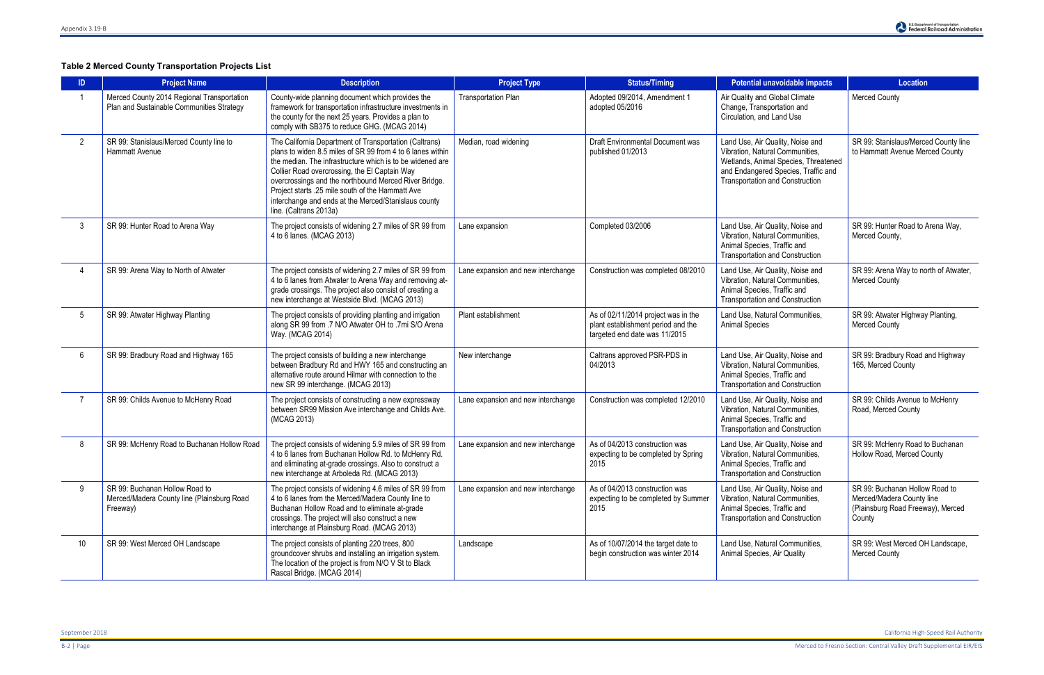**Table 2 Merced County Transportation Projects List**

| ID | Project Name | Description | Project Type | Status/Timing | Potential unavoidable impacts | Location |
|---|---|---|---|---|---|---|
| 1 | Merced County 2014 Regional Transportation Plan and Sustainable Communities Strategy | County-wide planning document which provides the framework for transportation infrastructure investments in the county for the next 25 years. Provides a plan to comply with SB375 to reduce GHG. (MCAG 2014) | Transportation Plan | Adopted 09/2014, Amendment 1 adopted 05/2016 | Air Quality and Global Climate Change, Transportation and Circulation, and Land Use | Merced County |
| 2 | SR 99: Stanislaus/Merced County line to Hammatt Avenue | The California Department of Transportation (Caltrans) plans to widen 8.5 miles of SR 99 from 4 to 6 lanes within the median. The infrastructure which is to be widened are Collier Road overcrossing, the El Captain Way overcrossings and the northbound Merced River Bridge. Project starts .25 mile south of the Hammatt Ave interchange and ends at the Merced/Stanislaus county line. (Caltrans 2013a) | Median, road widening | Draft Environmental Document was published 01/2013 | Land Use, Air Quality, Noise and Vibration, Natural Communities, Wetlands, Animal Species, Threatened and Endangered Species, Traffic and Transportation and Construction | SR 99: Stanislaus/Merced County line to Hammatt Avenue Merced County |
| 3 | SR 99: Hunter Road to Arena Way | The project consists of widening 2.7 miles of SR 99 from 4 to 6 lanes. (MCAG 2013) | Lane expansion | Completed 03/2006 | Land Use, Air Quality, Noise and Vibration, Natural Communities, Animal Species, Traffic and Transportation and Construction | SR 99: Hunter Road to Arena Way, Merced County, |
| 4 | SR 99: Arena Way to North of Atwater | The project consists of widening 2.7 miles of SR 99 from 4 to 6 lanes from Atwater to Arena Way and removing at-grade crossings. The project also consist of creating a new interchange at Westside Blvd. (MCAG 2013) | Lane expansion and new interchange | Construction was completed 08/2010 | Land Use, Air Quality, Noise and Vibration, Natural Communities, Animal Species, Traffic and Transportation and Construction | SR 99: Arena Way to north of Atwater, Merced County |
| 5 | SR 99: Atwater Highway Planting | The project consists of providing planting and irrigation along SR 99 from .7 N/O Atwater OH to .7mi S/O Arena Way. (MCAG 2014) | Plant establishment | As of 02/11/2014 project was in the plant establishment period and the targeted end date was 11/2015 | Land Use, Natural Communities, Animal Species | SR 99: Atwater Highway Planting, Merced County |
| 6 | SR 99: Bradbury Road and Highway 165 | The project consists of building a new interchange between Bradbury Rd and HWY 165 and constructing an alternative route around Hilmar with connection to the new SR 99 interchange. (MCAG 2013) | New interchange | Caltrans approved PSR-PDS in 04/2013 | Land Use, Air Quality, Noise and Vibration, Natural Communities, Animal Species, Traffic and Transportation and Construction | SR 99: Bradbury Road and Highway 165, Merced County |
| 7 | SR 99: Childs Avenue to McHenry Road | The project consists of constructing a new expressway between SR99 Mission Ave interchange and Childs Ave. (MCAG 2013) | Lane expansion and new interchange | Construction was completed 12/2010 | Land Use, Air Quality, Noise and Vibration, Natural Communities, Animal Species, Traffic and Transportation and Construction | SR 99: Childs Avenue to McHenry Road, Merced County |
| 8 | SR 99: McHenry Road to Buchanan Hollow Road | The project consists of widening 5.9 miles of SR 99 from 4 to 6 lanes from Buchanan Hollow Rd. to McHenry Rd. and eliminating at-grade crossings. Also to construct a new interchange at Arboleda Rd. (MCAG 2013) | Lane expansion and new interchange | As of 04/2013 construction was expecting to be completed by Spring 2015 | Land Use, Air Quality, Noise and Vibration, Natural Communities, Animal Species, Traffic and Transportation and Construction | SR 99: McHenry Road to Buchanan Hollow Road, Merced County |
| 9 | SR 99: Buchanan Hollow Road to Merced/Madera County line (Plainsburg Road Freeway) | The project consists of widening 4.6 miles of SR 99 from 4 to 6 lanes from the Merced/Madera County line to Buchanan Hollow Road and to eliminate at-grade crossings. The project will also construct a new interchange at Plainsburg Road. (MCAG 2013) | Lane expansion and new interchange | As of 04/2013 construction was expecting to be completed by Summer 2015 | Land Use, Air Quality, Noise and Vibration, Natural Communities, Animal Species, Traffic and Transportation and Construction | SR 99: Buchanan Hollow Road to Merced/Madera County line (Plainsburg Road Freeway), Merced County |
| 10 | SR 99: West Merced OH Landscape | The project consists of planting 220 trees, 800 groundcover shrubs and installing an irrigation system. The location of the project is from N/O V St to Black Rascal Bridge. (MCAG 2014) | Landscape | As of 10/07/2014 the target date to begin construction was winter 2014 | Land Use, Natural Communities, Animal Species, Air Quality | SR 99: West Merced OH Landscape, Merced County |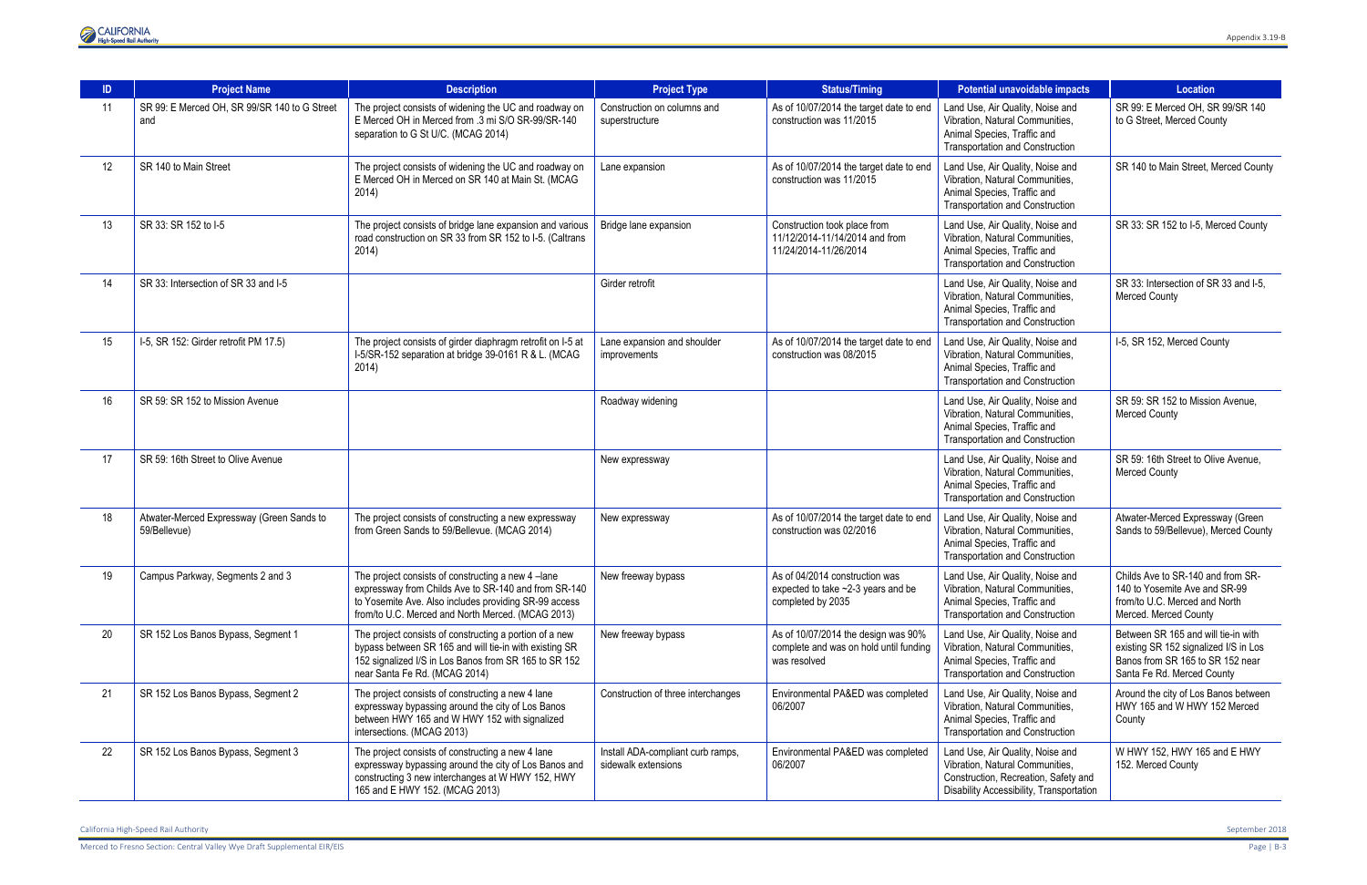| ID | Project Name | Description | Project Type | Status/Timing | Potential unavoidable impacts | Location |
|---|---|---|---|---|---|---|
| 11 | SR 99: E Merced OH, SR 99/SR 140 to G Street and | The project consists of widening the UC and roadway on E Merced OH in Merced from .3 mi S/O SR-99/SR-140 separation to G St U/C. (MCAG 2014) | Construction on columns and superstructure | As of 10/07/2014 the target date to end construction was 11/2015 | Land Use, Air Quality, Noise and Vibration, Natural Communities, Animal Species, Traffic and Transportation and Construction | SR 99: E Merced OH, SR 99/SR 140 to G Street, Merced County |
| 12 | SR 140 to Main Street | The project consists of widening the UC and roadway on E Merced OH in Merced on SR 140 at Main St. (MCAG 2014) | Lane expansion | As of 10/07/2014 the target date to end construction was 11/2015 | Land Use, Air Quality, Noise and Vibration, Natural Communities, Animal Species, Traffic and Transportation and Construction | SR 140 to Main Street, Merced County |
| 13 | SR 33: SR 152 to I-5 | The project consists of bridge lane expansion and various road construction on SR 33 from SR 152 to I-5. (Caltrans 2014) | Bridge lane expansion | Construction took place from 11/12/2014-11/14/2014 and from 11/24/2014-11/26/2014 | Land Use, Air Quality, Noise and Vibration, Natural Communities, Animal Species, Traffic and Transportation and Construction | SR 33: SR 152 to I-5, Merced County |
| 14 | SR 33: Intersection of SR 33 and I-5 | | Girder retrofit | | Land Use, Air Quality, Noise and Vibration, Natural Communities, Animal Species, Traffic and Transportation and Construction | SR 33: Intersection of SR 33 and I-5, Merced County |
| 15 | I-5, SR 152: Girder retrofit PM 17.5) | The project consists of girder diaphragm retrofit on I-5 at I-5/SR-152 separation at bridge 39-0161 R & L. (MCAG 2014) | Lane expansion and shoulder improvements | As of 10/07/2014 the target date to end construction was 08/2015 | Land Use, Air Quality, Noise and Vibration, Natural Communities, Animal Species, Traffic and Transportation and Construction | I-5, SR 152, Merced County |
| 16 | SR 59: SR 152 to Mission Avenue | | Roadway widening | | Land Use, Air Quality, Noise and Vibration, Natural Communities, Animal Species, Traffic and Transportation and Construction | SR 59: SR 152 to Mission Avenue, Merced County |
| 17 | SR 59: 16th Street to Olive Avenue | | New expressway | | Land Use, Air Quality, Noise and Vibration, Natural Communities, Animal Species, Traffic and Transportation and Construction | SR 59: 16th Street to Olive Avenue, Merced County |
| 18 | Atwater-Merced Expressway (Green Sands to 59/Bellevue) | The project consists of constructing a new expressway from Green Sands to 59/Bellevue. (MCAG 2014) | New expressway | As of 10/07/2014 the target date to end construction was 02/2016 | Land Use, Air Quality, Noise and Vibration, Natural Communities, Animal Species, Traffic and Transportation and Construction | Atwater-Merced Expressway (Green Sands to 59/Bellevue), Merced County |
| 19 | Campus Parkway, Segments 2 and 3 | The project consists of constructing a new 4 –lane expressway from Childs Ave to SR-140 and from SR-140 to Yosemite Ave. Also includes providing SR-99 access from/to U.C. Merced and North Merced. (MCAG 2013) | New freeway bypass | As of 04/2014 construction was expected to take ~2-3 years and be completed by 2035 | Land Use, Air Quality, Noise and Vibration, Natural Communities, Animal Species, Traffic and Transportation and Construction | Childs Ave to SR-140 and from SR-140 to Yosemite Ave and SR-99 from/to U.C. Merced and North Merced. Merced County |
| 20 | SR 152 Los Banos Bypass, Segment 1 | The project consists of constructing a portion of a new bypass between SR 165 and will tie-in with existing SR 152 signalized I/S in Los Banos from SR 165 to SR 152 near Santa Fe Rd. (MCAG 2014) | New freeway bypass | As of 10/07/2014 the design was 90% complete and was on hold until funding was resolved | Land Use, Air Quality, Noise and Vibration, Natural Communities, Animal Species, Traffic and Transportation and Construction | Between SR 165 and will tie-in with existing SR 152 signalized I/S in Los Banos from SR 165 to SR 152 near Santa Fe Rd. Merced County |
| 21 | SR 152 Los Banos Bypass, Segment 2 | The project consists of constructing a new 4 lane expressway bypassing around the city of Los Banos between HWY 165 and W HWY 152 with signalized intersections. (MCAG 2013) | Construction of three interchanges | Environmental PA&ED was completed 06/2007 | Land Use, Air Quality, Noise and Vibration, Natural Communities, Animal Species, Traffic and Transportation and Construction | Around the city of Los Banos between HWY 165 and W HWY 152 Merced County |
| 22 | SR 152 Los Banos Bypass, Segment 3 | The project consists of constructing a new 4 lane expressway bypassing around the city of Los Banos and constructing 3 new interchanges at W HWY 152, HWY 165 and E HWY 152. (MCAG 2013) | Install ADA-compliant curb ramps, sidewalk extensions | Environmental PA&ED was completed 06/2007 | Land Use, Air Quality, Noise and Vibration, Natural Communities, Construction, Recreation, Safety and Disability Accessibility, Transportation | W HWY 152, HWY 165 and E HWY 152. Merced County |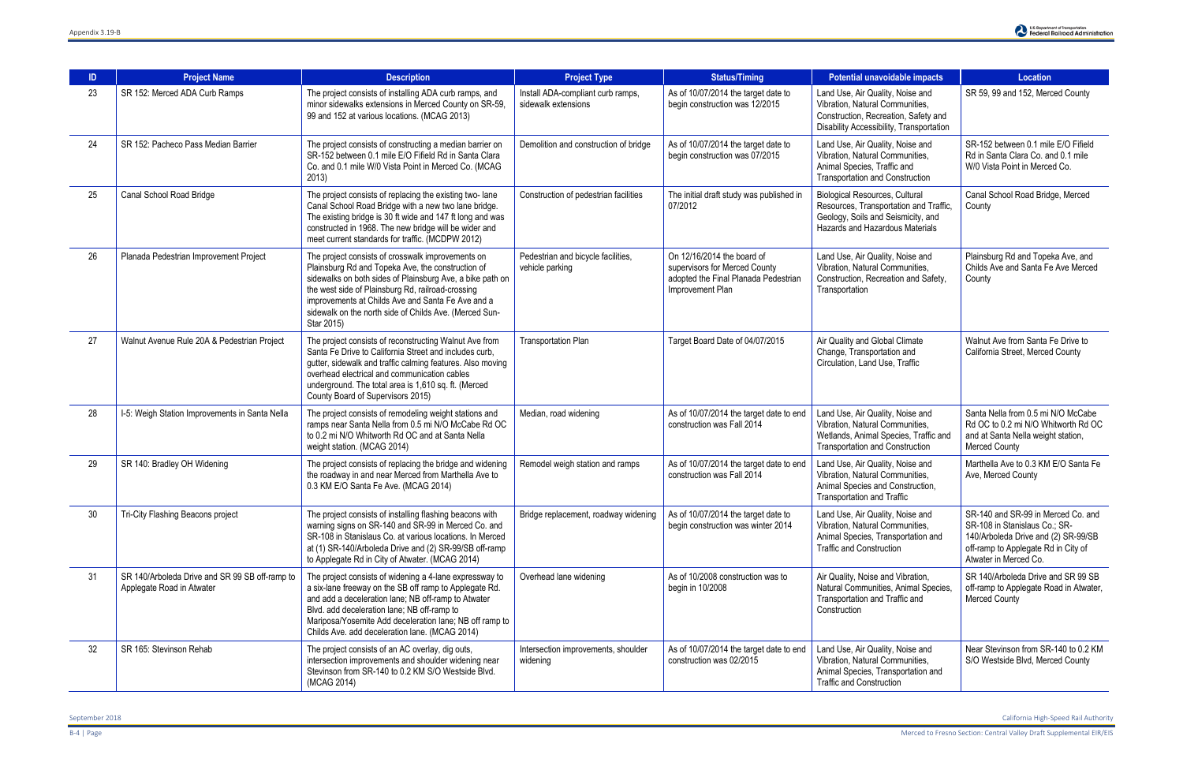| ID | Project Name | Description | Project Type | Status/Timing | Potential unavoidable impacts | Location |
|---|---|---|---|---|---|---|
| 23 | SR 152: Merced ADA Curb Ramps | The project consists of installing ADA curb ramps, and minor sidewalks extensions in Merced County on SR-59, 99 and 152 at various locations. (MCAG 2013) | Install ADA-compliant curb ramps, sidewalk extensions | As of 10/07/2014 the target date to begin construction was 12/2015 | Land Use, Air Quality, Noise and Vibration, Natural Communities, Construction, Recreation, Safety and Disability Accessibility, Transportation | SR 59, 99 and 152, Merced County |
| 24 | SR 152: Pacheco Pass Median Barrier | The project consists of constructing a median barrier on SR-152 between 0.1 mile E/O Fifield Rd in Santa Clara Co. and 0.1 mile W/0 Vista Point in Merced Co. (MCAG 2013) | Demolition and construction of bridge | As of 10/07/2014 the target date to begin construction was 07/2015 | Land Use, Air Quality, Noise and Vibration, Natural Communities, Animal Species, Traffic and Transportation and Construction | SR-152 between 0.1 mile E/O Fifield Rd in Santa Clara Co. and 0.1 mile W/0 Vista Point in Merced Co. |
| 25 | Canal School Road Bridge | The project consists of replacing the existing two- lane Canal School Road Bridge with a new two lane bridge. The existing bridge is 30 ft wide and 147 ft long and was constructed in 1968. The new bridge will be wider and meet current standards for traffic. (MCDPW 2012) | Construction of pedestrian facilities | The initial draft study was published in 07/2012 | Biological Resources, Cultural Resources, Transportation and Traffic, Geology, Soils and Seismicity, and Hazards and Hazardous Materials | Canal School Road Bridge, Merced County |
| 26 | Planada Pedestrian Improvement Project | The project consists of crosswalk improvements on Plainsburg Rd and Topeka Ave, the construction of sidewalks on both sides of Plainsburg Ave, a bike path on the west side of Plainsburg Rd, railroad-crossing improvements at Childs Ave and Santa Fe Ave and a sidewalk on the north side of Childs Ave. (Merced Sun-Star 2015) | Pedestrian and bicycle facilities, vehicle parking | On 12/16/2014 the board of supervisors for Merced County adopted the Final Planada Pedestrian Improvement Plan | Land Use, Air Quality, Noise and Vibration, Natural Communities, Construction, Recreation and Safety, Transportation | Plainsburg Rd and Topeka Ave, and Childs Ave and Santa Fe Ave Merced County |
| 27 | Walnut Avenue Rule 20A & Pedestrian Project | The project consists of reconstructing Walnut Ave from Santa Fe Drive to California Street and includes curb, gutter, sidewalk and traffic calming features. Also moving overhead electrical and communication cables underground. The total area is 1,610 sq. ft. (Merced County Board of Supervisors 2015) | Transportation Plan | Target Board Date of 04/07/2015 | Air Quality and Global Climate Change, Transportation and Circulation, Land Use, Traffic | Walnut Ave from Santa Fe Drive to California Street, Merced County |
| 28 | I-5: Weigh Station Improvements in Santa Nella | The project consists of remodeling weight stations and ramps near Santa Nella from 0.5 mi N/O McCabe Rd OC to 0.2 mi N/O Whitworth Rd OC and at Santa Nella weight station. (MCAG 2014) | Median, road widening | As of 10/07/2014 the target date to end construction was Fall 2014 | Land Use, Air Quality, Noise and Vibration, Natural Communities, Wetlands, Animal Species, Traffic and Transportation and Construction | Santa Nella from 0.5 mi N/O McCabe Rd OC to 0.2 mi N/O Whitworth Rd OC and at Santa Nella weight station, Merced County |
| 29 | SR 140: Bradley OH Widening | The project consists of replacing the bridge and widening the roadway in and near Merced from Marthella Ave to 0.3 KM E/O Santa Fe Ave. (MCAG 2014) | Remodel weigh station and ramps | As of 10/07/2014 the target date to end construction was Fall 2014 | Land Use, Air Quality, Noise and Vibration, Natural Communities, Animal Species and Construction, Transportation and Traffic | Marthella Ave to 0.3 KM E/O Santa Fe Ave, Merced County |
| 30 | Tri-City Flashing Beacons project | The project consists of installing flashing beacons with warning signs on SR-140 and SR-99 in Merced Co. and SR-108 in Stanislaus Co. at various locations. In Merced at (1) SR-140/Arboleda Drive and (2) SR-99/SB off-ramp to Applegate Rd in City of Atwater. (MCAG 2014) | Bridge replacement, roadway widening | As of 10/07/2014 the target date to begin construction was winter 2014 | Land Use, Air Quality, Noise and Vibration, Natural Communities, Animal Species, Transportation and Traffic and Construction | SR-140 and SR-99 in Merced Co. and SR-108 in Stanislaus Co.; SR-140/Arboleda Drive and (2) SR-99/SB off-ramp to Applegate Rd in City of Atwater in Merced Co. |
| 31 | SR 140/Arboleda Drive and SR 99 SB off-ramp to Applegate Road in Atwater | The project consists of widening a 4-lane expressway to a six-lane freeway on the SB off ramp to Applegate Rd. and add a deceleration lane; NB off-ramp to Atwater Blvd. add deceleration lane; NB off-ramp to Mariposa/Yosemite Add deceleration lane; NB off ramp to Childs Ave. add deceleration lane. (MCAG 2014) | Overhead lane widening | As of 10/2008 construction was to begin in 10/2008 | Air Quality, Noise and Vibration, Natural Communities, Animal Species, Transportation and Traffic and Construction | SR 140/Arboleda Drive and SR 99 SB off-ramp to Applegate Road in Atwater, Merced County |
| 32 | SR 165: Stevinson Rehab | The project consists of an AC overlay, dig outs, intersection improvements and shoulder widening near Stevinson from SR-140 to 0.2 KM S/O Westside Blvd. (MCAG 2014) | Intersection improvements, shoulder widening | As of 10/07/2014 the target date to end construction was 02/2015 | Land Use, Air Quality, Noise and Vibration, Natural Communities, Animal Species, Transportation and Traffic and Construction | Near Stevinson from SR-140 to 0.2 KM S/O Westside Blvd, Merced County |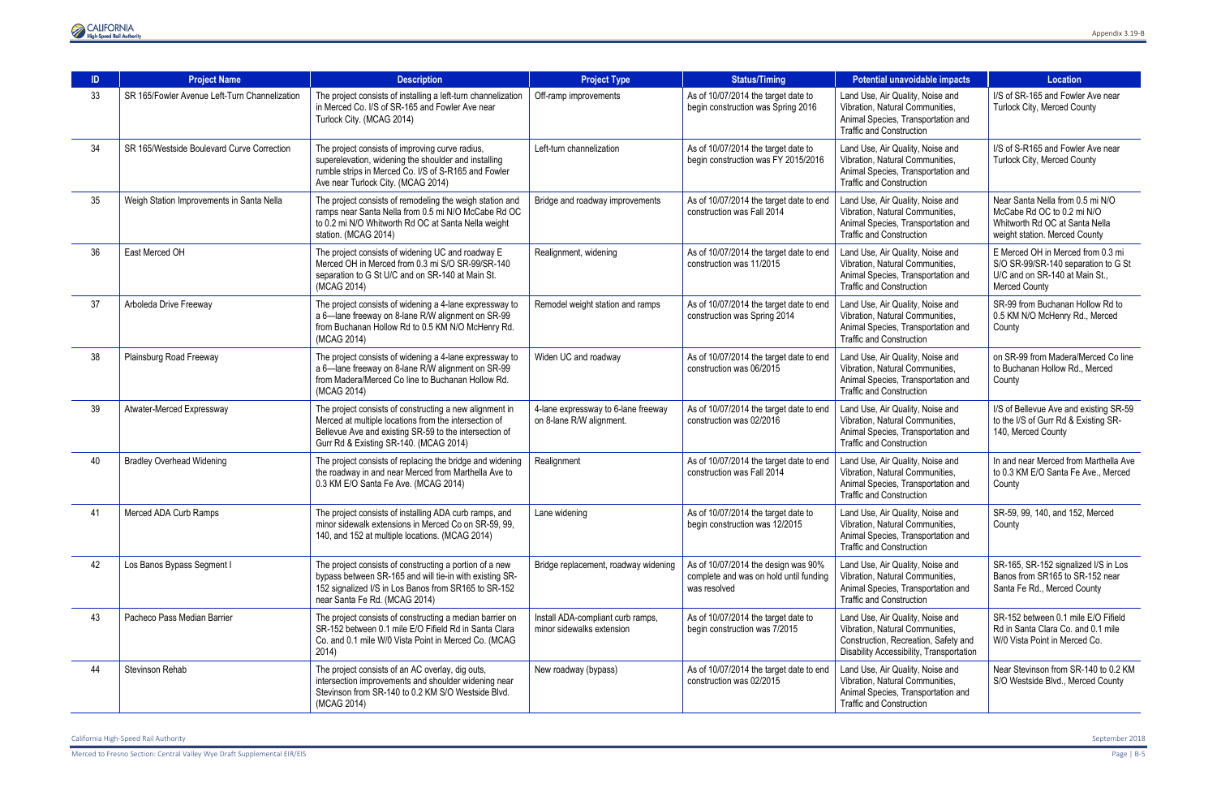| ID | Project Name | Description | Project Type | Status/Timing | Potential unavoidable impacts | Location |
|---|---|---|---|---|---|---|
| 33 | SR 165/Fowler Avenue Left-Turn Channelization | The project consists of installing a left-turn channelization in Merced Co. I/S of SR-165 and Fowler Ave near Turlock City. (MCAG 2014) | Off-ramp improvements | As of 10/07/2014 the target date to begin construction was Spring 2016 | Land Use, Air Quality, Noise and Vibration, Natural Communities, Animal Species, Transportation and Traffic and Construction | I/S of SR-165 and Fowler Ave near Turlock City, Merced County |
| 34 | SR 165/Westside Boulevard Curve Correction | The project consists of improving curve radius, superelevation, widening the shoulder and installing rumble strips in Merced Co. I/S of S-R165 and Fowler Ave near Turlock City. (MCAG 2014) | Left-turn channelization | As of 10/07/2014 the target date to begin construction was FY 2015/2016 | Land Use, Air Quality, Noise and Vibration, Natural Communities, Animal Species, Transportation and Traffic and Construction | I/S of S-R165 and Fowler Ave near Turlock City, Merced County |
| 35 | Weigh Station Improvements in Santa Nella | The project consists of remodeling the weigh station and ramps near Santa Nella from 0.5 mi N/O McCabe Rd OC to 0.2 mi N/O Whitworth Rd OC at Santa Nella weight station. (MCAG 2014) | Bridge and roadway improvements | As of 10/07/2014 the target date to end construction was Fall 2014 | Land Use, Air Quality, Noise and Vibration, Natural Communities, Animal Species, Transportation and Traffic and Construction | Near Santa Nella from 0.5 mi N/O McCabe Rd OC to 0.2 mi N/O Whitworth Rd OC at Santa Nella weight station. Merced County |
| 36 | East Merced OH | The project consists of widening UC and roadway E Merced OH in Merced from 0.3 mi S/O SR-99/SR-140 separation to G St U/C and on SR-140 at Main St. (MCAG 2014) | Realignment, widening | As of 10/07/2014 the target date to end construction was 11/2015 | Land Use, Air Quality, Noise and Vibration, Natural Communities, Animal Species, Transportation and Traffic and Construction | E Merced OH in Merced from 0.3 mi S/O SR-99/SR-140 separation to G St U/C and on SR-140 at Main St., Merced County |
| 37 | Arboleda Drive Freeway | The project consists of widening a 4-lane expressway to a 6—lane freeway on 8-lane R/W alignment on SR-99 from Buchanan Hollow Rd to 0.5 KM N/O McHenry Rd. (MCAG 2014) | Remodel weight station and ramps | As of 10/07/2014 the target date to end construction was Spring 2014 | Land Use, Air Quality, Noise and Vibration, Natural Communities, Animal Species, Transportation and Traffic and Construction | SR-99 from Buchanan Hollow Rd to 0.5 KM N/O McHenry Rd., Merced County |
| 38 | Plainsburg Road Freeway | The project consists of widening a 4-lane expressway to a 6—lane freeway on 8-lane R/W alignment on SR-99 from Madera/Merced Co line to Buchanan Hollow Rd. (MCAG 2014) | Widen UC and roadway | As of 10/07/2014 the target date to end construction was 06/2015 | Land Use, Air Quality, Noise and Vibration, Natural Communities, Animal Species, Transportation and Traffic and Construction | on SR-99 from Madera/Merced Co line to Buchanan Hollow Rd., Merced County |
| 39 | Atwater-Merced Expressway | The project consists of constructing a new alignment in Merced at multiple locations from the intersection of Bellevue Ave and existing SR-59 to the intersection of Gurr Rd & Existing SR-140. (MCAG 2014) | 4-lane expressway to 6-lane freeway on 8-lane R/W alignment. | As of 10/07/2014 the target date to end construction was 02/2016 | Land Use, Air Quality, Noise and Vibration, Natural Communities, Animal Species, Transportation and Traffic and Construction | I/S of Bellevue Ave and existing SR-59 to the I/S of Gurr Rd & Existing SR-140, Merced County |
| 40 | Bradley Overhead Widening | The project consists of replacing the bridge and widening the roadway in and near Merced from Marthella Ave to 0.3 KM E/O Santa Fe Ave. (MCAG 2014) | Realignment | As of 10/07/2014 the target date to end construction was Fall 2014 | Land Use, Air Quality, Noise and Vibration, Natural Communities, Animal Species, Transportation and Traffic and Construction | In and near Merced from Marthella Ave to 0.3 KM E/O Santa Fe Ave., Merced County |
| 41 | Merced ADA Curb Ramps | The project consists of installing ADA curb ramps, and minor sidewalk extensions in Merced Co on SR-59, 99, 140, and 152 at multiple locations. (MCAG 2014) | Lane widening | As of 10/07/2014 the target date to begin construction was 12/2015 | Land Use, Air Quality, Noise and Vibration, Natural Communities, Animal Species, Transportation and Traffic and Construction | SR-59, 99, 140, and 152, Merced County |
| 42 | Los Banos Bypass Segment I | The project consists of constructing a portion of a new bypass between SR-165 and will tie-in with existing SR-152 signalized I/S in Los Banos from SR165 to SR-152 near Santa Fe Rd. (MCAG 2014) | Bridge replacement, roadway widening | As of 10/07/2014 the design was 90% complete and was on hold until funding was resolved | Land Use, Air Quality, Noise and Vibration, Natural Communities, Animal Species, Transportation and Traffic and Construction | SR-165, SR-152 signalized I/S in Los Banos from SR165 to SR-152 near Santa Fe Rd., Merced County |
| 43 | Pacheco Pass Median Barrier | The project consists of constructing a median barrier on SR-152 between 0.1 mile E/O Fifield Rd in Santa Clara Co. and 0.1 mile W/0 Vista Point in Merced Co. (MCAG 2014) | Install ADA-compliant curb ramps, minor sidewalks extension | As of 10/07/2014 the target date to begin construction was 7/2015 | Land Use, Air Quality, Noise and Vibration, Natural Communities, Construction, Recreation, Safety and Disability Accessibility, Transportation | SR-152 between 0.1 mile E/O Fifield Rd in Santa Clara Co. and 0.1 mile W/0 Vista Point in Merced Co. |
| 44 | Stevinson Rehab | The project consists of an AC overlay, dig outs, intersection improvements and shoulder widening near Stevinson from SR-140 to 0.2 KM S/O Westside Blvd. (MCAG 2014) | New roadway (bypass) | As of 10/07/2014 the target date to end construction was 02/2015 | Land Use, Air Quality, Noise and Vibration, Natural Communities, Animal Species, Transportation and Traffic and Construction | Near Stevinson from SR-140 to 0.2 KM S/O Westside Blvd., Merced County |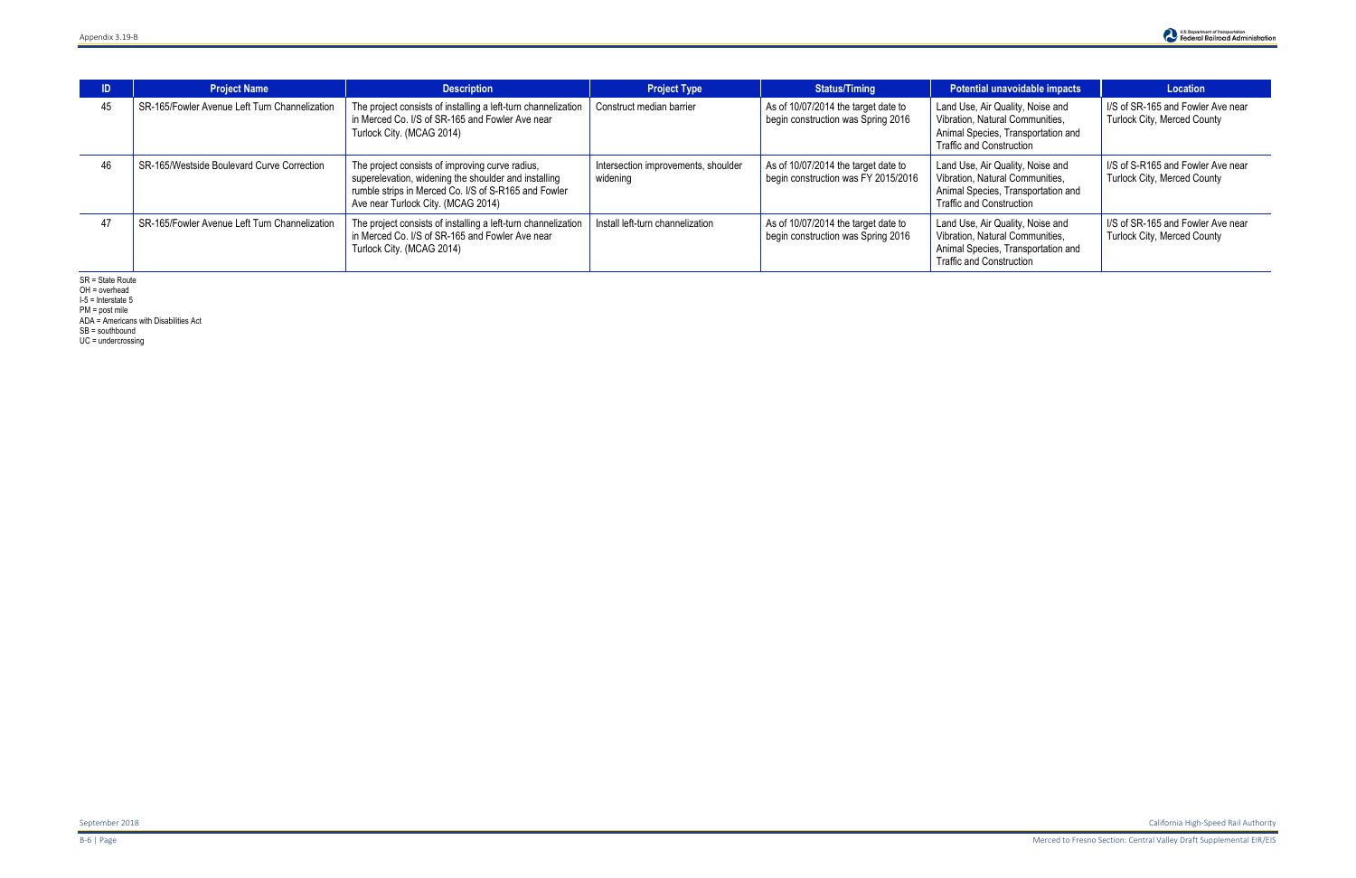| ID | Project Name | Description | Project Type | Status/Timing | Potential unavoidable impacts | Location |
|---|---|---|---|---|---|---|
| 45 | SR-165/Fowler Avenue Left Turn Channelization | The project consists of installing a left-turn channelization in Merced Co. I/S of SR-165 and Fowler Ave near Turlock City. (MCAG 2014) | Construct median barrier | As of 10/07/2014 the target date to begin construction was Spring 2016 | Land Use, Air Quality, Noise and Vibration, Natural Communities, Animal Species, Transportation and Traffic and Construction | I/S of SR-165 and Fowler Ave near Turlock City, Merced County |
| 46 | SR-165/Westside Boulevard Curve Correction | The project consists of improving curve radius, superelevation, widening the shoulder and installing rumble strips in Merced Co. I/S of S-R165 and Fowler Ave near Turlock City. (MCAG 2014) | Intersection improvements, shoulder widening | As of 10/07/2014 the target date to begin construction was FY 2015/2016 | Land Use, Air Quality, Noise and Vibration, Natural Communities, Animal Species, Transportation and Traffic and Construction | I/S of S-R165 and Fowler Ave near Turlock City, Merced County |
| 47 | SR-165/Fowler Avenue Left Turn Channelization | The project consists of installing a left-turn channelization in Merced Co. I/S of SR-165 and Fowler Ave near Turlock City. (MCAG 2014) | Install left-turn channelization | As of 10/07/2014 the target date to begin construction was Spring 2016 | Land Use, Air Quality, Noise and Vibration, Natural Communities, Animal Species, Transportation and Traffic and Construction | I/S of SR-165 and Fowler Ave near Turlock City, Merced County |

SR = State Route
OH = overhead
I-5 = Interstate 5
PM = post mile
ADA = Americans with Disabilities Act
SB = southbound
UC = undercrossing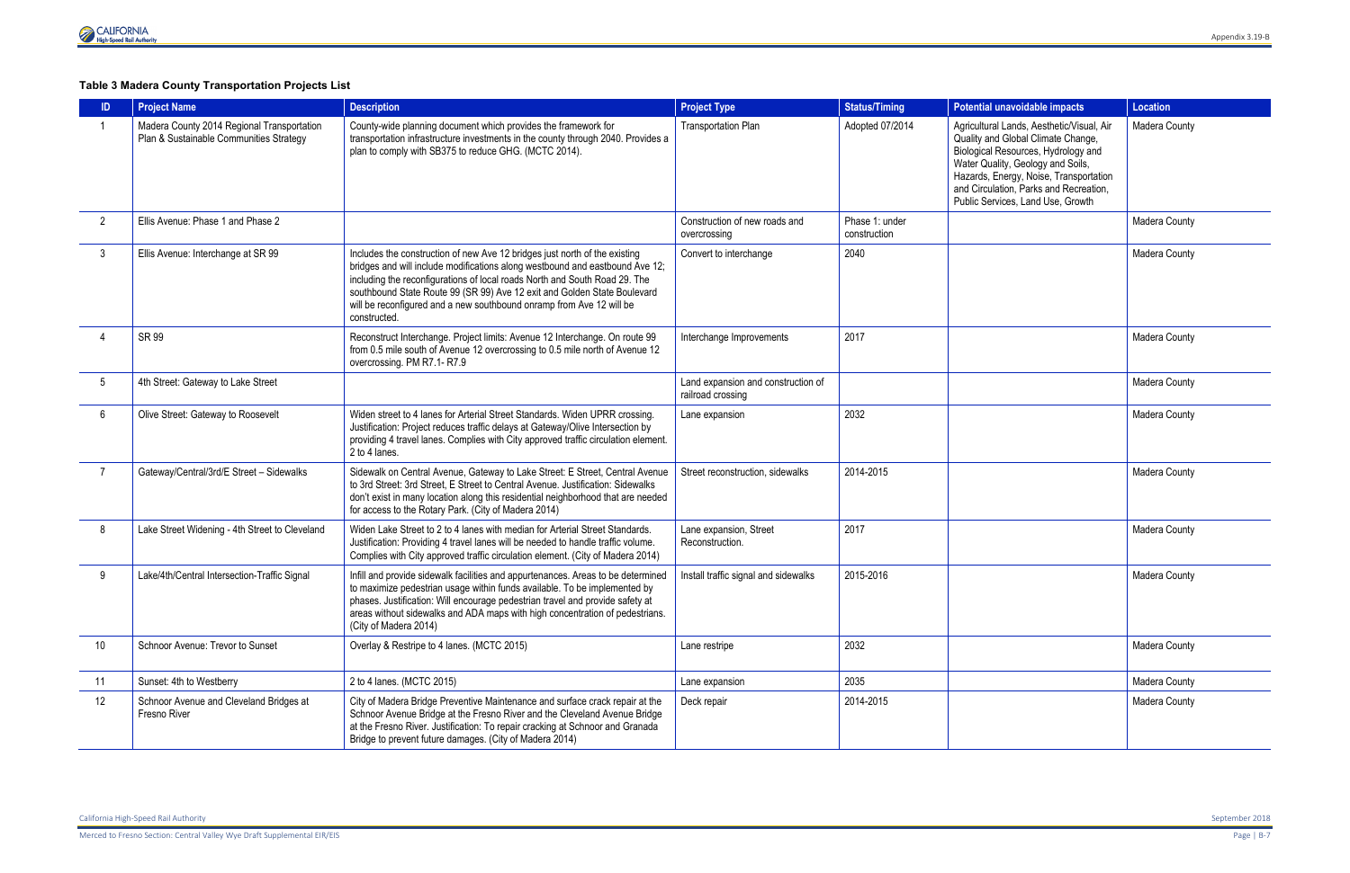**Table 3 Madera County Transportation Projects List**

| ID | Project Name | Description | Project Type | Status/Timing | Potential unavoidable impacts | Location |
|---|---|---|---|---|---|---|
| 1 | Madera County 2014 Regional Transportation Plan & Sustainable Communities Strategy | County-wide planning document which provides the framework for transportation infrastructure investments in the county through 2040. Provides a plan to comply with SB375 to reduce GHG. (MCTC 2014). | Transportation Plan | Adopted 07/2014 | Agricultural Lands, Aesthetic/Visual, Air Quality and Global Climate Change, Biological Resources, Hydrology and Water Quality, Geology and Soils, Hazards, Energy, Noise, Transportation and Circulation, Parks and Recreation, Public Services, Land Use, Growth | Madera County |
| 2 | Ellis Avenue: Phase 1 and Phase 2 | | Construction of new roads and overcrossing | Phase 1: under construction | | Madera County |
| 3 | Ellis Avenue: Interchange at SR 99 | Includes the construction of new Ave 12 bridges just north of the existing bridges and will include modifications along westbound and eastbound Ave 12; including the reconfigurations of local roads North and South Road 29. The southbound State Route 99 (SR 99) Ave 12 exit and Golden State Boulevard will be reconfigured and a new southbound onramp from Ave 12 will be constructed. | Convert to interchange | 2040 | | Madera County |
| 4 | SR 99 | Reconstruct Interchange. Project limits: Avenue 12 Interchange. On route 99 from 0.5 mile south of Avenue 12 overcrossing to 0.5 mile north of Avenue 12 overcrossing. PM R7.1- R7.9 | Interchange Improvements | 2017 | | Madera County |
| 5 | 4th Street: Gateway to Lake Street | | Land expansion and construction of railroad crossing | | | Madera County |
| 6 | Olive Street: Gateway to Roosevelt | Widen street to 4 lanes for Arterial Street Standards. Widen UPRR crossing. Justification: Project reduces traffic delays at Gateway/Olive Intersection by providing 4 travel lanes. Complies with City approved traffic circulation element. 2 to 4 lanes. | Lane expansion | 2032 | | Madera County |
| 7 | Gateway/Central/3rd/E Street – Sidewalks | Sidewalk on Central Avenue, Gateway to Lake Street: E Street, Central Avenue to 3rd Street: 3rd Street, E Street to Central Avenue. Justification: Sidewalks don't exist in many location along this residential neighborhood that are needed for access to the Rotary Park. (City of Madera 2014) | Street reconstruction, sidewalks | 2014-2015 | | Madera County |
| 8 | Lake Street Widening - 4th Street to Cleveland | Widen Lake Street to 2 to 4 lanes with median for Arterial Street Standards. Justification: Providing 4 travel lanes will be needed to handle traffic volume. Complies with City approved traffic circulation element. (City of Madera 2014) | Lane expansion, Street Reconstruction. | 2017 | | Madera County |
| 9 | Lake/4th/Central Intersection-Traffic Signal | Infill and provide sidewalk facilities and appurtenances. Areas to be determined to maximize pedestrian usage within funds available. To be implemented by phases. Justification: Will encourage pedestrian travel and provide safety at areas without sidewalks and ADA maps with high concentration of pedestrians. (City of Madera 2014) | Install traffic signal and sidewalks | 2015-2016 | | Madera County |
| 10 | Schnoor Avenue: Trevor to Sunset | Overlay & Restripe to 4 lanes. (MCTC 2015) | Lane restripe | 2032 | | Madera County |
| 11 | Sunset: 4th to Westberry | 2 to 4 lanes. (MCTC 2015) | Lane expansion | 2035 | | Madera County |
| 12 | Schnoor Avenue and Cleveland Bridges at Fresno River | City of Madera Bridge Preventive Maintenance and surface crack repair at the Schnoor Avenue Bridge at the Fresno River and the Cleveland Avenue Bridge at the Fresno River. Justification: To repair cracking at Schnoor and Granada Bridge to prevent future damages. (City of Madera 2014) | Deck repair | 2014-2015 | | Madera County |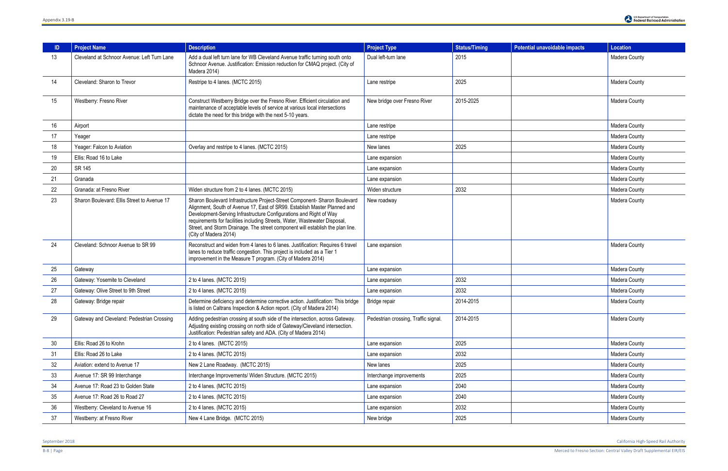| ID | Project Name | Description | Project Type | Status/Timing | Potential unavoidable impacts | Location |
|---|---|---|---|---|---|---|
| 13 | Cleveland at Schnoor Avenue: Left Turn Lane | Add a dual left turn lane for WB Cleveland Avenue traffic turning south onto Schnoor Avenue. Justification: Emission reduction for CMAQ project. (City of Madera 2014) | Dual left-turn lane | 2015 | | Madera County |
| 14 | Cleveland: Sharon to Trevor | Restripe to 4 lanes. (MCTC 2015) | Lane restripe | 2025 | | Madera County |
| 15 | Westberry: Fresno River | Construct Westberry Bridge over the Fresno River. Efficient circulation and maintenance of acceptable levels of service at various local intersections dictate the need for this bridge with the next 5-10 years. | New bridge over Fresno River | 2015-2025 | | Madera County |
| 16 | Airport | | Lane restripe | | | Madera County |
| 17 | Yeager | | Lane restripe | | | Madera County |
| 18 | Yeager: Falcon to Aviation | Overlay and restripe to 4 lanes. (MCTC 2015) | New lanes | 2025 | | Madera County |
| 19 | Ellis: Road 16 to Lake | | Lane expansion | | | Madera County |
| 20 | SR 145 | | Lane expansion | | | Madera County |
| 21 | Granada | | Lane expansion | | | Madera County |
| 22 | Granada: at Fresno River | Widen structure from 2 to 4 lanes. (MCTC 2015) | Widen structure | 2032 | | Madera County |
| 23 | Sharon Boulevard: Ellis Street to Avenue 17 | Sharon Boulevard Infrastructure Project-Street Component- Sharon Boulevard Alignment, South of Avenue 17, East of SR99. Establish Master Planned and Development-Serving Infrastructure Configurations and Right of Way requirements for facilities including Streets, Water, Wastewater Disposal, Street, and Storm Drainage. The street component will establish the plan line. (City of Madera 2014) | New roadway | | | Madera County |
| 24 | Cleveland: Schnoor Avenue to SR 99 | Reconstruct and widen from 4 lanes to 6 lanes. Justification: Requires 6 travel lanes to reduce traffic congestion. This project is included as a Tier 1 improvement in the Measure T program. (City of Madera 2014) | Lane expansion | | | Madera County |
| 25 | Gateway | | Lane expansion | | | Madera County |
| 26 | Gateway: Yosemite to Cleveland | 2 to 4 lanes. (MCTC 2015) | Lane expansion | 2032 | | Madera County |
| 27 | Gateway: Olive Street to 9th Street | 2 to 4 lanes. (MCTC 2015) | Lane expansion | 2032 | | Madera County |
| 28 | Gateway: Bridge repair | Determine deficiency and determine corrective action. Justification: This bridge is listed on Caltrans Inspection & Action report. (City of Madera 2014) | Bridge repair | 2014-2015 | | Madera County |
| 29 | Gateway and Cleveland: Pedestrian Crossing | Adding pedestrian crossing at south side of the intersection, across Gateway. Adjusting existing crossing on north side of Gateway/Cleveland intersection. Justification: Pedestrian safety and ADA. (City of Madera 2014) | Pedestrian crossing, Traffic signal. | 2014-2015 | | Madera County |
| 30 | Ellis: Road 26 to Krohn | 2 to 4 lanes. (MCTC 2015) | Lane expansion | 2025 | | Madera County |
| 31 | Ellis: Road 26 to Lake | 2 to 4 lanes. (MCTC 2015) | Lane expansion | 2032 | | Madera County |
| 32 | Aviation: extend to Avenue 17 | New 2 Lane Roadway. (MCTC 2015) | New lanes | 2025 | | Madera County |
| 33 | Avenue 17: SR 99 Interchange | Interchange Improvements/ Widen Structure. (MCTC 2015) | Interchange improvements | 2025 | | Madera County |
| 34 | Avenue 17: Road 23 to Golden State | 2 to 4 lanes. (MCTC 2015) | Lane expansion | 2040 | | Madera County |
| 35 | Avenue 17: Road 26 to Road 27 | 2 to 4 lanes. (MCTC 2015) | Lane expansion | 2040 | | Madera County |
| 36 | Westberry: Cleveland to Avenue 16 | 2 to 4 lanes. (MCTC 2015) | Lane expansion | 2032 | | Madera County |
| 37 | Westberry: at Fresno River | New 4 Lane Bridge. (MCTC 2015) | New bridge | 2025 | | Madera County |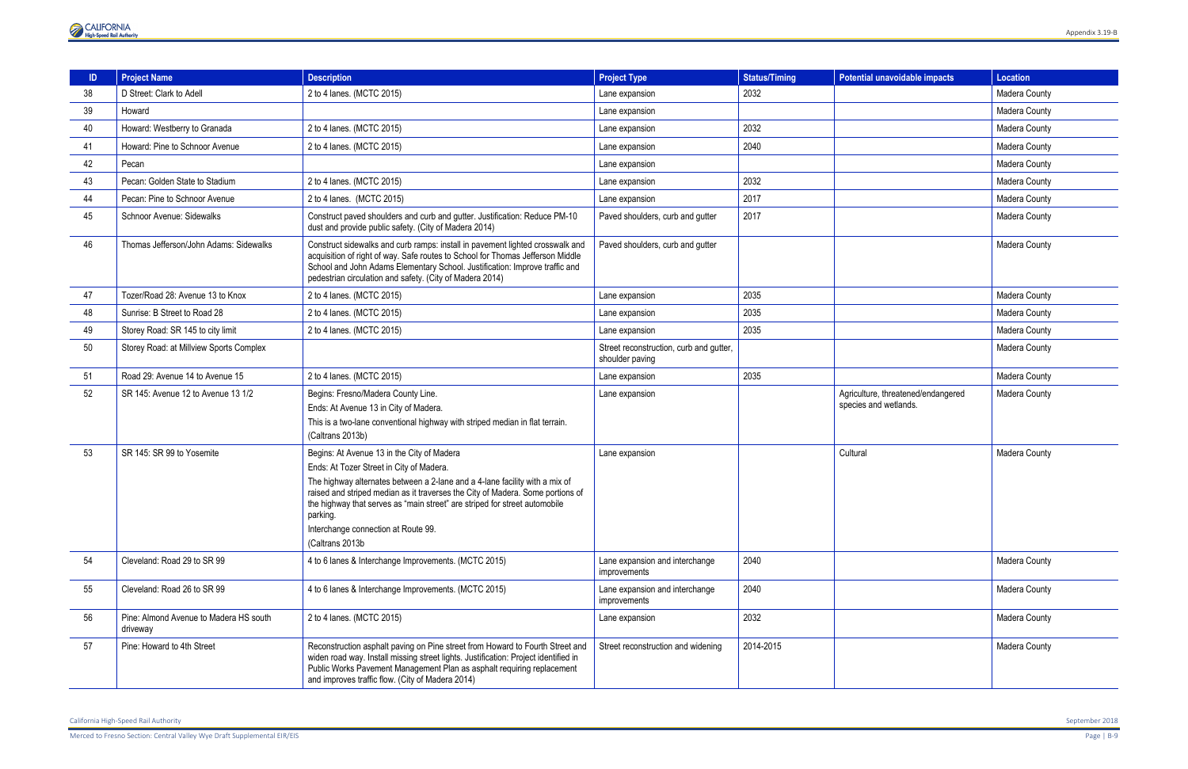| ID | Project Name | Description | Project Type | Status/Timing | Potential unavoidable impacts | Location |
|---|---|---|---|---|---|---|
| 38 | D Street: Clark to Adell | 2 to 4 lanes. (MCTC 2015) | Lane expansion | 2032 | | Madera County |
| 39 | Howard | | Lane expansion | | | Madera County |
| 40 | Howard: Westberry to Granada | 2 to 4 lanes. (MCTC 2015) | Lane expansion | 2032 | | Madera County |
| 41 | Howard: Pine to Schnoor Avenue | 2 to 4 lanes. (MCTC 2015) | Lane expansion | 2040 | | Madera County |
| 42 | Pecan | | Lane expansion | | | Madera County |
| 43 | Pecan: Golden State to Stadium | 2 to 4 lanes. (MCTC 2015) | Lane expansion | 2032 | | Madera County |
| 44 | Pecan: Pine to Schnoor Avenue | 2 to 4 lanes. (MCTC 2015) | Lane expansion | 2017 | | Madera County |
| 45 | Schnoor Avenue: Sidewalks | Construct paved shoulders and curb and gutter. Justification: Reduce PM-10 dust and provide public safety. (City of Madera 2014) | Paved shoulders, curb and gutter | 2017 | | Madera County |
| 46 | Thomas Jefferson/John Adams: Sidewalks | Construct sidewalks and curb ramps: install in pavement lighted crosswalk and acquisition of right of way. Safe routes to School for Thomas Jefferson Middle School and John Adams Elementary School. Justification: Improve traffic and pedestrian circulation and safety. (City of Madera 2014) | Paved shoulders, curb and gutter | | | Madera County |
| 47 | Tozer/Road 28: Avenue 13 to Knox | 2 to 4 lanes. (MCTC 2015) | Lane expansion | 2035 | | Madera County |
| 48 | Sunrise: B Street to Road 28 | 2 to 4 lanes. (MCTC 2015) | Lane expansion | 2035 | | Madera County |
| 49 | Storey Road: SR 145 to city limit | 2 to 4 lanes. (MCTC 2015) | Lane expansion | 2035 | | Madera County |
| 50 | Storey Road: at Millview Sports Complex | | Street reconstruction, curb and gutter, shoulder paving | | | Madera County |
| 51 | Road 29: Avenue 14 to Avenue 15 | 2 to 4 lanes. (MCTC 2015) | Lane expansion | 2035 | | Madera County |
| 52 | SR 145: Avenue 12 to Avenue 13 1/2 | Begins: Fresno/Madera County Line.<br>Ends: At Avenue 13 in City of Madera.<br>This is a two-lane conventional highway with striped median in flat terrain.<br>(Caltrans 2013b) | Lane expansion | | Agriculture, threatened/endangered species and wetlands. | Madera County |
| 53 | SR 145: SR 99 to Yosemite | Begins: At Avenue 13 in the City of Madera<br>Ends: At Tozer Street in City of Madera.<br>The highway alternates between a 2-lane and a 4-lane facility with a mix of raised and striped median as it traverses the City of Madera. Some portions of the highway that serves as "main street" are striped for street automobile parking.<br>Interchange connection at Route 99.<br>(Caltrans 2013b | Lane expansion | | Cultural | Madera County |
| 54 | Cleveland: Road 29 to SR 99 | 4 to 6 lanes & Interchange Improvements. (MCTC 2015) | Lane expansion and interchange improvements | 2040 | | Madera County |
| 55 | Cleveland: Road 26 to SR 99 | 4 to 6 lanes & Interchange Improvements. (MCTC 2015) | Lane expansion and interchange improvements | 2040 | | Madera County |
| 56 | Pine: Almond Avenue to Madera HS south driveway | 2 to 4 lanes. (MCTC 2015) | Lane expansion | 2032 | | Madera County |
| 57 | Pine: Howard to 4th Street | Reconstruction asphalt paving on Pine street from Howard to Fourth Street and widen road way. Install missing street lights. Justification: Project identified in Public Works Pavement Management Plan as asphalt requiring replacement and improves traffic flow. (City of Madera 2014) | Street reconstruction and widening | 2014-2015 | | Madera County |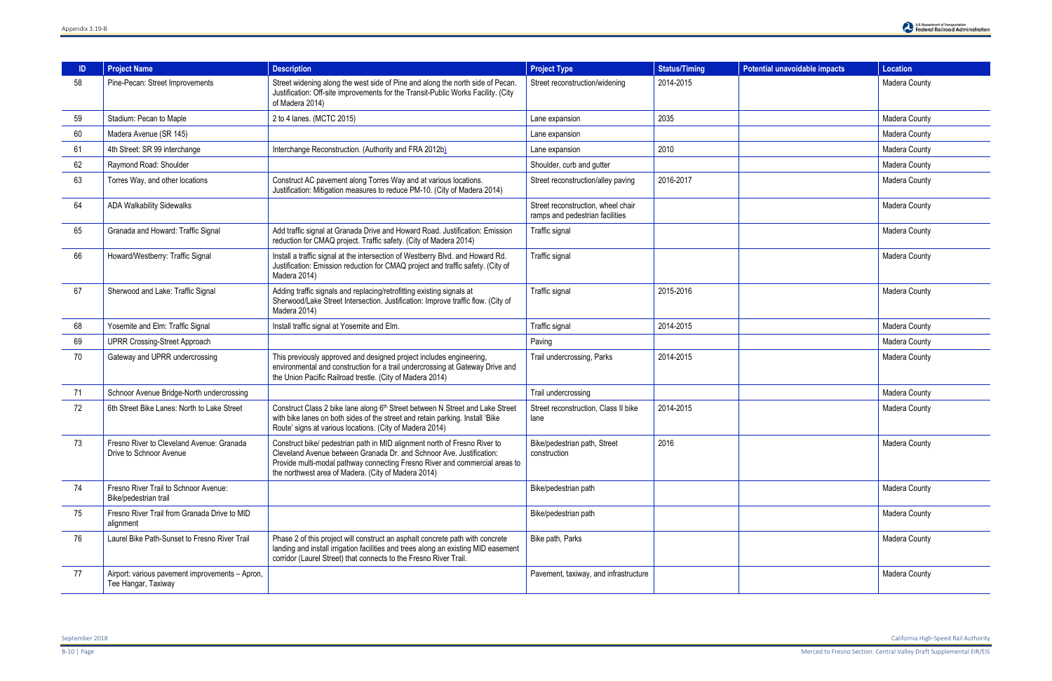| ID | Project Name | Description | Project Type | Status/Timing | Potential unavoidable impacts | Location |
|---|---|---|---|---|---|---|
| 58 | Pine-Pecan: Street Improvements | Street widening along the west side of Pine and along the north side of Pecan. Justification: Off-site improvements for the Transit-Public Works Facility. (City of Madera 2014) | Street reconstruction/widening | 2014-2015 | | Madera County |
| 59 | Stadium: Pecan to Maple | 2 to 4 lanes. (MCTC 2015) | Lane expansion | 2035 | | Madera County |
| 60 | Madera Avenue (SR 145) | | Lane expansion | | | Madera County |
| 61 | 4th Street: SR 99 interchange | Interchange Reconstruction. (Authority and FRA 2012b) | Lane expansion | 2010 | | Madera County |
| 62 | Raymond Road: Shoulder | | Shoulder, curb and gutter | | | Madera County |
| 63 | Torres Way, and other locations | Construct AC pavement along Torres Way and at various locations. Justification: Mitigation measures to reduce PM-10. (City of Madera 2014) | Street reconstruction/alley paving | 2016-2017 | | Madera County |
| 64 | ADA Walkability Sidewalks | | Street reconstruction, wheel chair ramps and pedestrian facilities | | | Madera County |
| 65 | Granada and Howard: Traffic Signal | Add traffic signal at Granada Drive and Howard Road. Justification: Emission reduction for CMAQ project. Traffic safety. (City of Madera 2014) | Traffic signal | | | Madera County |
| 66 | Howard/Westberry: Traffic Signal | Install a traffic signal at the intersection of Westberry Blvd. and Howard Rd. Justification: Emission reduction for CMAQ project and traffic safety. (City of Madera 2014) | Traffic signal | | | Madera County |
| 67 | Sherwood and Lake: Traffic Signal | Adding traffic signals and replacing/retrofitting existing signals at Sherwood/Lake Street Intersection. Justification: Improve traffic flow. (City of Madera 2014) | Traffic signal | 2015-2016 | | Madera County |
| 68 | Yosemite and Elm: Traffic Signal | Install traffic signal at Yosemite and Elm. | Traffic signal | 2014-2015 | | Madera County |
| 69 | UPRR Crossing-Street Approach | | Paving | | | Madera County |
| 70 | Gateway and UPRR undercrossing | This previously approved and designed project includes engineering, environmental and construction for a trail undercrossing at Gateway Drive and the Union Pacific Railroad trestle. (City of Madera 2014) | Trail undercrossing, Parks | 2014-2015 | | Madera County |
| 71 | Schnoor Avenue Bridge-North undercrossing | | Trail undercrossing | | | Madera County |
| 72 | 6th Street Bike Lanes: North to Lake Street | Construct Class 2 bike lane along 6th Street between N Street and Lake Street with bike lanes on both sides of the street and retain parking. Install 'Bike Route' signs at various locations. (City of Madera 2014) | Street reconstruction, Class II bike lane | 2014-2015 | | Madera County |
| 73 | Fresno River to Cleveland Avenue: Granada Drive to Schnoor Avenue | Construct bike/ pedestrian path in MID alignment north of Fresno River to Cleveland Avenue between Granada Dr. and Schnoor Ave. Justification: Provide multi-modal pathway connecting Fresno River and commercial areas to the northwest area of Madera. (City of Madera 2014) | Bike/pedestrian path, Street construction | 2016 | | Madera County |
| 74 | Fresno River Trail to Schnoor Avenue: Bike/pedestrian trail | | Bike/pedestrian path | | | Madera County |
| 75 | Fresno River Trail from Granada Drive to MID alignment | | Bike/pedestrian path | | | Madera County |
| 76 | Laurel Bike Path-Sunset to Fresno River Trail | Phase 2 of this project will construct an asphalt concrete path with concrete landing and install irrigation facilities and trees along an existing MID easement corridor (Laurel Street) that connects to the Fresno River Trail. | Bike path, Parks | | | Madera County |
| 77 | Airport: various pavement improvements – Apron, Tee Hangar, Taxiway | | Pavement, taxiway, and infrastructure | | | Madera County |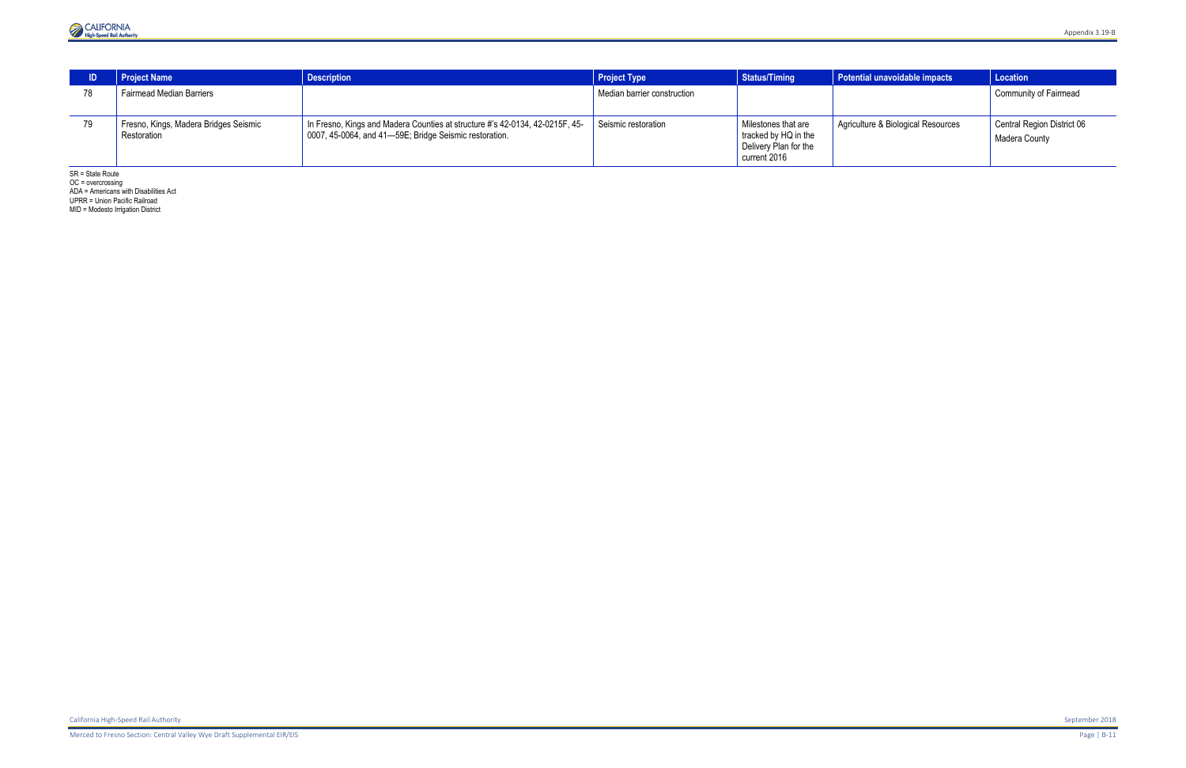| ID | Project Name | Description | Project Type | Status/Timing | Potential unavoidable impacts | Location |
|---|---|---|---|---|---|---|
| 78 | Fairmead Median Barriers | | Median barrier construction | | | Community of Fairmead |
| 79 | Fresno, Kings, Madera Bridges Seismic Restoration | In Fresno, Kings and Madera Counties at structure #'s 42-0134, 42-0215F, 45-0007, 45-0064, and 41—59E; Bridge Seismic restoration. | Seismic restoration | Milestones that are tracked by HQ in the Delivery Plan for the current 2016 | Agriculture & Biological Resources | Central Region District 06 Madera County |

SR = State Route
OC = overcrossing
ADA = Americans with Disabilities Act
UPRR = Union Pacific Railroad
MID = Modesto Irrigation District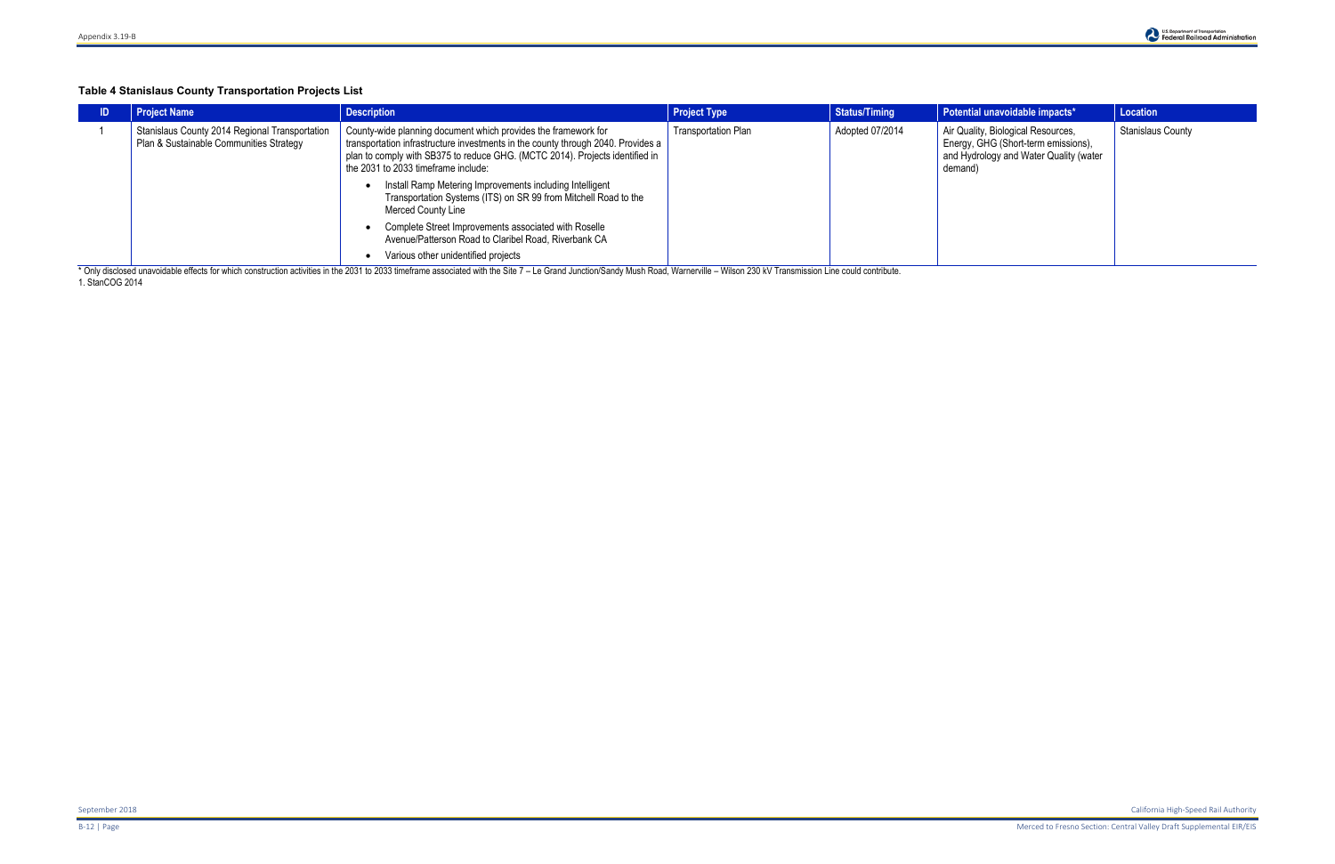### Table 4 Stanislaus County Transportation Projects List

| ID | Project Name | Description | Project Type | Status/Timing | Potential unavoidable impacts* | Location |
|---|---|---|---|---|---|---|
| 1 | Stanislaus County 2014 Regional Transportation Plan & Sustainable Communities Strategy | County-wide planning document which provides the framework for transportation infrastructure investments in the county through 2040. Provides a plan to comply with SB375 to reduce GHG. (MCTC 2014). Projects identified in the 2031 to 2033 timeframe include:<br>• Install Ramp Metering Improvements including Intelligent Transportation Systems (ITS) on SR 99 from Mitchell Road to the Merced County Line<br>• Complete Street Improvements associated with Roselle Avenue/Patterson Road to Claribel Road, Riverbank CA<br>• Various other unidentified projects | Transportation Plan | Adopted 07/2014 | Air Quality, Biological Resources, Energy, GHG (Short-term emissions), and Hydrology and Water Quality (water demand) | Stanislaus County |

* Only disclosed unavoidable effects for which construction activities in the 2031 to 2033 timeframe associated with the Site 7 – Le Grand Junction/Sandy Mush Road, Warnerville – Wilson 230 kV Transmission Line could contribute.

1. StanCOG 2014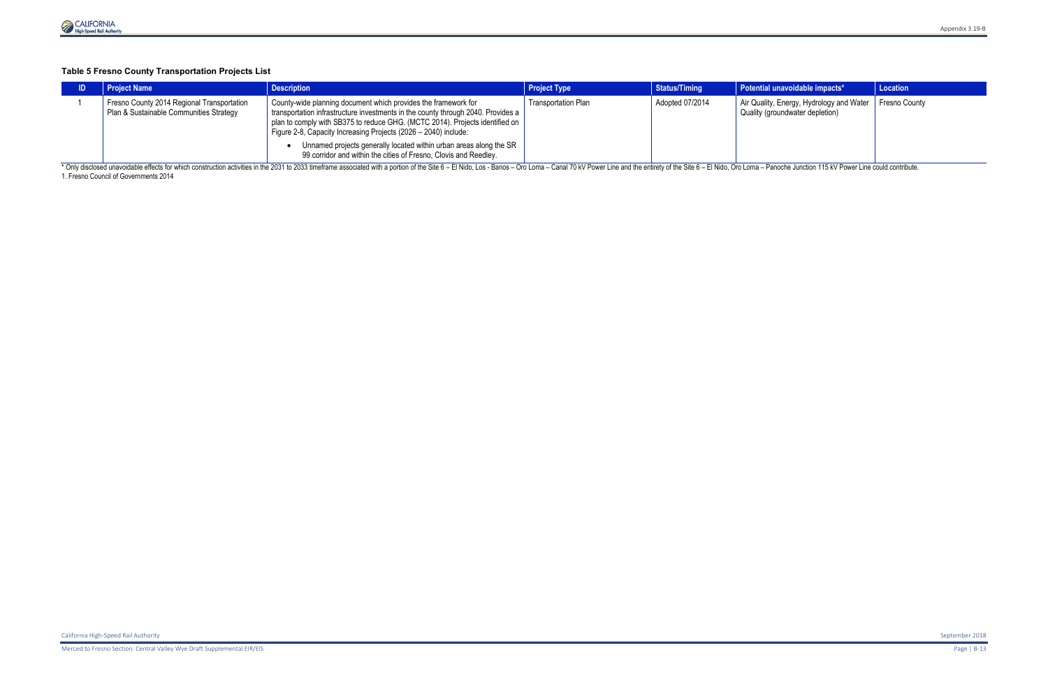### Table 5 Fresno County Transportation Projects List

| ID | Project Name | Description | Project Type | Status/Timing | Potential unavoidable impacts* | Location |
|---|---|---|---|---|---|---|
| 1 | Fresno County 2014 Regional Transportation Plan & Sustainable Communities Strategy | County-wide planning document which provides the framework for transportation infrastructure investments in the county through 2040. Provides a plan to comply with SB375 to reduce GHG. (MCTC 2014). Projects identified on Figure 2-8, Capacity Increasing Projects (2026 – 2040) include:<br>• Unnamed projects generally located within urban areas along the SR 99 corridor and within the cities of Fresno, Clovis and Reedley. | Transportation Plan | Adopted 07/2014 | Air Quality, Energy, Hydrology and Water Quality (groundwater depletion) | Fresno County |

* Only disclosed unavoidable effects for which construction activities in the 2031 to 2033 timeframe associated with a portion of the Site 6 – El Nido, Los - Banos – Oro Loma – Canal 70 kV Power Line and the entirety of the Site 6 – El Nido, Oro Loma – Panoche Junction 115 kV Power Line could contribute.

1. Fresno Council of Governments 2014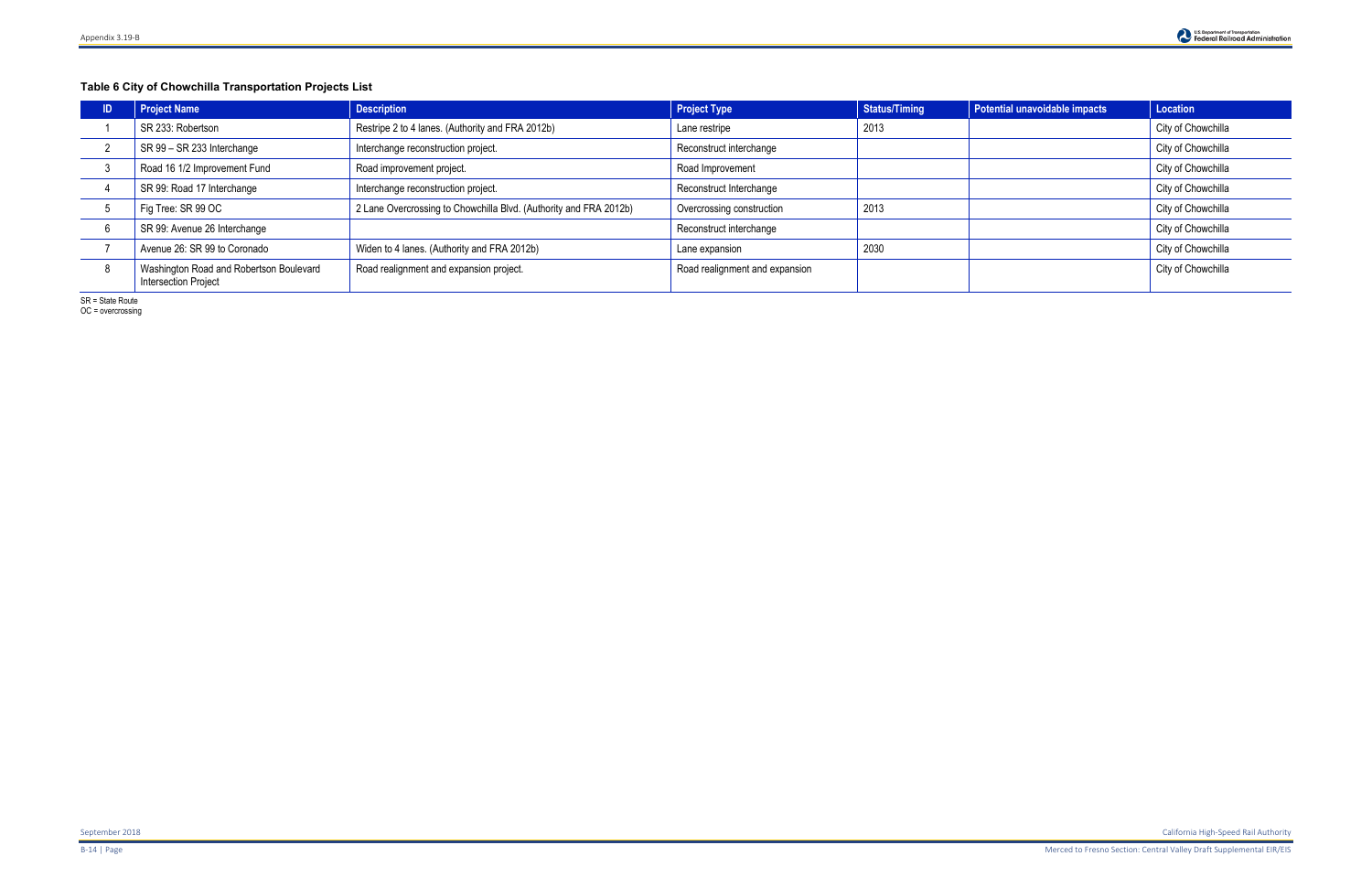**Table 6 City of Chowchilla Transportation Projects List**

| ID | Project Name | Description | Project Type | Status/Timing | Potential unavoidable impacts | Location |
|---|---|---|---|---|---|---|
| 1 | SR 233: Robertson | Restripe 2 to 4 lanes. (Authority and FRA 2012b) | Lane restripe | 2013 | | City of Chowchilla |
| 2 | SR 99 – SR 233 Interchange | Interchange reconstruction project. | Reconstruct interchange | | | City of Chowchilla |
| 3 | Road 16 1/2 Improvement Fund | Road improvement project. | Road Improvement | | | City of Chowchilla |
| 4 | SR 99: Road 17 Interchange | Interchange reconstruction project. | Reconstruct Interchange | | | City of Chowchilla |
| 5 | Fig Tree: SR 99 OC | 2 Lane Overcrossing to Chowchilla Blvd. (Authority and FRA 2012b) | Overcrossing construction | 2013 | | City of Chowchilla |
| 6 | SR 99: Avenue 26 Interchange | | Reconstruct interchange | | | City of Chowchilla |
| 7 | Avenue 26: SR 99 to Coronado | Widen to 4 lanes. (Authority and FRA 2012b) | Lane expansion | 2030 | | City of Chowchilla |
| 8 | Washington Road and Robertson Boulevard Intersection Project | Road realignment and expansion project. | Road realignment and expansion | | | City of Chowchilla |

SR = State Route
OC = overcrossing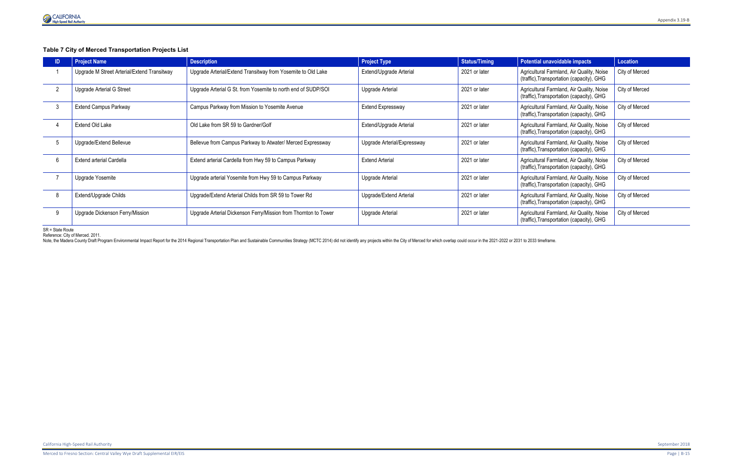**Table 7 City of Merced Transportation Projects List**

| ID | Project Name | Description | Project Type | Status/Timing | Potential unavoidable impacts | Location |
|---|---|---|---|---|---|---|
| 1 | Upgrade M Street Arterial/Extend Transitway | Upgrade Arterial/Extend Transitway from Yosemite to Old Lake | Extend/Upgrade Arterial | 2021 or later | Agricultural Farmland, Air Quality, Noise (traffic),Transportation (capacity), GHG | City of Merced |
| 2 | Upgrade Arterial G Street | Upgrade Arterial G St. from Yosemite to north end of SUDP/SOI | Upgrade Arterial | 2021 or later | Agricultural Farmland, Air Quality, Noise (traffic),Transportation (capacity), GHG | City of Merced |
| 3 | Extend Campus Parkway | Campus Parkway from Mission to Yosemite Avenue | Extend Expressway | 2021 or later | Agricultural Farmland, Air Quality, Noise (traffic),Transportation (capacity), GHG | City of Merced |
| 4 | Extend Old Lake | Old Lake from SR 59 to Gardner/Golf | Extend/Upgrade Arterial | 2021 or later | Agricultural Farmland, Air Quality, Noise (traffic),Transportation (capacity), GHG | City of Merced |
| 5 | Upgrade/Extend Bellevue | Bellevue from Campus Parkway to Atwater/ Merced Expressway | Upgrade Arterial/Expressway | 2021 or later | Agricultural Farmland, Air Quality, Noise (traffic),Transportation (capacity), GHG | City of Merced |
| 6 | Extend arterial Cardella | Extend arterial Cardella from Hwy 59 to Campus Parkway | Extend Arterial | 2021 or later | Agricultural Farmland, Air Quality, Noise (traffic),Transportation (capacity), GHG | City of Merced |
| 7 | Upgrade Yosemite | Upgrade arterial Yosemite from Hwy 59 to Campus Parkway | Upgrade Arterial | 2021 or later | Agricultural Farmland, Air Quality, Noise (traffic),Transportation (capacity), GHG | City of Merced |
| 8 | Extend/Upgrade Childs | Upgrade/Extend Arterial Childs from SR 59 to Tower Rd | Upgrade/Extend Arterial | 2021 or later | Agricultural Farmland, Air Quality, Noise (traffic),Transportation (capacity), GHG | City of Merced |
| 9 | Upgrade Dickenson Ferry/Mission | Upgrade Arterial Dickenson Ferry/Mission from Thornton to Tower | Upgrade Arterial | 2021 or later | Agricultural Farmland, Air Quality, Noise (traffic),Transportation (capacity), GHG | City of Merced |

SR = State Route

Reference: City of Merced. 2011.

Note, the Madera County Draft Program Environmental Impact Report for the 2014 Regional Transportation Plan and Sustainable Communities Strategy (MCTC 2014) did not identify any projects within the City of Merced for which overlap could occur in the 2021-2022 or 2031 to 2033 timeframe.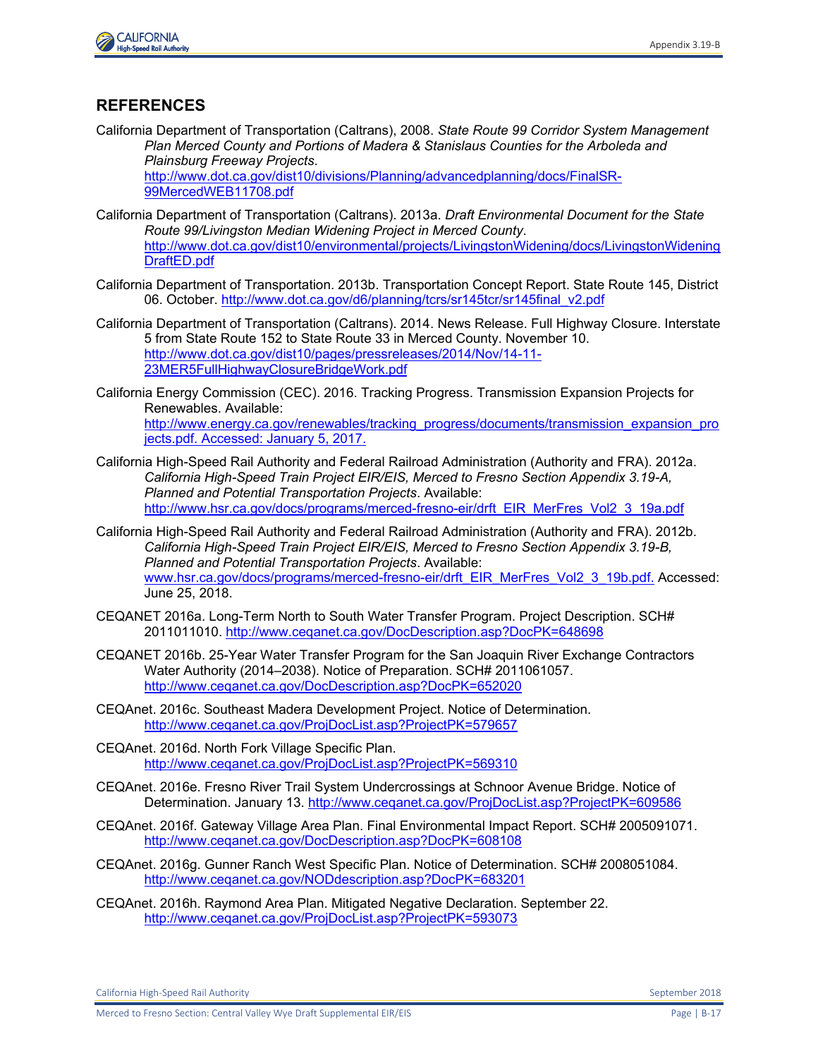## REFERENCES

California Department of Transportation (Caltrans), 2008. *State Route 99 Corridor System Management Plan Merced County and Portions of Madera & Stanislaus Counties for the Arboleda and Plainsburg Freeway Projects*. http://www.dot.ca.gov/dist10/divisions/Planning/advancedplanning/docs/FinalSR-99MercedWEB11708.pdf

California Department of Transportation (Caltrans). 2013a. *Draft Environmental Document for the State Route 99/Livingston Median Widening Project in Merced County*. http://www.dot.ca.gov/dist10/environmental/projects/LivingstonWidening/docs/LivingstonWideningDraftED.pdf

California Department of Transportation. 2013b. Transportation Concept Report. State Route 145, District 06. October. http://www.dot.ca.gov/d6/planning/tcrs/sr145tcr/sr145final_v2.pdf

California Department of Transportation (Caltrans). 2014. News Release. Full Highway Closure. Interstate 5 from State Route 152 to State Route 33 in Merced County. November 10. http://www.dot.ca.gov/dist10/pages/pressreleases/2014/Nov/14-11-23MER5FullHighwayClosureBridgeWork.pdf

California Energy Commission (CEC). 2016. Tracking Progress. Transmission Expansion Projects for Renewables. Available: http://www.energy.ca.gov/renewables/tracking_progress/documents/transmission_expansion_projects.pdf. Accessed: January 5, 2017.

California High-Speed Rail Authority and Federal Railroad Administration (Authority and FRA). 2012a. *California High-Speed Train Project EIR/EIS, Merced to Fresno Section Appendix 3.19-A, Planned and Potential Transportation Projects*. Available: http://www.hsr.ca.gov/docs/programs/merced-fresno-eir/drft_EIR_MerFres_Vol2_3_19a.pdf

California High-Speed Rail Authority and Federal Railroad Administration (Authority and FRA). 2012b. *California High-Speed Train Project EIR/EIS, Merced to Fresno Section Appendix 3.19-B, Planned and Potential Transportation Projects*. Available: www.hsr.ca.gov/docs/programs/merced-fresno-eir/drft_EIR_MerFres_Vol2_3_19b.pdf. Accessed: June 25, 2018.

CEQANET 2016a. Long-Term North to South Water Transfer Program. Project Description. SCH# 2011011010. http://www.ceqanet.ca.gov/DocDescription.asp?DocPK=648698

CEQANET 2016b. 25-Year Water Transfer Program for the San Joaquin River Exchange Contractors Water Authority (2014–2038). Notice of Preparation. SCH# 2011061057. http://www.ceqanet.ca.gov/DocDescription.asp?DocPK=652020

CEQAnet. 2016c. Southeast Madera Development Project. Notice of Determination. http://www.ceqanet.ca.gov/ProjDocList.asp?ProjectPK=579657

CEQAnet. 2016d. North Fork Village Specific Plan. http://www.ceqanet.ca.gov/ProjDocList.asp?ProjectPK=569310

CEQAnet. 2016e. Fresno River Trail System Undercrossings at Schnoor Avenue Bridge. Notice of Determination. January 13. http://www.ceqanet.ca.gov/ProjDocList.asp?ProjectPK=609586

CEQAnet. 2016f. Gateway Village Area Plan. Final Environmental Impact Report. SCH# 2005091071. http://www.ceqanet.ca.gov/DocDescription.asp?DocPK=608108

CEQAnet. 2016g. Gunner Ranch West Specific Plan. Notice of Determination. SCH# 2008051084. http://www.ceqanet.ca.gov/NODdescription.asp?DocPK=683201

CEQAnet. 2016h. Raymond Area Plan. Mitigated Negative Declaration. September 22. http://www.ceqanet.ca.gov/ProjDocList.asp?ProjectPK=593073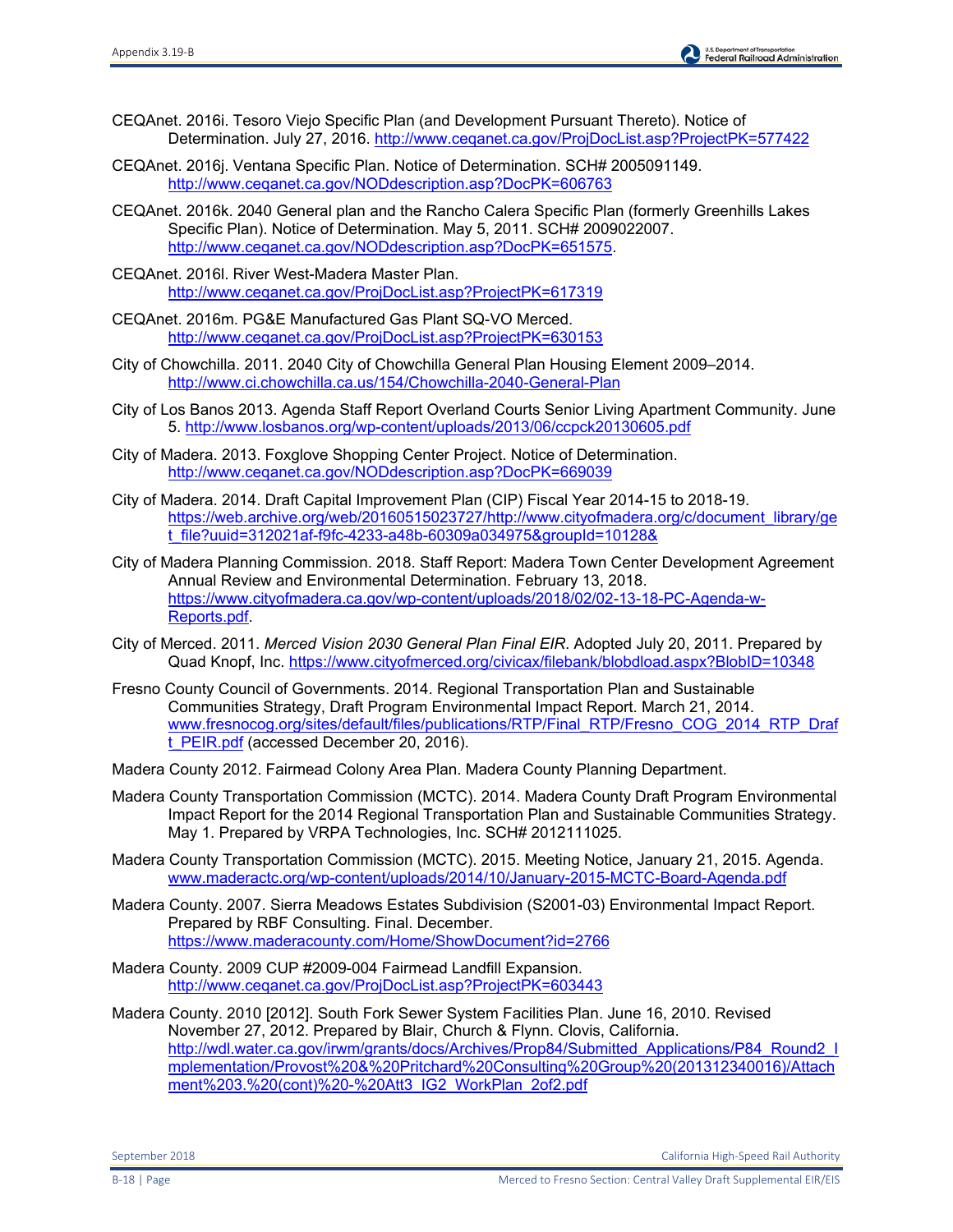CEQAnet. 2016i. Tesoro Viejo Specific Plan (and Development Pursuant Thereto). Notice of Determination. July 27, 2016. http://www.ceqanet.ca.gov/ProjDocList.asp?ProjectPK=577422

CEQAnet. 2016j. Ventana Specific Plan. Notice of Determination. SCH# 2005091149. http://www.ceqanet.ca.gov/NODdescription.asp?DocPK=606763

CEQAnet. 2016k. 2040 General plan and the Rancho Calera Specific Plan (formerly Greenhills Lakes Specific Plan). Notice of Determination. May 5, 2011. SCH# 2009022007. http://www.ceqanet.ca.gov/NODdescription.asp?DocPK=651575.

CEQAnet. 2016l. River West-Madera Master Plan. http://www.ceqanet.ca.gov/ProjDocList.asp?ProjectPK=617319

CEQAnet. 2016m. PG&E Manufactured Gas Plant SQ-VO Merced. http://www.ceqanet.ca.gov/ProjDocList.asp?ProjectPK=630153

City of Chowchilla. 2011. 2040 City of Chowchilla General Plan Housing Element 2009–2014. http://www.ci.chowchilla.ca.us/154/Chowchilla-2040-General-Plan

City of Los Banos 2013. Agenda Staff Report Overland Courts Senior Living Apartment Community. June 5. http://www.losbanos.org/wp-content/uploads/2013/06/ccpck20130605.pdf

City of Madera. 2013. Foxglove Shopping Center Project. Notice of Determination. http://www.ceqanet.ca.gov/NODdescription.asp?DocPK=669039

City of Madera. 2014. Draft Capital Improvement Plan (CIP) Fiscal Year 2014-15 to 2018-19. https://web.archive.org/web/20160515023727/http://www.cityofmadera.org/c/document_library/get_file?uuid=312021af-f9fc-4233-a48b-60309a034975&groupId=10128&

City of Madera Planning Commission. 2018. Staff Report: Madera Town Center Development Agreement Annual Review and Environmental Determination. February 13, 2018. https://www.cityofmadera.ca.gov/wp-content/uploads/2018/02/02-13-18-PC-Agenda-w-Reports.pdf.

City of Merced. 2011. *Merced Vision 2030 General Plan Final EIR*. Adopted July 20, 2011. Prepared by Quad Knopf, Inc. https://www.cityofmerced.org/civicax/filebank/blobdload.aspx?BlobID=10348

Fresno County Council of Governments. 2014. Regional Transportation Plan and Sustainable Communities Strategy, Draft Program Environmental Impact Report. March 21, 2014. www.fresnocog.org/sites/default/files/publications/RTP/Final_RTP/Fresno_COG_2014_RTP_Draft_PEIR.pdf (accessed December 20, 2016).

Madera County 2012. Fairmead Colony Area Plan. Madera County Planning Department.

Madera County Transportation Commission (MCTC). 2014. Madera County Draft Program Environmental Impact Report for the 2014 Regional Transportation Plan and Sustainable Communities Strategy. May 1. Prepared by VRPA Technologies, Inc. SCH# 2012111025.

Madera County Transportation Commission (MCTC). 2015. Meeting Notice, January 21, 2015. Agenda. www.maderactc.org/wp-content/uploads/2014/10/January-2015-MCTC-Board-Agenda.pdf

Madera County. 2007. Sierra Meadows Estates Subdivision (S2001-03) Environmental Impact Report. Prepared by RBF Consulting. Final. December. https://www.maderacounty.com/Home/ShowDocument?id=2766

Madera County. 2009 CUP #2009-004 Fairmead Landfill Expansion. http://www.ceqanet.ca.gov/ProjDocList.asp?ProjectPK=603443

Madera County. 2010 [2012]. South Fork Sewer System Facilities Plan. June 16, 2010. Revised November 27, 2012. Prepared by Blair, Church & Flynn. Clovis, California. http://wdl.water.ca.gov/irwm/grants/docs/Archives/Prop84/Submitted_Applications/P84_Round2_Implementation/Provost%20&%20Pritchard%20Consulting%20Group%20(201312340016)/Attachment%203.%20(cont)%20-%20Att3_IG2_WorkPlan_2of2.pdf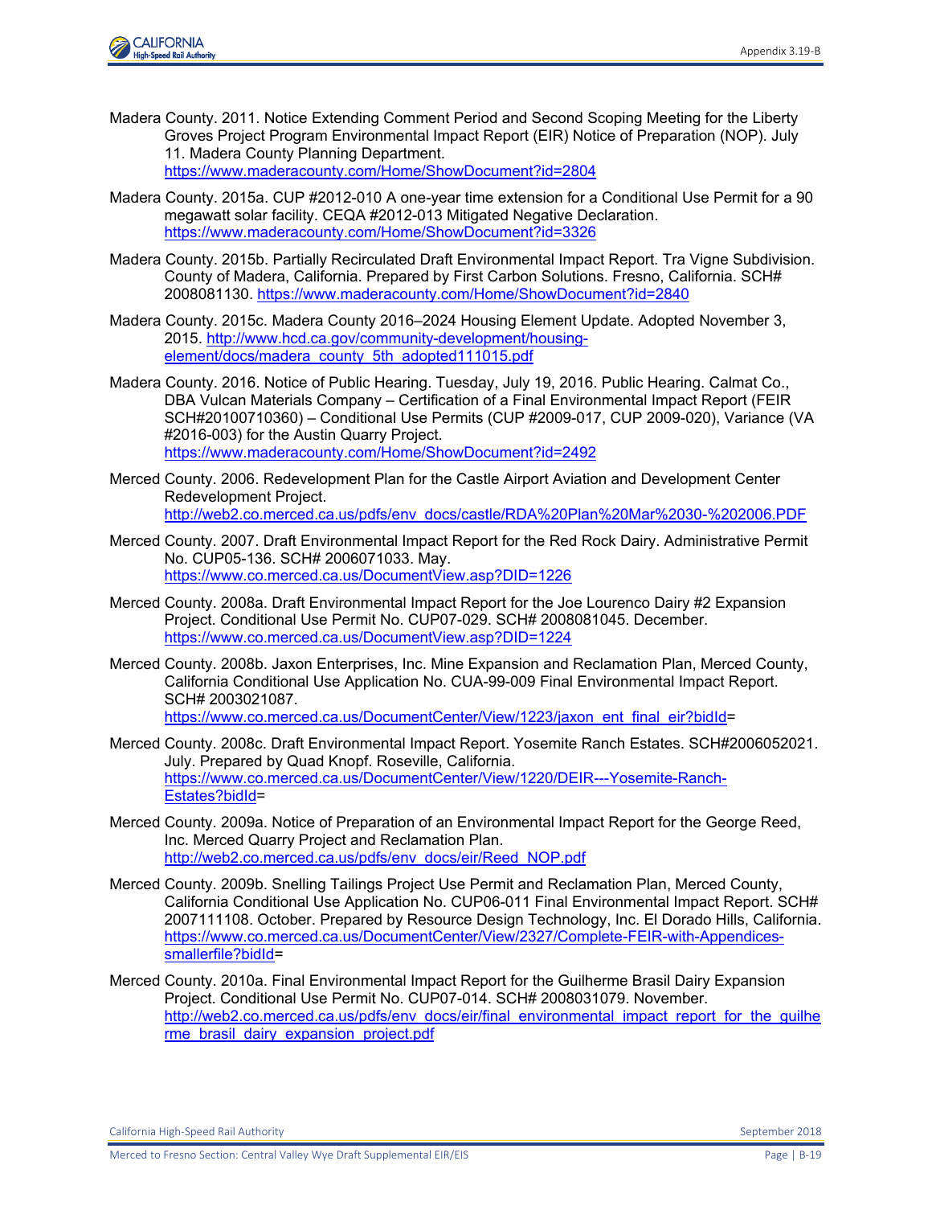Madera County. 2011. Notice Extending Comment Period and Second Scoping Meeting for the Liberty Groves Project Program Environmental Impact Report (EIR) Notice of Preparation (NOP). July 11. Madera County Planning Department. https://www.maderacounty.com/Home/ShowDocument?id=2804

Madera County. 2015a. CUP #2012-010 A one-year time extension for a Conditional Use Permit for a 90 megawatt solar facility. CEQA #2012-013 Mitigated Negative Declaration. https://www.maderacounty.com/Home/ShowDocument?id=3326

Madera County. 2015b. Partially Recirculated Draft Environmental Impact Report. Tra Vigne Subdivision. County of Madera, California. Prepared by First Carbon Solutions. Fresno, California. SCH# 2008081130. https://www.maderacounty.com/Home/ShowDocument?id=2840

Madera County. 2015c. Madera County 2016–2024 Housing Element Update. Adopted November 3, 2015. http://www.hcd.ca.gov/community-development/housing-element/docs/madera_county_5th_adopted111015.pdf

Madera County. 2016. Notice of Public Hearing. Tuesday, July 19, 2016. Public Hearing. Calmat Co., DBA Vulcan Materials Company – Certification of a Final Environmental Impact Report (FEIR SCH#20100710360) – Conditional Use Permits (CUP #2009-017, CUP 2009-020), Variance (VA #2016-003) for the Austin Quarry Project. https://www.maderacounty.com/Home/ShowDocument?id=2492

Merced County. 2006. Redevelopment Plan for the Castle Airport Aviation and Development Center Redevelopment Project. http://web2.co.merced.ca.us/pdfs/env_docs/castle/RDA%20Plan%20Mar%2030-%202006.PDF

Merced County. 2007. Draft Environmental Impact Report for the Red Rock Dairy. Administrative Permit No. CUP05-136. SCH# 2006071033. May. https://www.co.merced.ca.us/DocumentView.asp?DID=1226

Merced County. 2008a. Draft Environmental Impact Report for the Joe Lourenco Dairy #2 Expansion Project. Conditional Use Permit No. CUP07-029. SCH# 2008081045. December. https://www.co.merced.ca.us/DocumentView.asp?DID=1224

Merced County. 2008b. Jaxon Enterprises, Inc. Mine Expansion and Reclamation Plan, Merced County, California Conditional Use Application No. CUA-99-009 Final Environmental Impact Report. SCH# 2003021087. https://www.co.merced.ca.us/DocumentCenter/View/1223/jaxon_ent_final_eir?bidId=

Merced County. 2008c. Draft Environmental Impact Report. Yosemite Ranch Estates. SCH#2006052021. July. Prepared by Quad Knopf. Roseville, California. https://www.co.merced.ca.us/DocumentCenter/View/1220/DEIR---Yosemite-Ranch-Estates?bidId=

Merced County. 2009a. Notice of Preparation of an Environmental Impact Report for the George Reed, Inc. Merced Quarry Project and Reclamation Plan. http://web2.co.merced.ca.us/pdfs/env_docs/eir/Reed_NOP.pdf

Merced County. 2009b. Snelling Tailings Project Use Permit and Reclamation Plan, Merced County, California Conditional Use Application No. CUP06-011 Final Environmental Impact Report. SCH# 2007111108. October. Prepared by Resource Design Technology, Inc. El Dorado Hills, California. https://www.co.merced.ca.us/DocumentCenter/View/2327/Complete-FEIR-with-Appendices-smallerfile?bidId=

Merced County. 2010a. Final Environmental Impact Report for the Guilherme Brasil Dairy Expansion Project. Conditional Use Permit No. CUP07-014. SCH# 2008031079. November. http://web2.co.merced.ca.us/pdfs/env_docs/eir/final_environmental_impact_report_for_the_guilherme_brasil_dairy_expansion_project.pdf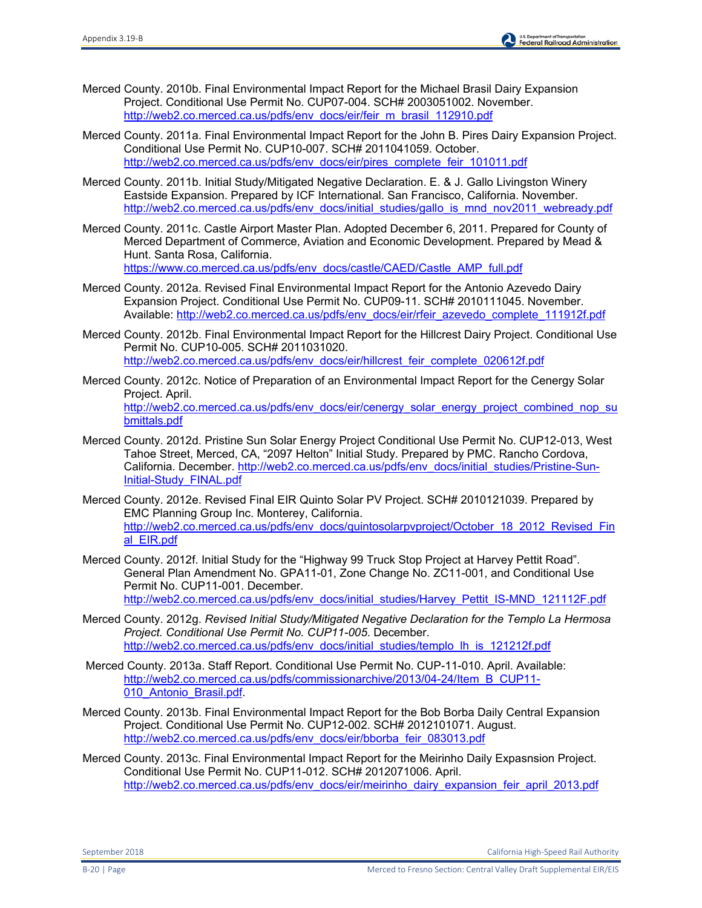Merced County. 2010b. Final Environmental Impact Report for the Michael Brasil Dairy Expansion Project. Conditional Use Permit No. CUP07-004. SCH# 2003051002. November. http://web2.co.merced.ca.us/pdfs/env_docs/eir/feir_m_brasil_112910.pdf

Merced County. 2011a. Final Environmental Impact Report for the John B. Pires Dairy Expansion Project. Conditional Use Permit No. CUP10-007. SCH# 2011041059. October. http://web2.co.merced.ca.us/pdfs/env_docs/eir/pires_complete_feir_101011.pdf

Merced County. 2011b. Initial Study/Mitigated Negative Declaration. E. & J. Gallo Livingston Winery Eastside Expansion. Prepared by ICF International. San Francisco, California. November. http://web2.co.merced.ca.us/pdfs/env_docs/initial_studies/gallo_is_mnd_nov2011_webready.pdf

Merced County. 2011c. Castle Airport Master Plan. Adopted December 6, 2011. Prepared for County of Merced Department of Commerce, Aviation and Economic Development. Prepared by Mead & Hunt. Santa Rosa, California. https://www.co.merced.ca.us/pdfs/env_docs/castle/CAED/Castle_AMP_full.pdf

Merced County. 2012a. Revised Final Environmental Impact Report for the Antonio Azevedo Dairy Expansion Project. Conditional Use Permit No. CUP09-11. SCH# 2010111045. November. Available: http://web2.co.merced.ca.us/pdfs/env_docs/eir/rfeir_azevedo_complete_111912f.pdf

Merced County. 2012b. Final Environmental Impact Report for the Hillcrest Dairy Project. Conditional Use Permit No. CUP10-005. SCH# 2011031020. http://web2.co.merced.ca.us/pdfs/env_docs/eir/hillcrest_feir_complete_020612f.pdf

Merced County. 2012c. Notice of Preparation of an Environmental Impact Report for the Cenergy Solar Project. April. http://web2.co.merced.ca.us/pdfs/env_docs/eir/cenergy_solar_energy_project_combined_nop_submittals.pdf

Merced County. 2012d. Pristine Sun Solar Energy Project Conditional Use Permit No. CUP12-013, West Tahoe Street, Merced, CA, "2097 Helton" Initial Study. Prepared by PMC. Rancho Cordova, California. December. http://web2.co.merced.ca.us/pdfs/env_docs/initial_studies/Pristine-Sun-Initial-Study_FINAL.pdf

Merced County. 2012e. Revised Final EIR Quinto Solar PV Project. SCH# 2010121039. Prepared by EMC Planning Group Inc. Monterey, California. http://web2.co.merced.ca.us/pdfs/env_docs/quintosolarpvproject/October_18_2012_Revised_Final_EIR.pdf

Merced County. 2012f. Initial Study for the "Highway 99 Truck Stop Project at Harvey Pettit Road". General Plan Amendment No. GPA11-01, Zone Change No. ZC11-001, and Conditional Use Permit No. CUP11-001. December. http://web2.co.merced.ca.us/pdfs/env_docs/initial_studies/Harvey_Pettit_IS-MND_121112F.pdf

Merced County. 2012g. *Revised Initial Study/Mitigated Negative Declaration for the Templo La Hermosa Project. Conditional Use Permit No. CUP11-005.* December. http://web2.co.merced.ca.us/pdfs/env_docs/initial_studies/templo_lh_is_121212f.pdf

Merced County. 2013a. Staff Report. Conditional Use Permit No. CUP-11-010. April. Available: http://web2.co.merced.ca.us/pdfs/commissionarchive/2013/04-24/Item_B_CUP11-010_Antonio_Brasil.pdf.

Merced County. 2013b. Final Environmental Impact Report for the Bob Borba Daily Central Expansion Project. Conditional Use Permit No. CUP12-002. SCH# 2012101071. August. http://web2.co.merced.ca.us/pdfs/env_docs/eir/bborba_feir_083013.pdf

Merced County. 2013c. Final Environmental Impact Report for the Meirinho Daily Expasnsion Project. Conditional Use Permit No. CUP11-012. SCH# 2012071006. April. http://web2.co.merced.ca.us/pdfs/env_docs/eir/meirinho_dairy_expansion_feir_april_2013.pdf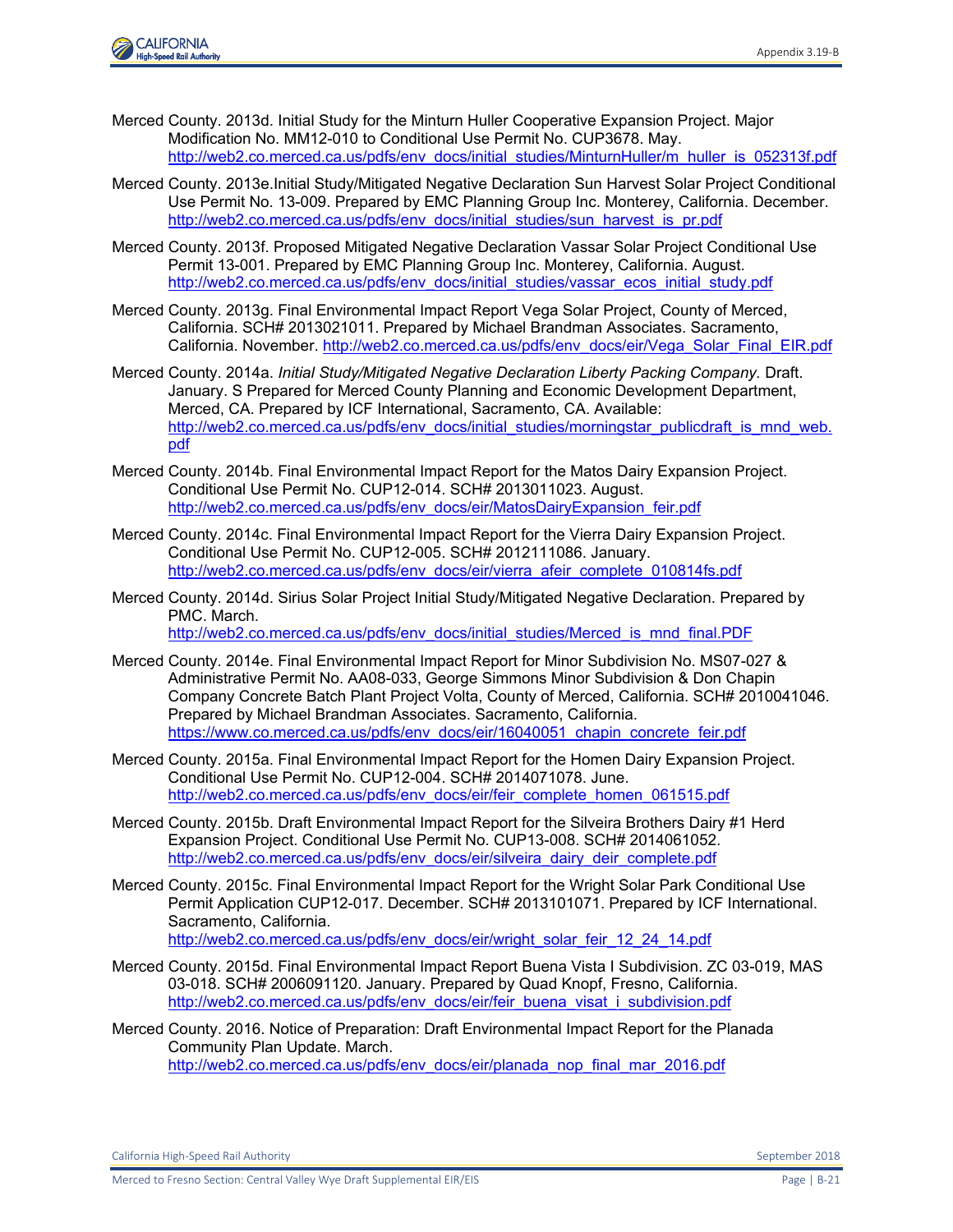Merced County. 2013d. Initial Study for the Minturn Huller Cooperative Expansion Project. Major Modification No. MM12-010 to Conditional Use Permit No. CUP3678. May. http://web2.co.merced.ca.us/pdfs/env_docs/initial_studies/MinturnHuller/m_huller_is_052313f.pdf

Merced County. 2013e.Initial Study/Mitigated Negative Declaration Sun Harvest Solar Project Conditional Use Permit No. 13-009. Prepared by EMC Planning Group Inc. Monterey, California. December. http://web2.co.merced.ca.us/pdfs/env_docs/initial_studies/sun_harvest_is_pr.pdf

Merced County. 2013f. Proposed Mitigated Negative Declaration Vassar Solar Project Conditional Use Permit 13-001. Prepared by EMC Planning Group Inc. Monterey, California. August. http://web2.co.merced.ca.us/pdfs/env_docs/initial_studies/vassar_ecos_initial_study.pdf

Merced County. 2013g. Final Environmental Impact Report Vega Solar Project, County of Merced, California. SCH# 2013021011. Prepared by Michael Brandman Associates. Sacramento, California. November. http://web2.co.merced.ca.us/pdfs/env_docs/eir/Vega_Solar_Final_EIR.pdf

Merced County. 2014a. *Initial Study/Mitigated Negative Declaration Liberty Packing Company.* Draft. January. S Prepared for Merced County Planning and Economic Development Department, Merced, CA. Prepared by ICF International, Sacramento, CA. Available: http://web2.co.merced.ca.us/pdfs/env_docs/initial_studies/morningstar_publicdraft_is_mnd_web.pdf

Merced County. 2014b. Final Environmental Impact Report for the Matos Dairy Expansion Project. Conditional Use Permit No. CUP12-014. SCH# 2013011023. August. http://web2.co.merced.ca.us/pdfs/env_docs/eir/MatosDairyExpansion_feir.pdf

Merced County. 2014c. Final Environmental Impact Report for the Vierra Dairy Expansion Project. Conditional Use Permit No. CUP12-005. SCH# 2012111086. January. http://web2.co.merced.ca.us/pdfs/env_docs/eir/vierra_afeir_complete_010814fs.pdf

Merced County. 2014d. Sirius Solar Project Initial Study/Mitigated Negative Declaration. Prepared by PMC. March. http://web2.co.merced.ca.us/pdfs/env_docs/initial_studies/Merced_is_mnd_final.PDF

Merced County. 2014e. Final Environmental Impact Report for Minor Subdivision No. MS07-027 & Administrative Permit No. AA08-033, George Simmons Minor Subdivision & Don Chapin Company Concrete Batch Plant Project Volta, County of Merced, California. SCH# 2010041046. Prepared by Michael Brandman Associates. Sacramento, California. https://www.co.merced.ca.us/pdfs/env_docs/eir/16040051_chapin_concrete_feir.pdf

Merced County. 2015a. Final Environmental Impact Report for the Homen Dairy Expansion Project. Conditional Use Permit No. CUP12-004. SCH# 2014071078. June. http://web2.co.merced.ca.us/pdfs/env_docs/eir/feir_complete_homen_061515.pdf

Merced County. 2015b. Draft Environmental Impact Report for the Silveira Brothers Dairy #1 Herd Expansion Project. Conditional Use Permit No. CUP13-008. SCH# 2014061052. http://web2.co.merced.ca.us/pdfs/env_docs/eir/silveira_dairy_deir_complete.pdf

Merced County. 2015c. Final Environmental Impact Report for the Wright Solar Park Conditional Use Permit Application CUP12-017. December. SCH# 2013101071. Prepared by ICF International. Sacramento, California. http://web2.co.merced.ca.us/pdfs/env_docs/eir/wright_solar_feir_12_24_14.pdf

Merced County. 2015d. Final Environmental Impact Report Buena Vista I Subdivision. ZC 03-019, MAS 03-018. SCH# 2006091120. January. Prepared by Quad Knopf, Fresno, California. http://web2.co.merced.ca.us/pdfs/env_docs/eir/feir_buena_visat_i_subdivision.pdf

Merced County. 2016. Notice of Preparation: Draft Environmental Impact Report for the Planada Community Plan Update. March. http://web2.co.merced.ca.us/pdfs/env_docs/eir/planada_nop_final_mar_2016.pdf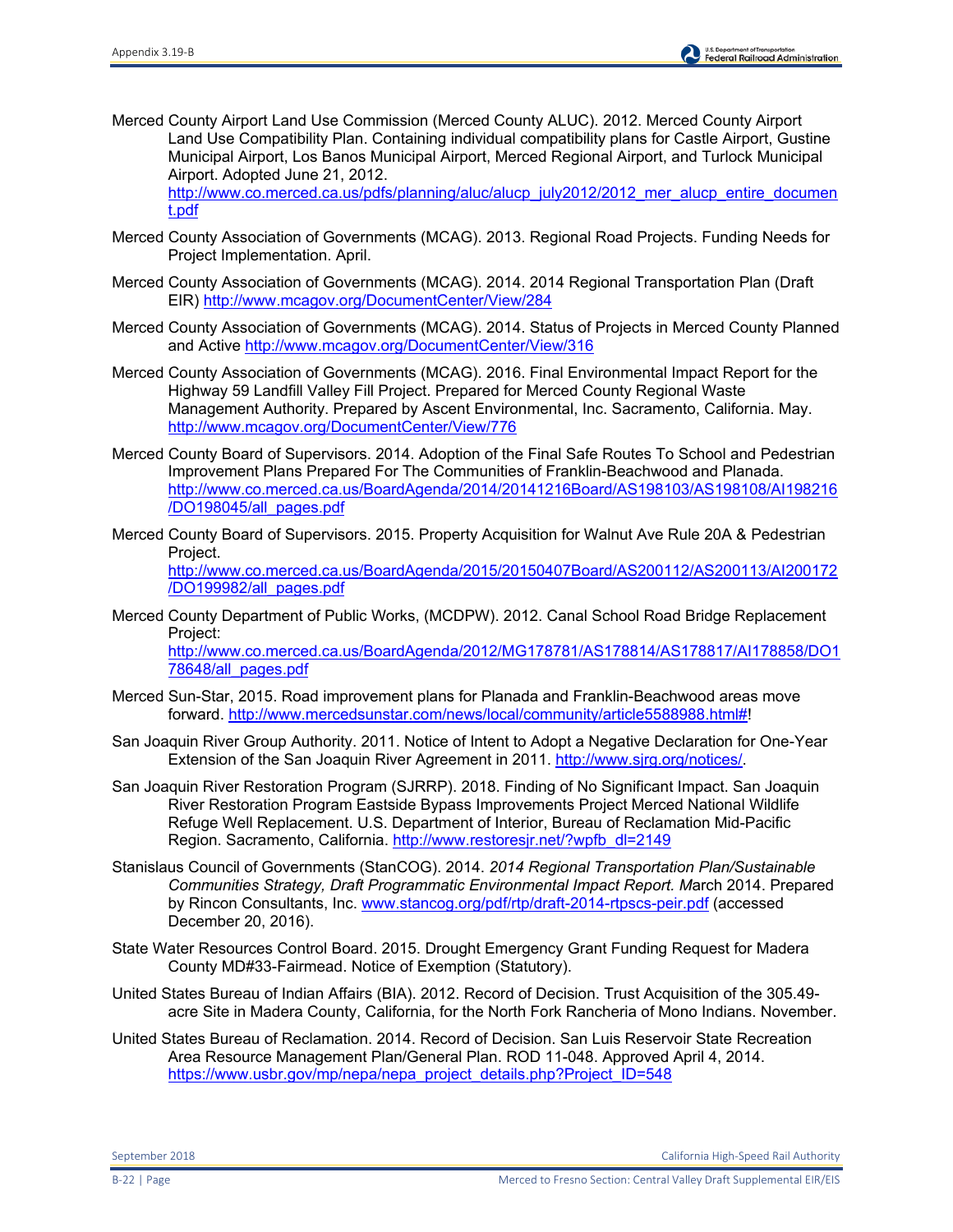Merced County Airport Land Use Commission (Merced County ALUC). 2012. Merced County Airport Land Use Compatibility Plan. Containing individual compatibility plans for Castle Airport, Gustine Municipal Airport, Los Banos Municipal Airport, Merced Regional Airport, and Turlock Municipal Airport. Adopted June 21, 2012. http://www.co.merced.ca.us/pdfs/planning/aluc/alucp_july2012/2012_mer_alucp_entire_document.pdf

Merced County Association of Governments (MCAG). 2013. Regional Road Projects. Funding Needs for Project Implementation. April.

Merced County Association of Governments (MCAG). 2014. 2014 Regional Transportation Plan (Draft EIR) http://www.mcagov.org/DocumentCenter/View/284

Merced County Association of Governments (MCAG). 2014. Status of Projects in Merced County Planned and Active http://www.mcagov.org/DocumentCenter/View/316

Merced County Association of Governments (MCAG). 2016. Final Environmental Impact Report for the Highway 59 Landfill Valley Fill Project. Prepared for Merced County Regional Waste Management Authority. Prepared by Ascent Environmental, Inc. Sacramento, California. May. http://www.mcagov.org/DocumentCenter/View/776

Merced County Board of Supervisors. 2014. Adoption of the Final Safe Routes To School and Pedestrian Improvement Plans Prepared For The Communities of Franklin-Beachwood and Planada. http://www.co.merced.ca.us/BoardAgenda/2014/20141216Board/AS198103/AS198108/AI198216/DO198045/all_pages.pdf

Merced County Board of Supervisors. 2015. Property Acquisition for Walnut Ave Rule 20A & Pedestrian Project. http://www.co.merced.ca.us/BoardAgenda/2015/20150407Board/AS200112/AS200113/AI200172/DO199982/all_pages.pdf

Merced County Department of Public Works, (MCDPW). 2012. Canal School Road Bridge Replacement Project: http://www.co.merced.ca.us/BoardAgenda/2012/MG178781/AS178814/AS178817/AI178858/DO178648/all_pages.pdf

Merced Sun-Star, 2015. Road improvement plans for Planada and Franklin-Beachwood areas move forward. http://www.mercedsunstar.com/news/local/community/article5588988.html#!

San Joaquin River Group Authority. 2011. Notice of Intent to Adopt a Negative Declaration for One-Year Extension of the San Joaquin River Agreement in 2011. http://www.sjrg.org/notices/.

San Joaquin River Restoration Program (SJRRP). 2018. Finding of No Significant Impact. San Joaquin River Restoration Program Eastside Bypass Improvements Project Merced National Wildlife Refuge Well Replacement. U.S. Department of Interior, Bureau of Reclamation Mid-Pacific Region. Sacramento, California. http://www.restoresjr.net/?wpfb_dl=2149

Stanislaus Council of Governments (StanCOG). 2014. *2014 Regional Transportation Plan/Sustainable Communities Strategy, Draft Programmatic Environmental Impact Report. M*arch 2014. Prepared by Rincon Consultants, Inc. www.stancog.org/pdf/rtp/draft-2014-rtpscs-peir.pdf (accessed December 20, 2016).

State Water Resources Control Board. 2015. Drought Emergency Grant Funding Request for Madera County MD#33-Fairmead. Notice of Exemption (Statutory).

United States Bureau of Indian Affairs (BIA). 2012. Record of Decision. Trust Acquisition of the 305.49-acre Site in Madera County, California, for the North Fork Rancheria of Mono Indians. November.

United States Bureau of Reclamation. 2014. Record of Decision. San Luis Reservoir State Recreation Area Resource Management Plan/General Plan. ROD 11-048. Approved April 4, 2014. https://www.usbr.gov/mp/nepa/nepa_project_details.php?Project_ID=548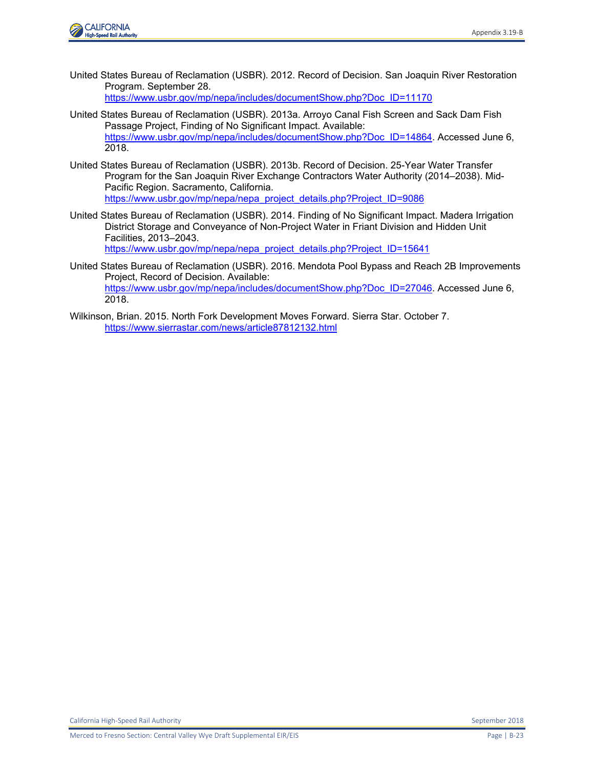United States Bureau of Reclamation (USBR). 2012. Record of Decision. San Joaquin River Restoration Program. September 28. https://www.usbr.gov/mp/nepa/includes/documentShow.php?Doc_ID=11170

United States Bureau of Reclamation (USBR). 2013a. Arroyo Canal Fish Screen and Sack Dam Fish Passage Project, Finding of No Significant Impact. Available: https://www.usbr.gov/mp/nepa/includes/documentShow.php?Doc_ID=14864. Accessed June 6, 2018.

United States Bureau of Reclamation (USBR). 2013b. Record of Decision. 25-Year Water Transfer Program for the San Joaquin River Exchange Contractors Water Authority (2014–2038). Mid-Pacific Region. Sacramento, California. https://www.usbr.gov/mp/nepa/nepa_project_details.php?Project_ID=9086

United States Bureau of Reclamation (USBR). 2014. Finding of No Significant Impact. Madera Irrigation District Storage and Conveyance of Non-Project Water in Friant Division and Hidden Unit Facilities, 2013–2043. https://www.usbr.gov/mp/nepa/nepa_project_details.php?Project_ID=15641

United States Bureau of Reclamation (USBR). 2016. Mendota Pool Bypass and Reach 2B Improvements Project, Record of Decision. Available: https://www.usbr.gov/mp/nepa/includes/documentShow.php?Doc_ID=27046. Accessed June 6, 2018.

Wilkinson, Brian. 2015. North Fork Development Moves Forward. Sierra Star. October 7. https://www.sierrastar.com/news/article87812132.html